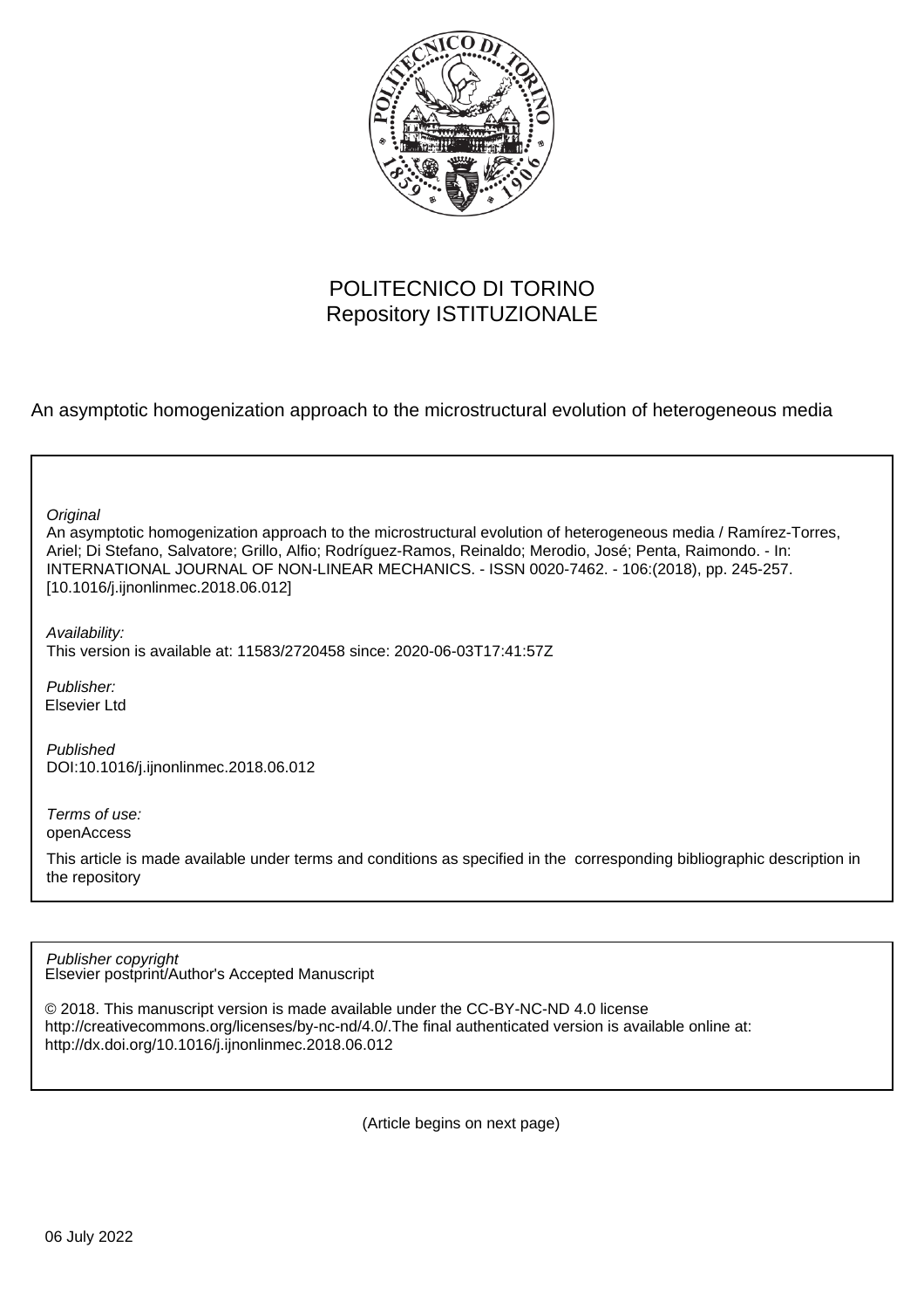POLITECNICO DI TORINO
Repository ISTITUZIONALE

An asymptotic homogenization approach to the microstructural evolution of heterogeneous media

*Original*
An asymptotic homogenization approach to the microstructural evolution of heterogeneous media / Ramírez-Torres, Ariel; Di Stefano, Salvatore; Grillo, Alfio; Rodríguez-Ramos, Reinaldo; Merodio, José; Penta, Raimondo. - In: INTERNATIONAL JOURNAL OF NON-LINEAR MECHANICS. - ISSN 0020-7462. - 106:(2018), pp. 245-257. [10.1016/j.ijnonlinmec.2018.06.012]

*Availability:*
This version is available at: 11583/2720458 since: 2020-06-03T17:41:57Z

*Publisher:*
Elsevier Ltd

*Published*
DOI:10.1016/j.ijnonlinmec.2018.06.012

*Terms of use:*
openAccess

This article is made available under terms and conditions as specified in the corresponding bibliographic description in the repository

*Publisher copyright*
Elsevier postprint/Author's Accepted Manuscript

© 2018. This manuscript version is made available under the CC-BY-NC-ND 4.0 license http://creativecommons.org/licenses/by-nc-nd/4.0/.The final authenticated version is available online at: http://dx.doi.org/10.1016/j.ijnonlinmec.2018.06.012

(Article begins on next page)

06 July 2022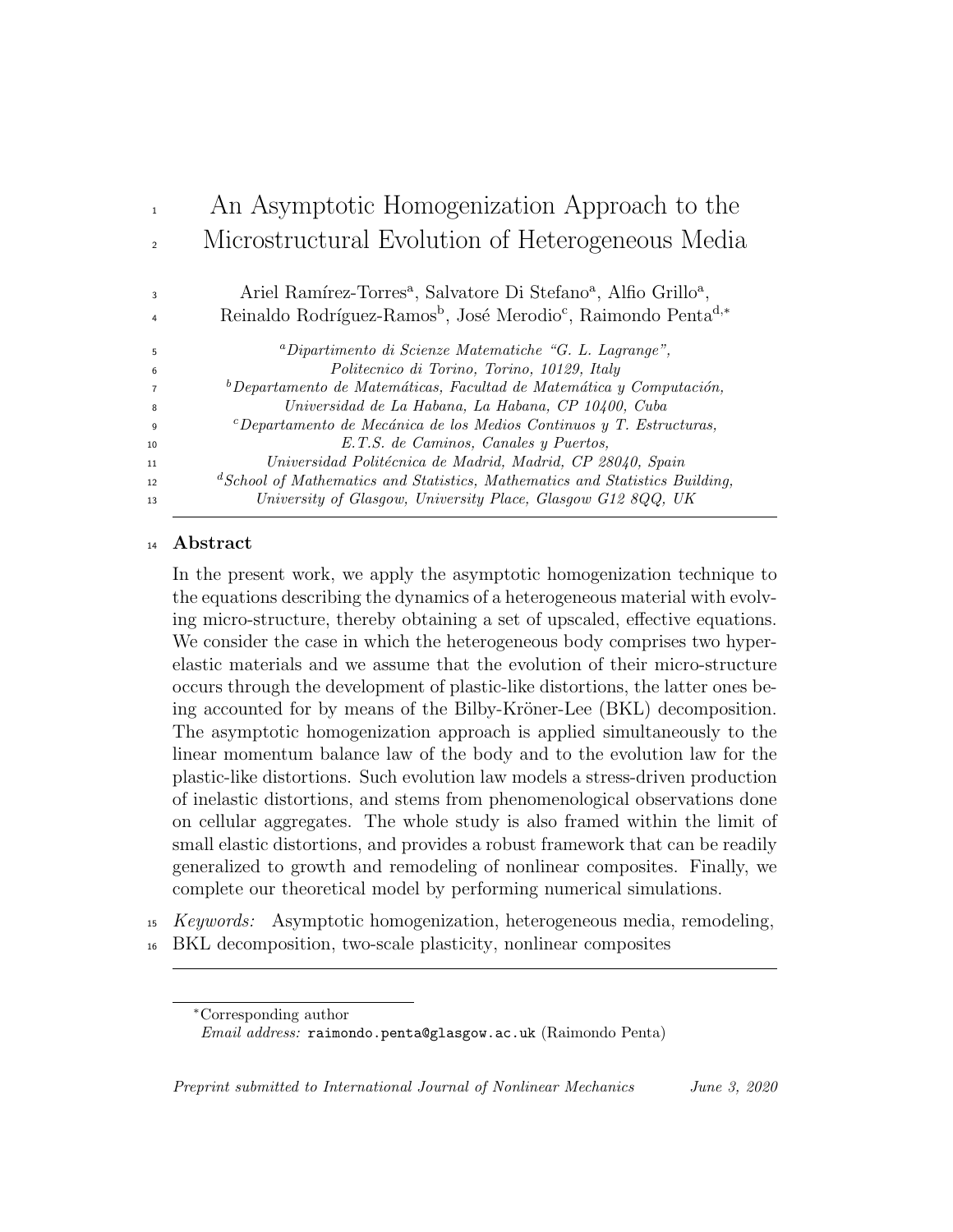# An Asymptotic Homogenization Approach to the Microstructural Evolution of Heterogeneous Media

Ariel Ramírez-Torres[a], Salvatore Di Stefano[a], Alfio Grillo[a], Reinaldo Rodríguez-Ramos[b], José Merodio[c], Raimondo Penta[d,*]

[a] *Dipartimento di Scienze Matematiche "G. L. Lagrange", Politecnico di Torino, Torino, 10129, Italy*

[b] *Departamento de Matemáticas, Facultad de Matemática y Computación, Universidad de La Habana, La Habana, CP 10400, Cuba*

[c] *Departamento de Mecánica de los Medios Continuos y T. Estructuras, E.T.S. de Caminos, Canales y Puertos, Universidad Politécnica de Madrid, Madrid, CP 28040, Spain*

[d] *School of Mathematics and Statistics, Mathematics and Statistics Building, University of Glasgow, University Place, Glasgow G12 8QQ, UK*

## Abstract

In the present work, we apply the asymptotic homogenization technique to the equations describing the dynamics of a heterogeneous material with evolving micro-structure, thereby obtaining a set of upscaled, effective equations. We consider the case in which the heterogeneous body comprises two hyperelastic materials and we assume that the evolution of their micro-structure occurs through the development of plastic-like distortions, the latter ones being accounted for by means of the Bilby-Kröner-Lee (BKL) decomposition. The asymptotic homogenization approach is applied simultaneously to the linear momentum balance law of the body and to the evolution law for the plastic-like distortions. Such evolution law models a stress-driven production of inelastic distortions, and stems from phenomenological observations done on cellular aggregates. The whole study is also framed within the limit of small elastic distortions, and provides a robust framework that can be readily generalized to growth and remodeling of nonlinear composites. Finally, we complete our theoretical model by performing numerical simulations.

*Keywords:* Asymptotic homogenization, heterogeneous media, remodeling, BKL decomposition, two-scale plasticity, nonlinear composites

---

[*] Corresponding author
*Email address:* raimondo.penta@glasgow.ac.uk (Raimondo Penta)

*Preprint submitted to International Journal of Nonlinear Mechanics* *June 3, 2020*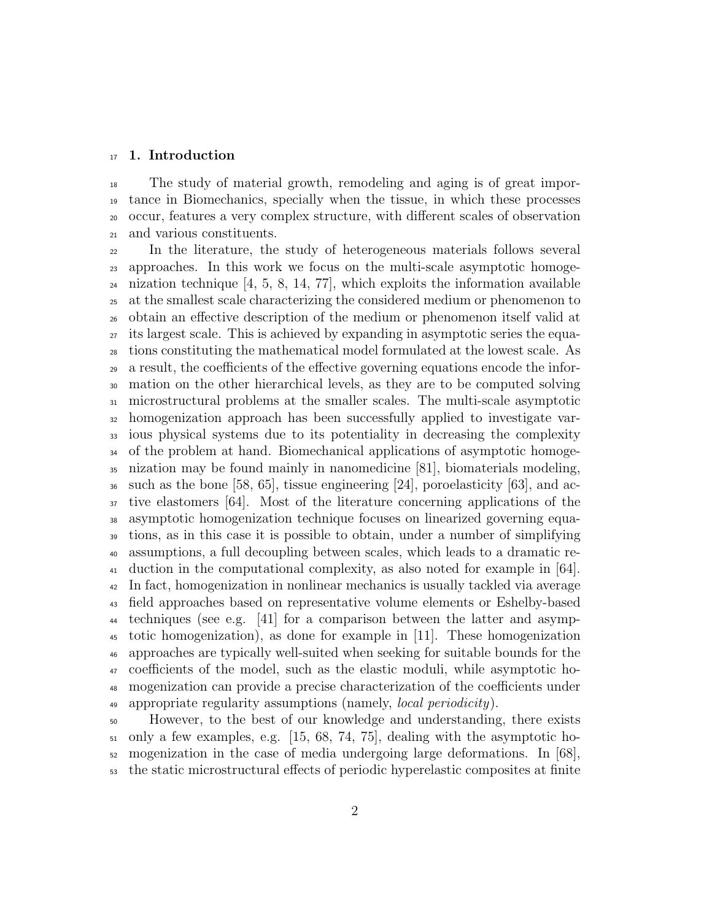## 1. Introduction

The study of material growth, remodeling and aging is of great importance in Biomechanics, specially when the tissue, in which these processes occur, features a very complex structure, with different scales of observation and various constituents.

In the literature, the study of heterogeneous materials follows several approaches. In this work we focus on the multi-scale asymptotic homogenization technique [4, 5, 8, 14, 77], which exploits the information available at the smallest scale characterizing the considered medium or phenomenon to obtain an effective description of the medium or phenomenon itself valid at its largest scale. This is achieved by expanding in asymptotic series the equations constituting the mathematical model formulated at the lowest scale. As a result, the coefficients of the effective governing equations encode the information on the other hierarchical levels, as they are to be computed solving microstructural problems at the smaller scales. The multi-scale asymptotic homogenization approach has been successfully applied to investigate various physical systems due to its potentiality in decreasing the complexity of the problem at hand. Biomechanical applications of asymptotic homogenization may be found mainly in nanomedicine [81], biomaterials modeling, such as the bone [58, 65], tissue engineering [24], poroelasticity [63], and active elastomers [64]. Most of the literature concerning applications of the asymptotic homogenization technique focuses on linearized governing equations, as in this case it is possible to obtain, under a number of simplifying assumptions, a full decoupling between scales, which leads to a dramatic reduction in the computational complexity, as also noted for example in [64]. In fact, homogenization in nonlinear mechanics is usually tackled via average field approaches based on representative volume elements or Eshelby-based techniques (see e.g. [41] for a comparison between the latter and asymptotic homogenization), as done for example in [11]. These homogenization approaches are typically well-suited when seeking for suitable bounds for the coefficients of the model, such as the elastic moduli, while asymptotic homogenization can provide a precise characterization of the coefficients under appropriate regularity assumptions (namely, *local periodicity*).

However, to the best of our knowledge and understanding, there exists only a few examples, e.g. [15, 68, 74, 75], dealing with the asymptotic homogenization in the case of media undergoing large deformations. In [68], the static microstructural effects of periodic hyperelastic composites at finite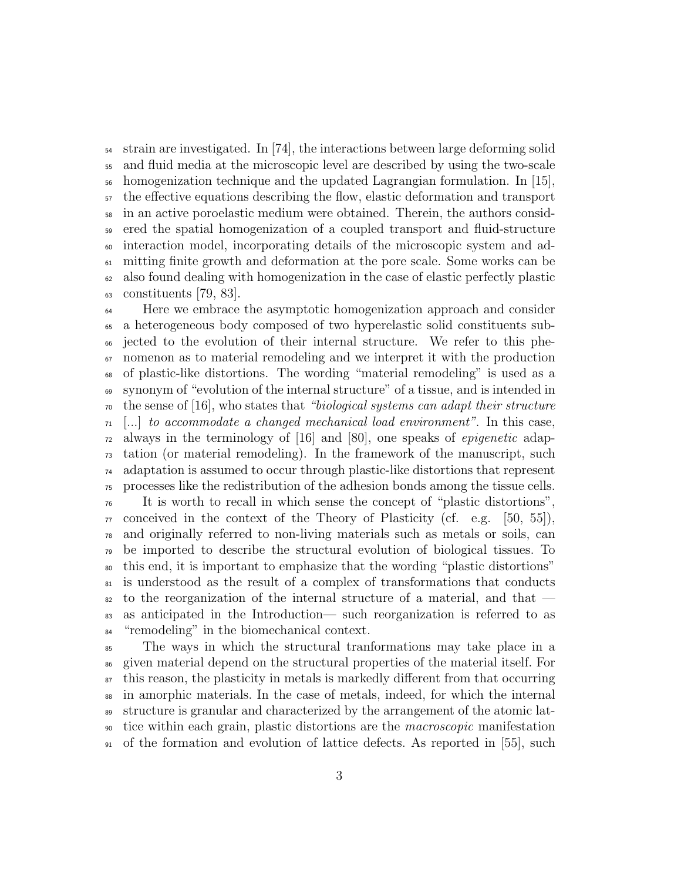strain are investigated. In [74], the interactions between large deforming solid and fluid media at the microscopic level are described by using the two-scale homogenization technique and the updated Lagrangian formulation. In [15], the effective equations describing the flow, elastic deformation and transport in an active poroelastic medium were obtained. Therein, the authors considered the spatial homogenization of a coupled transport and fluid-structure interaction model, incorporating details of the microscopic system and admitting finite growth and deformation at the pore scale. Some works can be also found dealing with homogenization in the case of elastic perfectly plastic constituents [79, 83].

Here we embrace the asymptotic homogenization approach and consider a heterogeneous body composed of two hyperelastic solid constituents subjected to the evolution of their internal structure. We refer to this phenomenon as to material remodeling and we interpret it with the production of plastic-like distortions. The wording "material remodeling" is used as a synonym of "evolution of the internal structure" of a tissue, and is intended in the sense of [16], who states that *"biological systems can adapt their structure* [...] *to accommodate a changed mechanical load environment"*. In this case, always in the terminology of [16] and [80], one speaks of *epigenetic* adaptation (or material remodeling). In the framework of the manuscript, such adaptation is assumed to occur through plastic-like distortions that represent processes like the redistribution of the adhesion bonds among the tissue cells.

It is worth to recall in which sense the concept of "plastic distortions", conceived in the context of the Theory of Plasticity (cf. e.g. [50, 55]), and originally referred to non-living materials such as metals or soils, can be imported to describe the structural evolution of biological tissues. To this end, it is important to emphasize that the wording "plastic distortions" is understood as the result of a complex of transformations that conducts to the reorganization of the internal structure of a material, and that — as anticipated in the Introduction— such reorganization is referred to as "remodeling" in the biomechanical context.

The ways in which the structural tranformations may take place in a given material depend on the structural properties of the material itself. For this reason, the plasticity in metals is markedly different from that occurring in amorphic materials. In the case of metals, indeed, for which the internal structure is granular and characterized by the arrangement of the atomic lattice within each grain, plastic distortions are the *macroscopic* manifestation of the formation and evolution of lattice defects. As reported in [55], such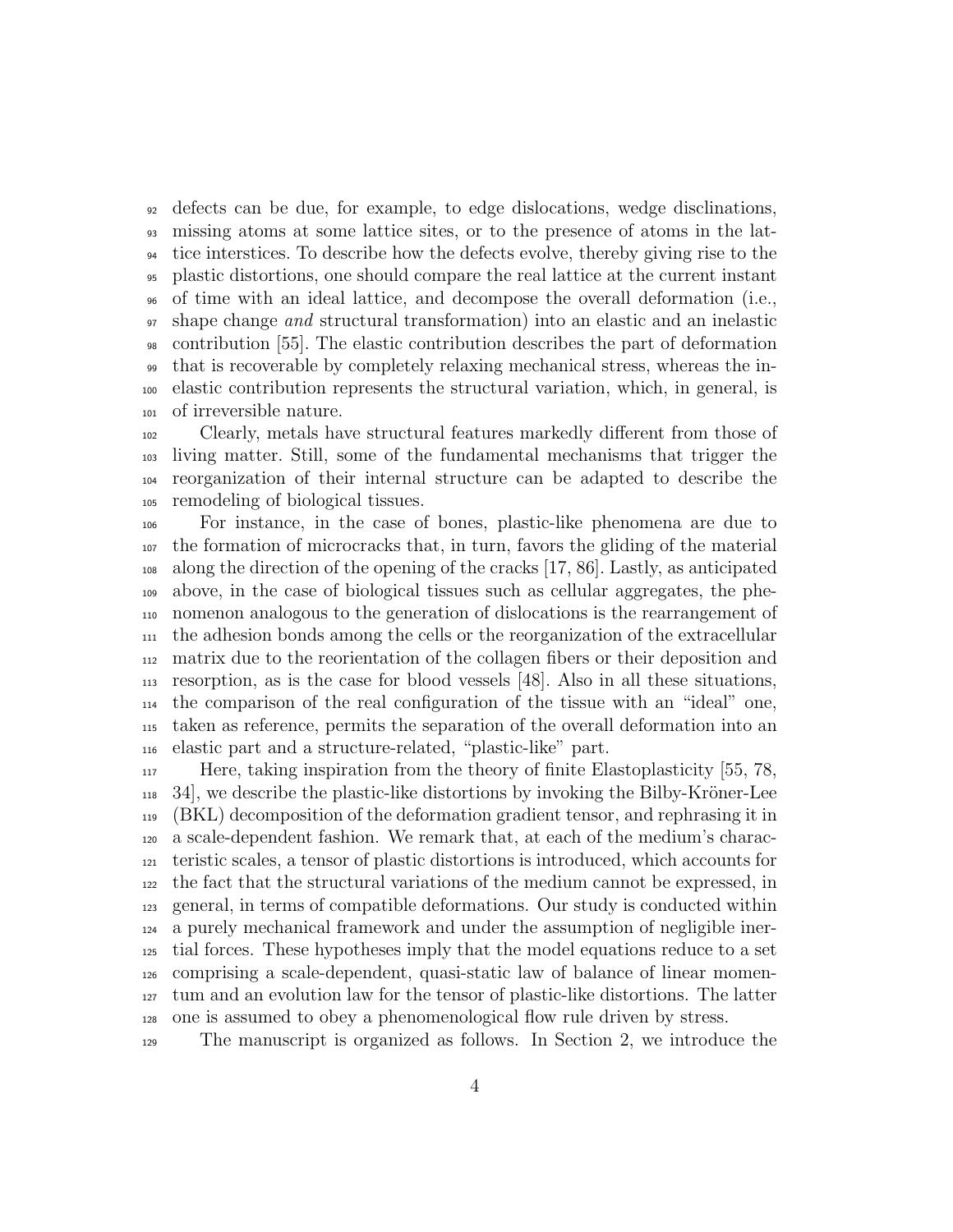defects can be due, for example, to edge dislocations, wedge disclinations, missing atoms at some lattice sites, or to the presence of atoms in the lattice interstices. To describe how the defects evolve, thereby giving rise to the plastic distortions, one should compare the real lattice at the current instant of time with an ideal lattice, and decompose the overall deformation (i.e., shape change *and* structural transformation) into an elastic and an inelastic contribution [55]. The elastic contribution describes the part of deformation that is recoverable by completely relaxing mechanical stress, whereas the inelastic contribution represents the structural variation, which, in general, is of irreversible nature.

Clearly, metals have structural features markedly different from those of living matter. Still, some of the fundamental mechanisms that trigger the reorganization of their internal structure can be adapted to describe the remodeling of biological tissues.

For instance, in the case of bones, plastic-like phenomena are due to the formation of microcracks that, in turn, favors the gliding of the material along the direction of the opening of the cracks [17, 86]. Lastly, as anticipated above, in the case of biological tissues such as cellular aggregates, the phenomenon analogous to the generation of dislocations is the rearrangement of the adhesion bonds among the cells or the reorganization of the extracellular matrix due to the reorientation of the collagen fibers or their deposition and resorption, as is the case for blood vessels [48]. Also in all these situations, the comparison of the real configuration of the tissue with an "ideal" one, taken as reference, permits the separation of the overall deformation into an elastic part and a structure-related, "plastic-like" part.

Here, taking inspiration from the theory of finite Elastoplasticity [55, 78, 34], we describe the plastic-like distortions by invoking the Bilby-Kröner-Lee (BKL) decomposition of the deformation gradient tensor, and rephrasing it in a scale-dependent fashion. We remark that, at each of the medium's characteristic scales, a tensor of plastic distortions is introduced, which accounts for the fact that the structural variations of the medium cannot be expressed, in general, in terms of compatible deformations. Our study is conducted within a purely mechanical framework and under the assumption of negligible inertial forces. These hypotheses imply that the model equations reduce to a set comprising a scale-dependent, quasi-static law of balance of linear momentum and an evolution law for the tensor of plastic-like distortions. The latter one is assumed to obey a phenomenological flow rule driven by stress.

The manuscript is organized as follows. In Section 2, we introduce the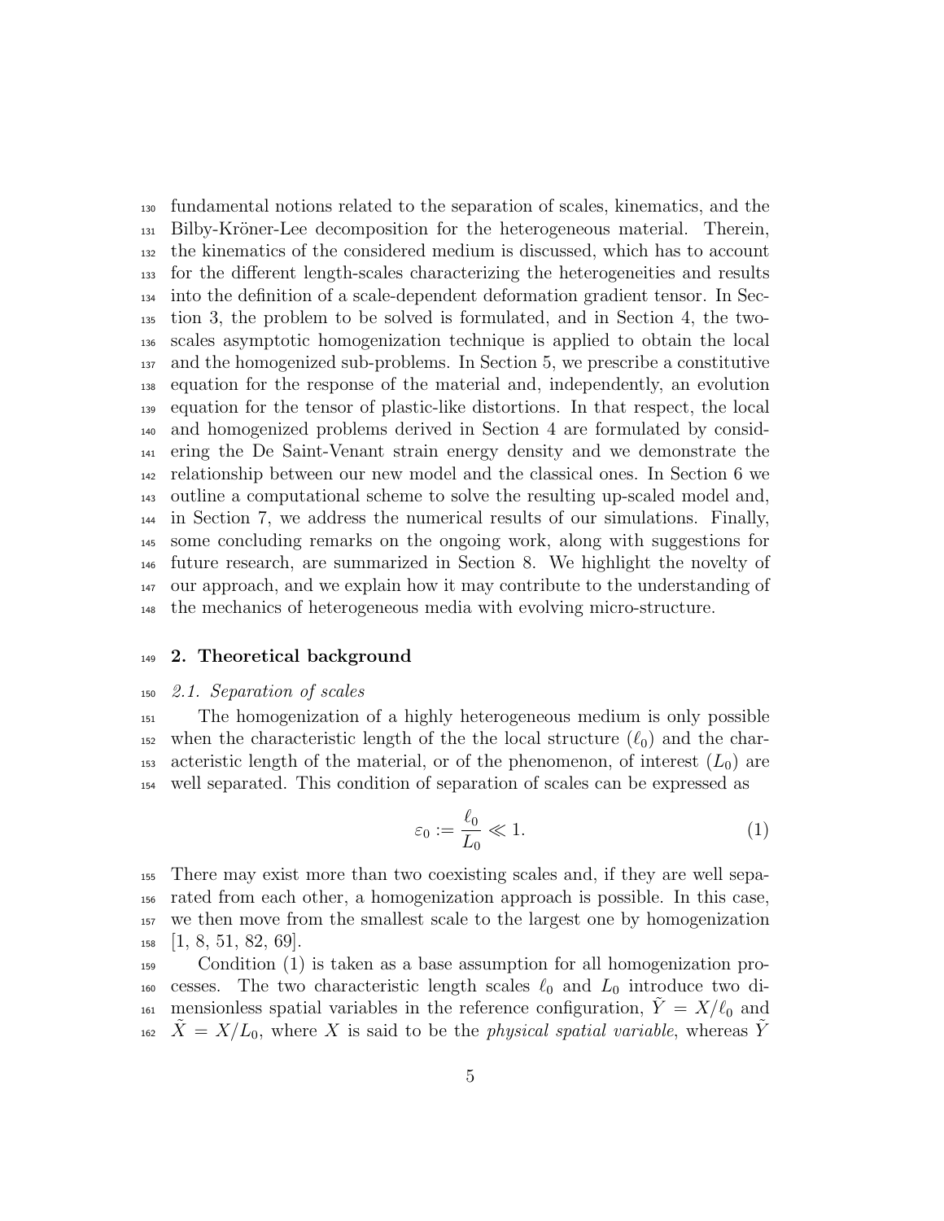fundamental notions related to the separation of scales, kinematics, and the Bilby-Kröner-Lee decomposition for the heterogeneous material. Therein, the kinematics of the considered medium is discussed, which has to account for the different length-scales characterizing the heterogeneities and results into the definition of a scale-dependent deformation gradient tensor. In Section 3, the problem to be solved is formulated, and in Section 4, the two-scales asymptotic homogenization technique is applied to obtain the local and the homogenized sub-problems. In Section 5, we prescribe a constitutive equation for the response of the material and, independently, an evolution equation for the tensor of plastic-like distortions. In that respect, the local and homogenized problems derived in Section 4 are formulated by considering the De Saint-Venant strain energy density and we demonstrate the relationship between our new model and the classical ones. In Section 6 we outline a computational scheme to solve the resulting up-scaled model and, in Section 7, we address the numerical results of our simulations. Finally, some concluding remarks on the ongoing work, along with suggestions for future research, are summarized in Section 8. We highlight the novelty of our approach, and we explain how it may contribute to the understanding of the mechanics of heterogeneous media with evolving micro-structure.

## 2. Theoretical background

### *2.1. Separation of scales*

The homogenization of a highly heterogeneous medium is only possible when the characteristic length of the the local structure ($\ell_0$) and the characteristic length of the material, or of the phenomenon, of interest ($L_0$) are well separated. This condition of separation of scales can be expressed as

$$\varepsilon_0 := \frac{\ell_0}{L_0} \ll 1. \tag{1}$$

There may exist more than two coexisting scales and, if they are well separated from each other, a homogenization approach is possible. In this case, we then move from the smallest scale to the largest one by homogenization [1, 8, 51, 82, 69].

Condition (1) is taken as a base assumption for all homogenization processes. The two characteristic length scales $\ell_0$ and $L_0$ introduce two dimensionless spatial variables in the reference configuration, $\tilde{Y} = X/\ell_0$ and $\tilde{X} = X/L_0$, where $X$ is said to be the *physical spatial variable*, whereas $\tilde{Y}$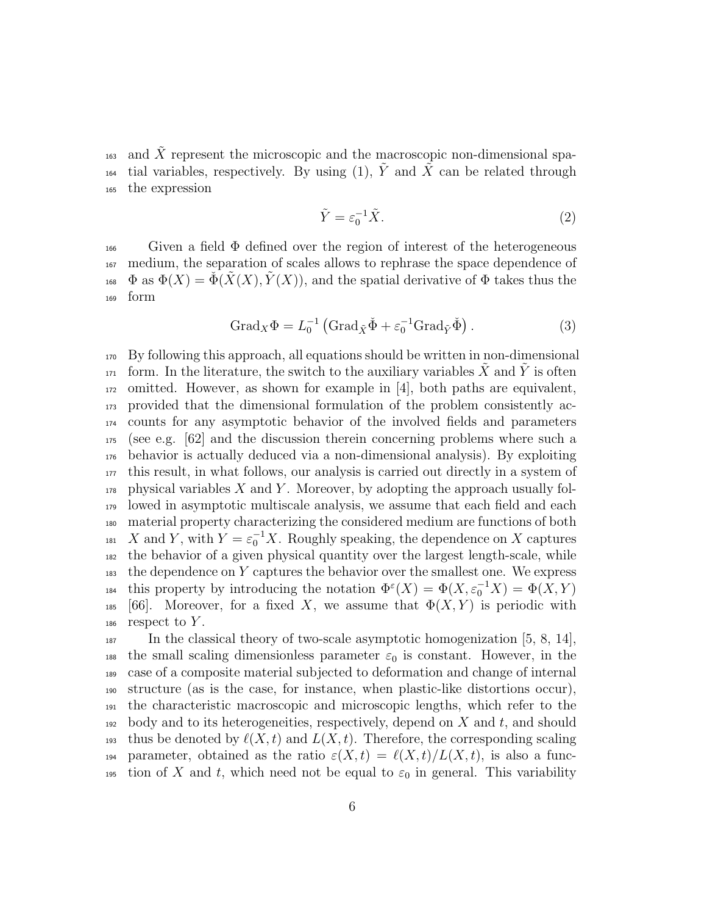and $\tilde{X}$ represent the microscopic and the macroscopic non-dimensional spatial variables, respectively. By using (1), $\tilde{Y}$ and $\tilde{X}$ can be related through the expression

$$\tilde{Y} = \varepsilon_0^{-1} \tilde{X}. \tag{2}$$

Given a field $\Phi$ defined over the region of interest of the heterogeneous medium, the separation of scales allows to rephrase the space dependence of $\Phi$ as $\Phi(X) = \check{\Phi}(\tilde{X}(X), \tilde{Y}(X))$, and the spatial derivative of $\Phi$ takes thus the form

$$\text{Grad}_X \Phi = L_0^{-1} \left( \text{Grad}_{\tilde{X}} \check{\Phi} + \varepsilon_0^{-1} \text{Grad}_{\tilde{Y}} \check{\Phi} \right). \tag{3}$$

By following this approach, all equations should be written in non-dimensional form. In the literature, the switch to the auxiliary variables $\tilde{X}$ and $\tilde{Y}$ is often omitted. However, as shown for example in [4], both paths are equivalent, provided that the dimensional formulation of the problem consistently accounts for any asymptotic behavior of the involved fields and parameters (see e.g. [62] and the discussion therein concerning problems where such a behavior is actually deduced via a non-dimensional analysis). By exploiting this result, in what follows, our analysis is carried out directly in a system of physical variables $X$ and $Y$. Moreover, by adopting the approach usually followed in asymptotic multiscale analysis, we assume that each field and each material property characterizing the considered medium are functions of both $X$ and $Y$, with $Y = \varepsilon_0^{-1} X$. Roughly speaking, the dependence on $X$ captures the behavior of a given physical quantity over the largest length-scale, while the dependence on $Y$ captures the behavior over the smallest one. We express this property by introducing the notation $\Phi^{\varepsilon}(X) = \Phi(X, \varepsilon_0^{-1} X) = \Phi(X, Y)$ [66]. Moreover, for a fixed $X$, we assume that $\Phi(X, Y)$ is periodic with respect to $Y$.

In the classical theory of two-scale asymptotic homogenization [5, 8, 14], the small scaling dimensionless parameter $\varepsilon_0$ is constant. However, in the case of a composite material subjected to deformation and change of internal structure (as is the case, for instance, when plastic-like distortions occur), the characteristic macroscopic and microscopic lengths, which refer to the body and to its heterogeneities, respectively, depend on $X$ and $t$, and should thus be denoted by $\ell(X, t)$ and $L(X, t)$. Therefore, the corresponding scaling parameter, obtained as the ratio $\varepsilon(X, t) = \ell(X, t)/L(X, t)$, is also a function of $X$ and $t$, which need not be equal to $\varepsilon_0$ in general. This variability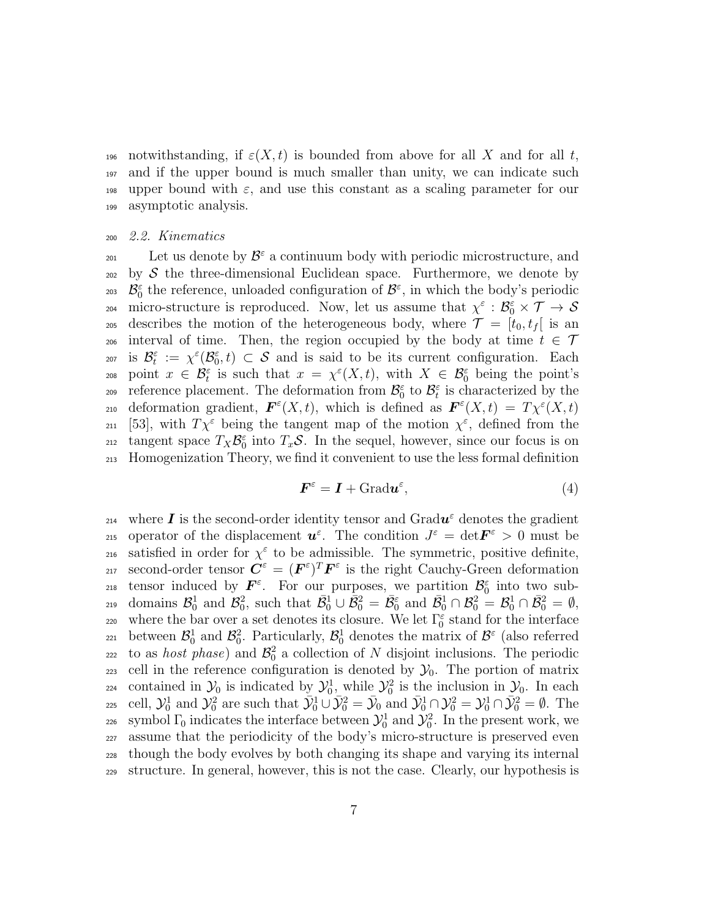notwithstanding, if $\varepsilon(X, t)$ is bounded from above for all $X$ and for all $t$, and if the upper bound is much smaller than unity, we can indicate such upper bound with $\varepsilon$, and use this constant as a scaling parameter for our asymptotic analysis.

### *2.2. Kinematics*

Let us denote by $\mathcal{B}^\varepsilon$ a continuum body with periodic microstructure, and by $\mathcal{S}$ the three-dimensional Euclidean space. Furthermore, we denote by $\mathcal{B}_0^\varepsilon$ the reference, unloaded configuration of $\mathcal{B}^\varepsilon$, in which the body's periodic micro-structure is reproduced. Now, let us assume that $\chi^\varepsilon : \mathcal{B}_0^\varepsilon \times \mathcal{T} \to \mathcal{S}$ describes the motion of the heterogeneous body, where $\mathcal{T} = [t_0, t_f[$ is an interval of time. Then, the region occupied by the body at time $t \in \mathcal{T}$ is $\mathcal{B}_t^\varepsilon := \chi^\varepsilon(\mathcal{B}_0^\varepsilon, t) \subset \mathcal{S}$ and is said to be its current configuration. Each point $x \in \mathcal{B}_t^\varepsilon$ is such that $x = \chi^\varepsilon(X, t)$, with $X \in \mathcal{B}_0^\varepsilon$ being the point's reference placement. The deformation from $\mathcal{B}_0^\varepsilon$ to $\mathcal{B}_t^\varepsilon$ is characterized by the deformation gradient, $\boldsymbol{F}^\varepsilon(X, t)$, which is defined as $\boldsymbol{F}^\varepsilon(X, t) = T\chi^\varepsilon(X, t)$ [53], with $T\chi^\varepsilon$ being the tangent map of the motion $\chi^\varepsilon$, defined from the tangent space $T_X\mathcal{B}_0^\varepsilon$ into $T_x\mathcal{S}$. In the sequel, however, since our focus is on Homogenization Theory, we find it convenient to use the less formal definition

$$\boldsymbol{F}^\varepsilon = \boldsymbol{I} + \mathrm{Grad}\boldsymbol{u}^\varepsilon, \tag{4}$$

where $\boldsymbol{I}$ is the second-order identity tensor and $\mathrm{Grad}\boldsymbol{u}^\varepsilon$ denotes the gradient operator of the displacement $\boldsymbol{u}^\varepsilon$. The condition $J^\varepsilon = \det\boldsymbol{F}^\varepsilon > 0$ must be satisfied in order for $\chi^\varepsilon$ to be admissible. The symmetric, positive definite, second-order tensor $\boldsymbol{C}^\varepsilon = (\boldsymbol{F}^\varepsilon)^T\boldsymbol{F}^\varepsilon$ is the right Cauchy-Green deformation tensor induced by $\boldsymbol{F}^\varepsilon$. For our purposes, we partition $\mathcal{B}_0^\varepsilon$ into two sub-domains $\mathcal{B}_0^1$ and $\mathcal{B}_0^2$, such that $\bar{\mathcal{B}}_0^1 \cup \bar{\mathcal{B}}_0^2 = \bar{\mathcal{B}}_0^\varepsilon$ and $\bar{\mathcal{B}}_0^1 \cap \mathcal{B}_0^2 = \mathcal{B}_0^1 \cap \bar{\mathcal{B}}_0^2 = \emptyset$, where the bar over a set denotes its closure. We let $\Gamma_0^\varepsilon$ stand for the interface between $\mathcal{B}_0^1$ and $\mathcal{B}_0^2$. Particularly, $\mathcal{B}_0^1$ denotes the matrix of $\mathcal{B}^\varepsilon$ (also referred to as *host phase*) and $\mathcal{B}_0^2$ a collection of $N$ disjoint inclusions. The periodic cell in the reference configuration is denoted by $\mathcal{Y}_0$. The portion of matrix contained in $\mathcal{Y}_0$ is indicated by $\mathcal{Y}_0^1$, while $\mathcal{Y}_0^2$ is the inclusion in $\mathcal{Y}_0$. In each cell, $\mathcal{Y}_0^1$ and $\mathcal{Y}_0^2$ are such that $\bar{\mathcal{Y}}_0^1 \cup \bar{\mathcal{Y}}_0^2 = \bar{\mathcal{Y}}_0$ and $\bar{\mathcal{Y}}_0^1 \cap \mathcal{Y}_0^2 = \mathcal{Y}_0^1 \cap \bar{\mathcal{Y}}_0^2 = \emptyset$. The symbol $\Gamma_0$ indicates the interface between $\mathcal{Y}_0^1$ and $\mathcal{Y}_0^2$. In the present work, we assume that the periodicity of the body's micro-structure is preserved even though the body evolves by both changing its shape and varying its internal structure. In general, however, this is not the case. Clearly, our hypothesis is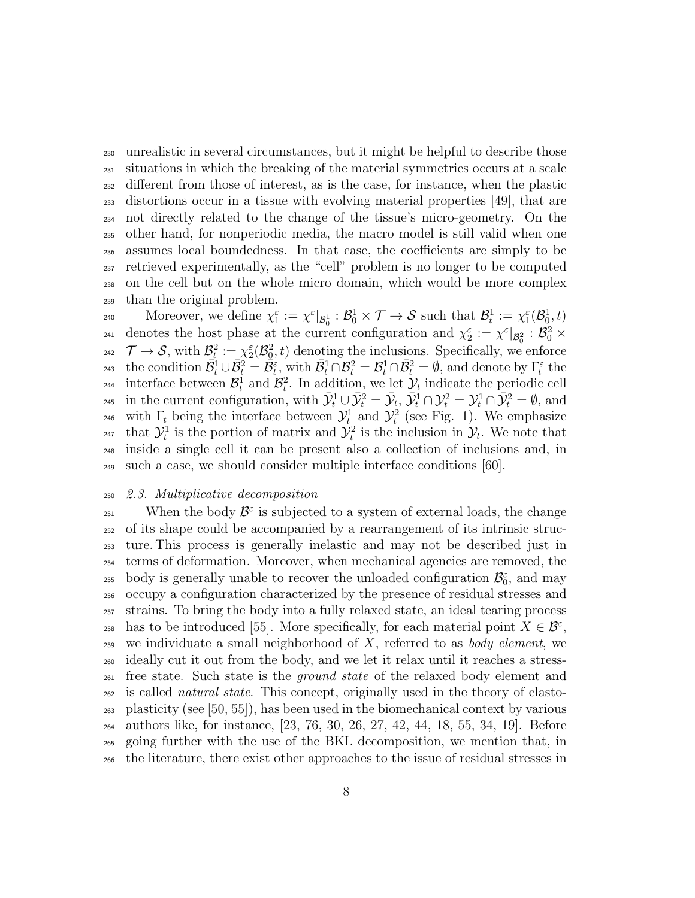unrealistic in several circumstances, but it might be helpful to describe those situations in which the breaking of the material symmetries occurs at a scale different from those of interest, as is the case, for instance, when the plastic distortions occur in a tissue with evolving material properties [49], that are not directly related to the change of the tissue's micro-geometry. On the other hand, for nonperiodic media, the macro model is still valid when one assumes local boundedness. In that case, the coefficients are simply to be retrieved experimentally, as the "cell" problem is no longer to be computed on the cell but on the whole micro domain, which would be more complex than the original problem.

Moreover, we define $\chi_1^\varepsilon := \chi^\varepsilon|_{\mathcal{B}_0^1} : \mathcal{B}_0^1 \times \mathcal{T} \to \mathcal{S}$ such that $\mathcal{B}_t^1 := \chi_1^\varepsilon(\mathcal{B}_0^1, t)$ denotes the host phase at the current configuration and $\chi_2^\varepsilon := \chi^\varepsilon|_{\mathcal{B}_0^2} : \mathcal{B}_0^2 \times \mathcal{T} \to \mathcal{S}$, with $\mathcal{B}_t^2 := \chi_2^\varepsilon(\mathcal{B}_0^2, t)$ denoting the inclusions. Specifically, we enforce the condition $\bar{\mathcal{B}}_t^1 \cup \bar{\mathcal{B}}_t^2 = \bar{\mathcal{B}}_t^\varepsilon$, with $\bar{\mathcal{B}}_t^1 \cap \mathcal{B}_t^2 = \mathcal{B}_t^1 \cap \bar{\mathcal{B}}_t^2 = \emptyset$, and denote by $\Gamma_t^\varepsilon$ the interface between $\mathcal{B}_t^1$ and $\mathcal{B}_t^2$. In addition, we let $\mathcal{Y}_t$ indicate the periodic cell in the current configuration, with $\bar{\mathcal{Y}}_t^1 \cup \bar{\mathcal{Y}}_t^2 = \bar{\mathcal{Y}}_t$, $\bar{\mathcal{Y}}_t^1 \cap \mathcal{Y}_t^2 = \mathcal{Y}_t^1 \cap \bar{\mathcal{Y}}_t^2 = \emptyset$, and with $\Gamma_t$ being the interface between $\mathcal{Y}_t^1$ and $\mathcal{Y}_t^2$ (see Fig. 1). We emphasize that $\mathcal{Y}_t^1$ is the portion of matrix and $\mathcal{Y}_t^2$ is the inclusion in $\mathcal{Y}_t$. We note that inside a single cell it can be present also a collection of inclusions and, in such a case, we should consider multiple interface conditions [60].

### 2.3. Multiplicative decomposition

When the body $\mathcal{B}^\varepsilon$ is subjected to a system of external loads, the change of its shape could be accompanied by a rearrangement of its intrinsic structure. This process is generally inelastic and may not be described just in terms of deformation. Moreover, when mechanical agencies are removed, the body is generally unable to recover the unloaded configuration $\mathcal{B}_0^\varepsilon$, and may occupy a configuration characterized by the presence of residual stresses and strains. To bring the body into a fully relaxed state, an ideal tearing process has to be introduced [55]. More specifically, for each material point $X \in \mathcal{B}^\varepsilon$, we individuate a small neighborhood of $X$, referred to as *body element*, we ideally cut it out from the body, and we let it relax until it reaches a stress-free state. Such state is the *ground state* of the relaxed body element and is called *natural state*. This concept, originally used in the theory of elasto-plasticity (see [50, 55]), has been used in the biomechanical context by various authors like, for instance, [23, 76, 30, 26, 27, 42, 44, 18, 55, 34, 19]. Before going further with the use of the BKL decomposition, we mention that, in the literature, there exist other approaches to the issue of residual stresses in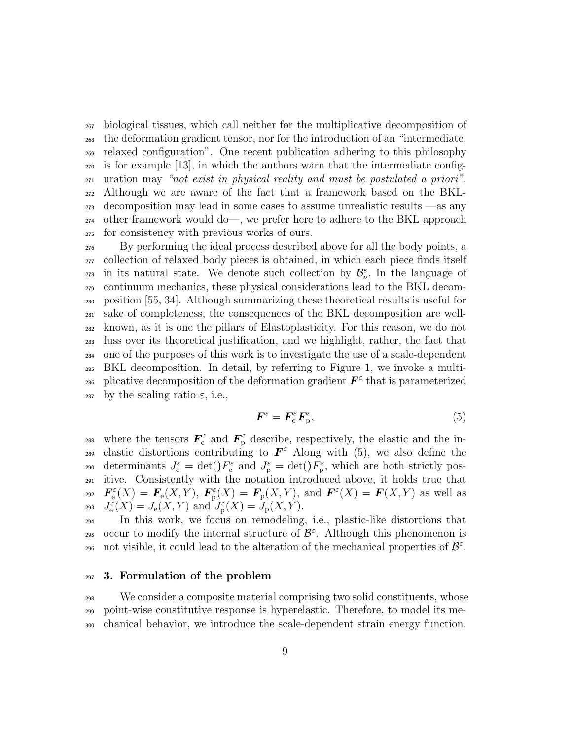biological tissues, which call neither for the multiplicative decomposition of the deformation gradient tensor, nor for the introduction of an "intermediate, relaxed configuration". One recent publication adhering to this philosophy is for example [13], in which the authors warn that the intermediate configuration may *"not exist in physical reality and must be postulated a priori"*. Although we are aware of the fact that a framework based on the BKL-decomposition may lead in some cases to assume unrealistic results —as any other framework would do—, we prefer here to adhere to the BKL approach for consistency with previous works of ours.

By performing the ideal process described above for all the body points, a collection of relaxed body pieces is obtained, in which each piece finds itself in its natural state. We denote such collection by $\mathcal{B}^{\varepsilon}_{\nu}$. In the language of continuum mechanics, these physical considerations lead to the BKL decomposition [55, 34]. Although summarizing these theoretical results is useful for sake of completeness, the consequences of the BKL decomposition are well-known, as it is one the pillars of Elastoplasticity. For this reason, we do not fuss over its theoretical justification, and we highlight, rather, the fact that one of the purposes of this work is to investigate the use of a scale-dependent BKL decomposition. In detail, by referring to Figure 1, we invoke a multiplicative decomposition of the deformation gradient $\boldsymbol{F}^{\varepsilon}$ that is parameterized by the scaling ratio $\varepsilon$, i.e.,

$$\boldsymbol{F}^{\varepsilon} = \boldsymbol{F}^{\varepsilon}_{\mathrm{e}} \boldsymbol{F}^{\varepsilon}_{\mathrm{p}}, \tag{5}$$

where the tensors $\boldsymbol{F}^{\varepsilon}_{\mathrm{e}}$ and $\boldsymbol{F}^{\varepsilon}_{\mathrm{p}}$ describe, respectively, the elastic and the inelastic distortions contributing to $\boldsymbol{F}^{\varepsilon}$ Along with (5), we also define the determinants $J^{\varepsilon}_{\mathrm{e}} = \det() F^{\varepsilon}_{\mathrm{e}}$ and $J^{\varepsilon}_{\mathrm{p}} = \det() F^{\varepsilon}_{\mathrm{p}}$, which are both strictly positive. Consistently with the notation introduced above, it holds true that $\boldsymbol{F}^{\varepsilon}_{\mathrm{e}}(X) = \boldsymbol{F}_{\mathrm{e}}(X, Y)$, $\boldsymbol{F}^{\varepsilon}_{\mathrm{p}}(X) = \boldsymbol{F}_{\mathrm{p}}(X, Y)$, and $\boldsymbol{F}^{\varepsilon}(X) = \boldsymbol{F}(X, Y)$ as well as $J^{\varepsilon}_{\mathrm{e}}(X) = J_{\mathrm{e}}(X, Y)$ and $J^{\varepsilon}_{\mathrm{p}}(X) = J_{\mathrm{p}}(X, Y)$.

In this work, we focus on remodeling, i.e., plastic-like distortions that occur to modify the internal structure of $\mathcal{B}^{\varepsilon}$. Although this phenomenon is not visible, it could lead to the alteration of the mechanical properties of $\mathcal{B}^{\varepsilon}$.

## 3. Formulation of the problem

We consider a composite material comprising two solid constituents, whose point-wise constitutive response is hyperelastic. Therefore, to model its mechanical behavior, we introduce the scale-dependent strain energy function,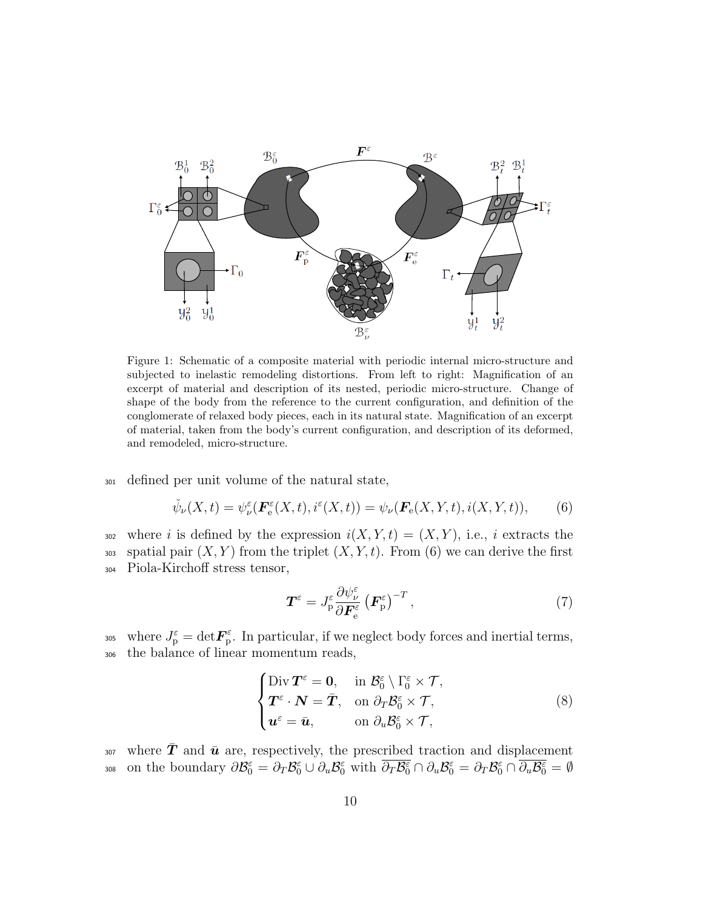Figure 1: Schematic of a composite material with periodic internal micro-structure and subjected to inelastic remodeling distortions. From left to right: Magnification of an excerpt of material and description of its nested, periodic micro-structure. Change of shape of the body from the reference to the current configuration, and definition of the conglomerate of relaxed body pieces, each in its natural state. Magnification of an excerpt of material, taken from the body's current configuration, and description of its deformed, and remodeled, micro-structure.

defined per unit volume of the natural state,

$$\check{\psi}_\nu(X,t) = \psi_\nu^\varepsilon(\boldsymbol{F}_\mathrm{e}^\varepsilon(X,t), i^\varepsilon(X,t)) = \psi_\nu(\boldsymbol{F}_\mathrm{e}(X,Y,t), i(X,Y,t)), \tag{6}$$

where $i$ is defined by the expression $i(X,Y,t) = (X,Y)$, i.e., $i$ extracts the spatial pair $(X,Y)$ from the triplet $(X,Y,t)$. From (6) we can derive the first Piola-Kirchoff stress tensor,

$$\boldsymbol{T}^\varepsilon = J_\mathrm{p}^\varepsilon \frac{\partial \psi_\nu^\varepsilon}{\partial \boldsymbol{F}_\mathrm{e}^\varepsilon} \left(\boldsymbol{F}_\mathrm{p}^\varepsilon\right)^{-T}, \tag{7}$$

where $J_\mathrm{p}^\varepsilon = \det \boldsymbol{F}_\mathrm{p}^\varepsilon$. In particular, if we neglect body forces and inertial terms, the balance of linear momentum reads,

$$\begin{cases} \operatorname{Div} \boldsymbol{T}^\varepsilon = \boldsymbol{0}, & \text{in } \mathcal{B}_0^\varepsilon \setminus \Gamma_0^\varepsilon \times \mathcal{T}, \\ \boldsymbol{T}^\varepsilon \cdot \boldsymbol{N} = \bar{\boldsymbol{T}}, & \text{on } \partial_T \mathcal{B}_0^\varepsilon \times \mathcal{T}, \\ \boldsymbol{u}^\varepsilon = \bar{\boldsymbol{u}}, & \text{on } \partial_u \mathcal{B}_0^\varepsilon \times \mathcal{T}, \end{cases} \tag{8}$$

where $\bar{\boldsymbol{T}}$ and $\bar{\boldsymbol{u}}$ are, respectively, the prescribed traction and displacement on the boundary $\partial \mathcal{B}_0^\varepsilon = \partial_T \mathcal{B}_0^\varepsilon \cup \partial_u \mathcal{B}_0^\varepsilon$ with $\overline{\partial_T \mathcal{B}_0^\varepsilon} \cap \partial_u \mathcal{B}_0^\varepsilon = \partial_T \mathcal{B}_0^\varepsilon \cap \overline{\partial_u \mathcal{B}_0^\varepsilon} = \emptyset$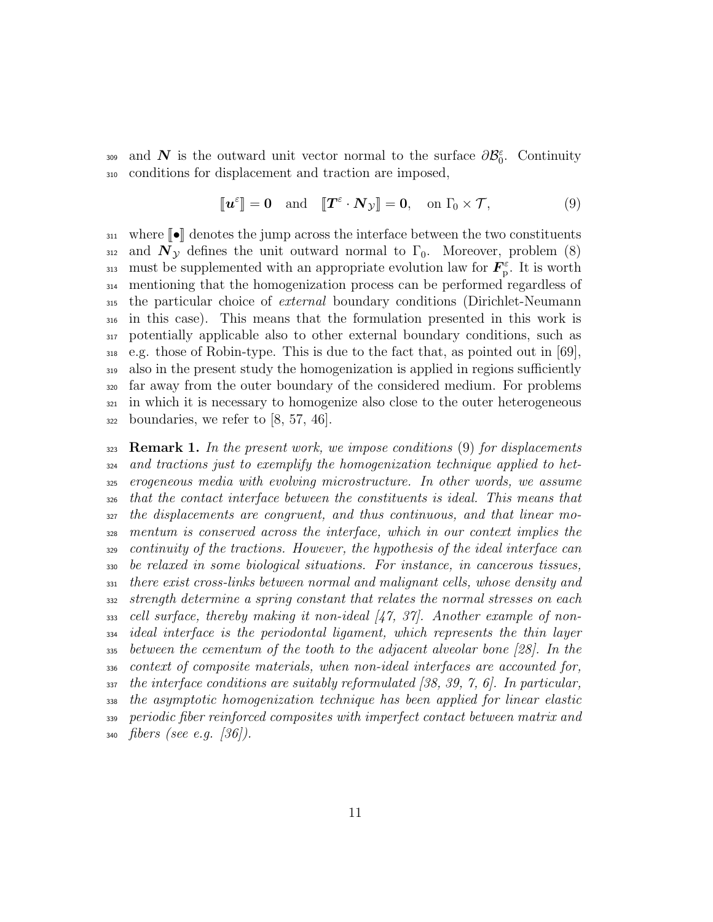and $\boldsymbol{N}$ is the outward unit vector normal to the surface $\partial\mathcal{B}_0^\varepsilon$. Continuity conditions for displacement and traction are imposed,

$$\llbracket \boldsymbol{u}^\varepsilon \rrbracket = \boldsymbol{0} \quad \text{and} \quad \llbracket \boldsymbol{T}^\varepsilon \cdot \boldsymbol{N}_{\mathcal{Y}} \rrbracket = \boldsymbol{0}, \quad \text{on } \Gamma_0 \times \mathcal{T}, \tag{9}$$

where $\llbracket \bullet \rrbracket$ denotes the jump across the interface between the two constituents and $\boldsymbol{N}_{\mathcal{Y}}$ defines the unit outward normal to $\Gamma_0$. Moreover, problem (8) must be supplemented with an appropriate evolution law for $\boldsymbol{F}_{\mathrm{p}}^\varepsilon$. It is worth mentioning that the homogenization process can be performed regardless of the particular choice of *external* boundary conditions (Dirichlet-Neumann in this case). This means that the formulation presented in this work is potentially applicable also to other external boundary conditions, such as e.g. those of Robin-type. This is due to the fact that, as pointed out in [69], also in the present study the homogenization is applied in regions sufficiently far away from the outer boundary of the considered medium. For problems in which it is necessary to homogenize also close to the outer heterogeneous boundaries, we refer to [8, 57, 46].

**Remark 1.** *In the present work, we impose conditions* (9) *for displacements and tractions just to exemplify the homogenization technique applied to heterogeneous media with evolving microstructure. In other words, we assume that the contact interface between the constituents is ideal. This means that the displacements are congruent, and thus continuous, and that linear momentum is conserved across the interface, which in our context implies the continuity of the tractions. However, the hypothesis of the ideal interface can be relaxed in some biological situations. For instance, in cancerous tissues, there exist cross-links between normal and malignant cells, whose density and strength determine a spring constant that relates the normal stresses on each cell surface, thereby making it non-ideal [47, 37]. Another example of non-ideal interface is the periodontal ligament, which represents the thin layer between the cementum of the tooth to the adjacent alveolar bone [28]. In the context of composite materials, when non-ideal interfaces are accounted for, the interface conditions are suitably reformulated [38, 39, 7, 6]. In particular, the asymptotic homogenization technique has been applied for linear elastic periodic fiber reinforced composites with imperfect contact between matrix and fibers (see e.g. [36]).*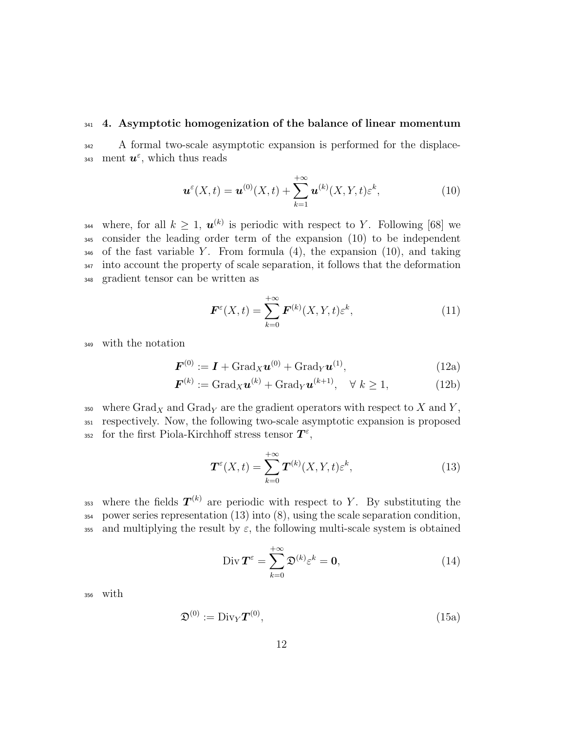## 4. Asymptotic homogenization of the balance of linear momentum

A formal two-scale asymptotic expansion is performed for the displacement $\boldsymbol{u}^\varepsilon$, which thus reads

$$\boldsymbol{u}^\varepsilon(X,t) = \boldsymbol{u}^{(0)}(X,t) + \sum_{k=1}^{+\infty} \boldsymbol{u}^{(k)}(X,Y,t)\varepsilon^k, \tag{10}$$

where, for all $k \geq 1$, $\boldsymbol{u}^{(k)}$ is periodic with respect to $Y$. Following [68] we consider the leading order term of the expansion (10) to be independent of the fast variable $Y$. From formula (4), the expansion (10), and taking into account the property of scale separation, it follows that the deformation gradient tensor can be written as

$$\boldsymbol{F}^\varepsilon(X,t) = \sum_{k=0}^{+\infty} \boldsymbol{F}^{(k)}(X,Y,t)\varepsilon^k, \tag{11}$$

with the notation

$$\boldsymbol{F}^{(0)} := \boldsymbol{I} + \mathrm{Grad}_X \boldsymbol{u}^{(0)} + \mathrm{Grad}_Y \boldsymbol{u}^{(1)}, \tag{12a}$$

$$\boldsymbol{F}^{(k)} := \mathrm{Grad}_X \boldsymbol{u}^{(k)} + \mathrm{Grad}_Y \boldsymbol{u}^{(k+1)}, \quad \forall\ k \geq 1, \tag{12b}$$

where $\mathrm{Grad}_X$ and $\mathrm{Grad}_Y$ are the gradient operators with respect to $X$ and $Y$, respectively. Now, the following two-scale asymptotic expansion is proposed for the first Piola-Kirchhoff stress tensor $\boldsymbol{T}^\varepsilon$,

$$\boldsymbol{T}^\varepsilon(X,t) = \sum_{k=0}^{+\infty} \boldsymbol{T}^{(k)}(X,Y,t)\varepsilon^k, \tag{13}$$

where the fields $\boldsymbol{T}^{(k)}$ are periodic with respect to $Y$. By substituting the power series representation (13) into (8), using the scale separation condition, and multiplying the result by $\varepsilon$, the following multi-scale system is obtained

$$\mathrm{Div}\, \boldsymbol{T}^\varepsilon = \sum_{k=0}^{+\infty} \mathfrak{D}^{(k)}\varepsilon^k = \boldsymbol{0}, \tag{14}$$

with

$$\mathfrak{D}^{(0)} := \mathrm{Div}_Y \boldsymbol{T}^{(0)}, \tag{15a}$$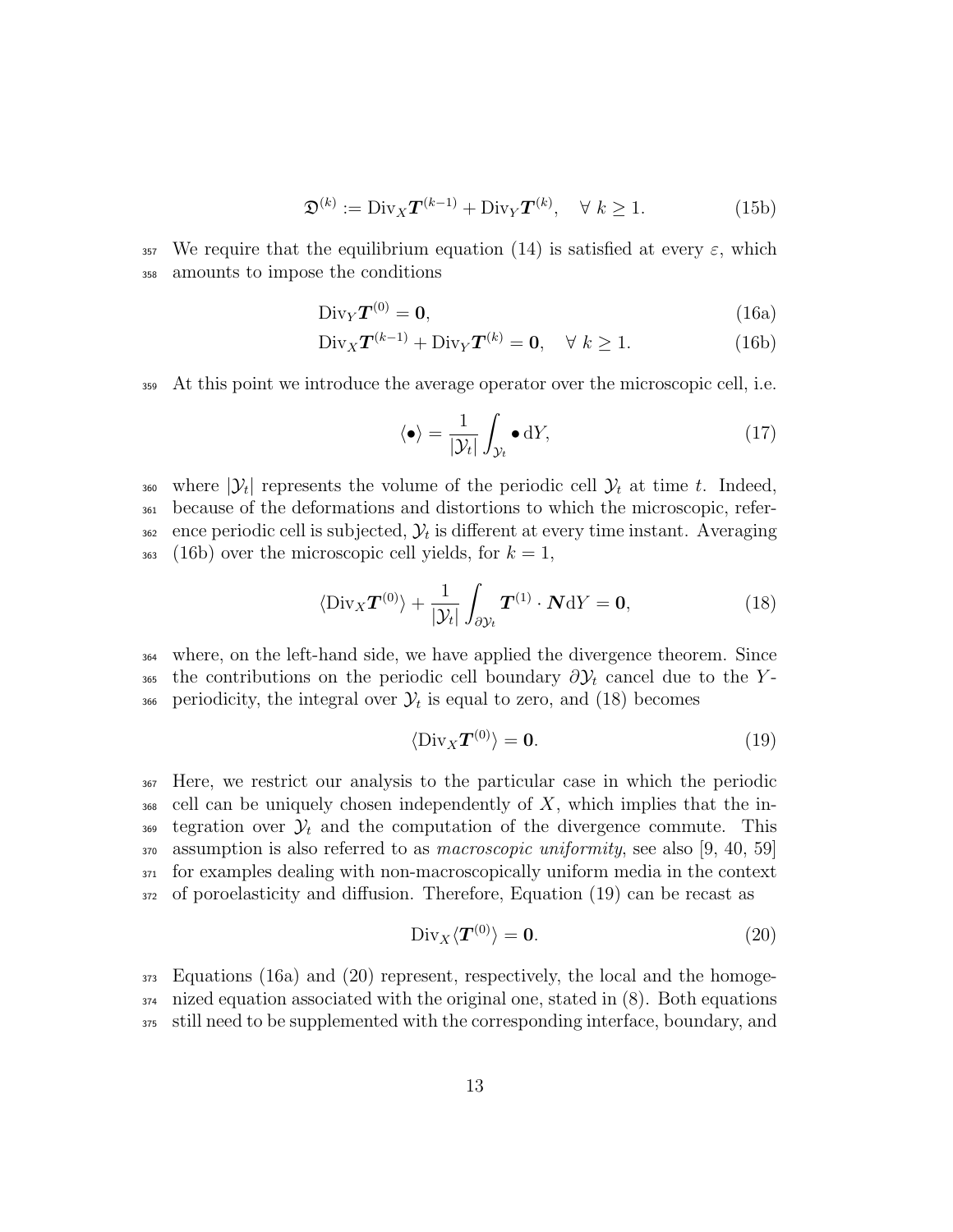$$\mathfrak{D}^{(k)} := \mathrm{Div}_X \boldsymbol{T}^{(k-1)} + \mathrm{Div}_Y \boldsymbol{T}^{(k)}, \quad \forall\ k \geq 1. \tag{15b}$$

We require that the equilibrium equation (14) is satisfied at every $\varepsilon$, which amounts to impose the conditions

$$\mathrm{Div}_Y \boldsymbol{T}^{(0)} = \boldsymbol{0}, \tag{16a}$$

$$\mathrm{Div}_X \boldsymbol{T}^{(k-1)} + \mathrm{Div}_Y \boldsymbol{T}^{(k)} = \boldsymbol{0}, \quad \forall\ k \geq 1. \tag{16b}$$

At this point we introduce the average operator over the microscopic cell, i.e.

$$\langle \bullet \rangle = \frac{1}{|\mathcal{Y}_t|} \int_{\mathcal{Y}_t} \bullet \, \mathrm{d}Y, \tag{17}$$

where $|\mathcal{Y}_t|$ represents the volume of the periodic cell $\mathcal{Y}_t$ at time $t$. Indeed, because of the deformations and distortions to which the microscopic, reference periodic cell is subjected, $\mathcal{Y}_t$ is different at every time instant. Averaging (16b) over the microscopic cell yields, for $k = 1$,

$$\langle \mathrm{Div}_X \boldsymbol{T}^{(0)} \rangle + \frac{1}{|\mathcal{Y}_t|} \int_{\partial \mathcal{Y}_t} \boldsymbol{T}^{(1)} \cdot \boldsymbol{N} \mathrm{d}Y = \boldsymbol{0}, \tag{18}$$

where, on the left-hand side, we have applied the divergence theorem. Since the contributions on the periodic cell boundary $\partial \mathcal{Y}_t$ cancel due to the $Y$-periodicity, the integral over $\mathcal{Y}_t$ is equal to zero, and (18) becomes

$$\langle \mathrm{Div}_X \boldsymbol{T}^{(0)} \rangle = \boldsymbol{0}. \tag{19}$$

Here, we restrict our analysis to the particular case in which the periodic cell can be uniquely chosen independently of $X$, which implies that the integration over $\mathcal{Y}_t$ and the computation of the divergence commute. This assumption is also referred to as *macroscopic uniformity*, see also [9, 40, 59] for examples dealing with non-macroscopically uniform media in the context of poroelasticity and diffusion. Therefore, Equation (19) can be recast as

$$\mathrm{Div}_X \langle \boldsymbol{T}^{(0)} \rangle = \boldsymbol{0}. \tag{20}$$

Equations (16a) and (20) represent, respectively, the local and the homogenized equation associated with the original one, stated in (8). Both equations still need to be supplemented with the corresponding interface, boundary, and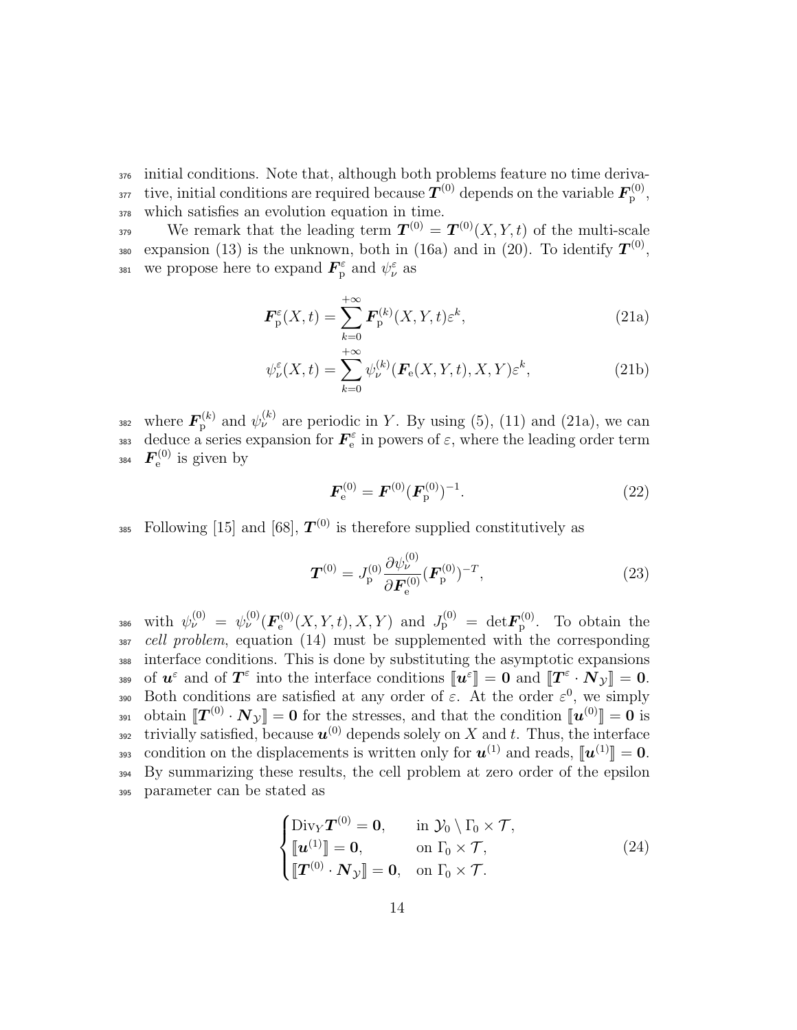initial conditions. Note that, although both problems feature no time derivative, initial conditions are required because $\boldsymbol{T}^{(0)}$ depends on the variable $\boldsymbol{F}_{\mathrm{p}}^{(0)}$, which satisfies an evolution equation in time.

We remark that the leading term $\boldsymbol{T}^{(0)} = \boldsymbol{T}^{(0)}(X, Y, t)$ of the multi-scale expansion (13) is the unknown, both in (16a) and in (20). To identify $\boldsymbol{T}^{(0)}$, we propose here to expand $\boldsymbol{F}_{\mathrm{p}}^{\varepsilon}$ and $\psi_{\nu}^{\varepsilon}$ as

$$
\boldsymbol{F}_{\mathrm{p}}^{\varepsilon}(X, t) = \sum_{k=0}^{+\infty} \boldsymbol{F}_{\mathrm{p}}^{(k)}(X, Y, t)\varepsilon^{k}, \tag{21a}
$$

$$
\psi_{\nu}^{\varepsilon}(X, t) = \sum_{k=0}^{+\infty} \psi_{\nu}^{(k)}(\boldsymbol{F}_{\mathrm{e}}(X, Y, t), X, Y)\varepsilon^{k}, \tag{21b}
$$

where $\boldsymbol{F}_{\mathrm{p}}^{(k)}$ and $\psi_{\nu}^{(k)}$ are periodic in $Y$. By using (5), (11) and (21a), we can deduce a series expansion for $\boldsymbol{F}_{\mathrm{e}}^{\varepsilon}$ in powers of $\varepsilon$, where the leading order term $\boldsymbol{F}_{\mathrm{e}}^{(0)}$ is given by

$$
\boldsymbol{F}_{\mathrm{e}}^{(0)} = \boldsymbol{F}^{(0)}(\boldsymbol{F}_{\mathrm{p}}^{(0)})^{-1}. \tag{22}
$$

Following [15] and [68], $\boldsymbol{T}^{(0)}$ is therefore supplied constitutively as

$$
\boldsymbol{T}^{(0)} = J_{\mathrm{p}}^{(0)} \frac{\partial \psi_{\nu}^{(0)}}{\partial \boldsymbol{F}_{\mathrm{e}}^{(0)}} (\boldsymbol{F}_{\mathrm{p}}^{(0)})^{-T}, \tag{23}
$$

with $\psi_{\nu}^{(0)} = \psi_{\nu}^{(0)}(\boldsymbol{F}_{\mathrm{e}}^{(0)}(X, Y, t), X, Y)$ and $J_{\mathrm{p}}^{(0)} = \det \boldsymbol{F}_{\mathrm{p}}^{(0)}$. To obtain the *cell problem*, equation (14) must be supplemented with the corresponding interface conditions. This is done by substituting the asymptotic expansions of $\boldsymbol{u}^{\varepsilon}$ and of $\boldsymbol{T}^{\varepsilon}$ into the interface conditions $[\![\boldsymbol{u}^{\varepsilon}]\!] = \boldsymbol{0}$ and $[\![\boldsymbol{T}^{\varepsilon} \cdot \boldsymbol{N}_{\mathcal{Y}}]\!] = \boldsymbol{0}$. Both conditions are satisfied at any order of $\varepsilon$. At the order $\varepsilon^{0}$, we simply obtain $[\![\boldsymbol{T}^{(0)} \cdot \boldsymbol{N}_{\mathcal{Y}}]\!] = \boldsymbol{0}$ for the stresses, and that the condition $[\![\boldsymbol{u}^{(0)}]\!] = \boldsymbol{0}$ is trivially satisfied, because $\boldsymbol{u}^{(0)}$ depends solely on $X$ and $t$. Thus, the interface condition on the displacements is written only for $\boldsymbol{u}^{(1)}$ and reads, $[\![\boldsymbol{u}^{(1)}]\!] = \boldsymbol{0}$. By summarizing these results, the cell problem at zero order of the epsilon parameter can be stated as

$$
\begin{cases}
\operatorname{Div}_{Y} \boldsymbol{T}^{(0)} = \boldsymbol{0}, & \text{in } \mathcal{Y}_0 \setminus \Gamma_0 \times \mathcal{T}, \\
[\![\boldsymbol{u}^{(1)}]\!] = \boldsymbol{0}, & \text{on } \Gamma_0 \times \mathcal{T}, \\
[\![\boldsymbol{T}^{(0)} \cdot \boldsymbol{N}_{\mathcal{Y}}]\!] = \boldsymbol{0}, & \text{on } \Gamma_0 \times \mathcal{T}.
\end{cases} \tag{24}
$$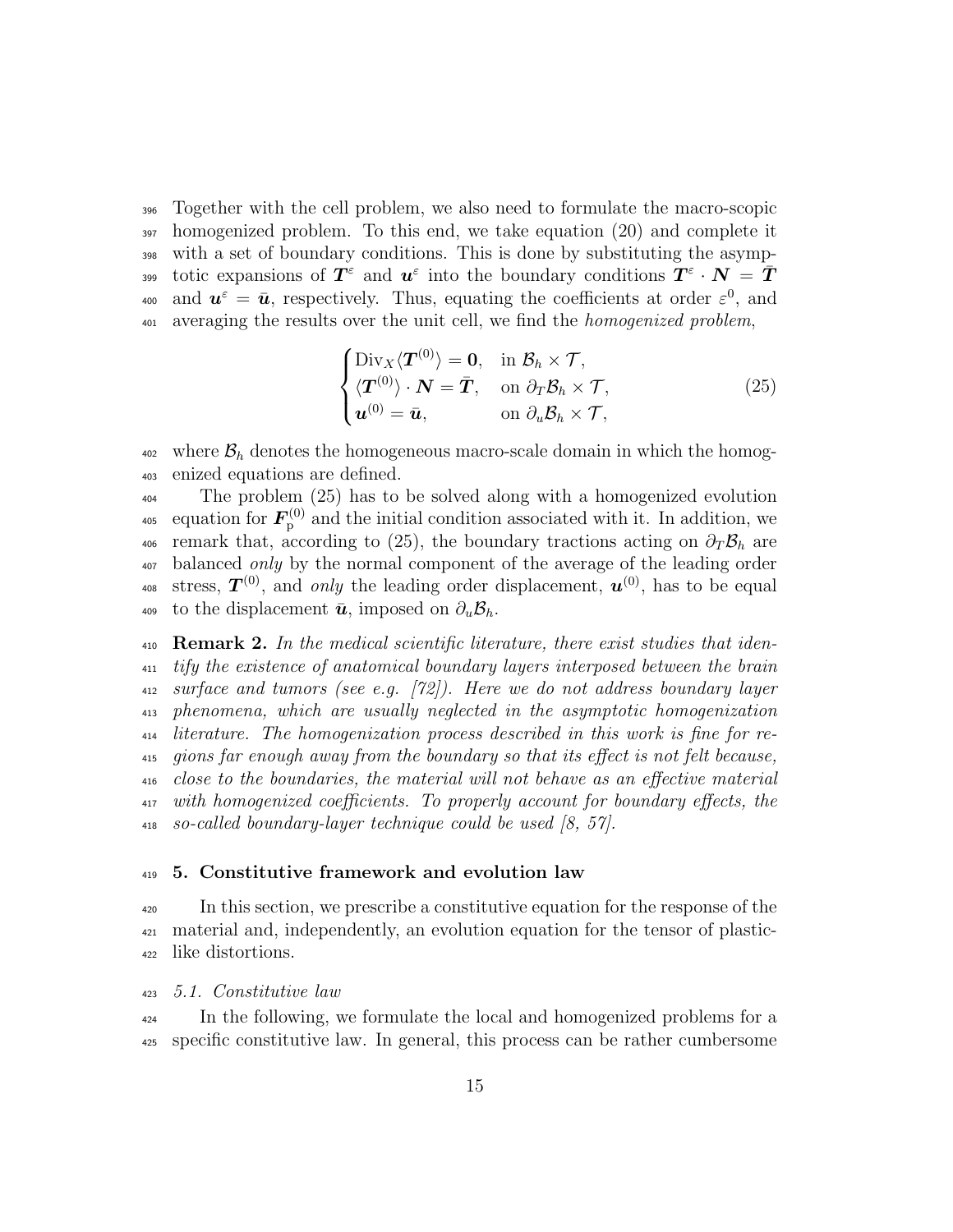Together with the cell problem, we also need to formulate the macro-scopic homogenized problem. To this end, we take equation (20) and complete it with a set of boundary conditions. This is done by substituting the asymptotic expansions of $\boldsymbol{T}^{\varepsilon}$ and $\boldsymbol{u}^{\varepsilon}$ into the boundary conditions $\boldsymbol{T}^{\varepsilon} \cdot \boldsymbol{N} = \bar{\boldsymbol{T}}$ and $\boldsymbol{u}^{\varepsilon} = \bar{\boldsymbol{u}}$, respectively. Thus, equating the coefficients at order $\varepsilon^0$, and averaging the results over the unit cell, we find the *homogenized problem*,

$$
\begin{cases}
\operatorname{Div}_X \langle \boldsymbol{T}^{(0)} \rangle = \boldsymbol{0}, & \text{in } \mathcal{B}_h \times \mathcal{T}, \\
\langle \boldsymbol{T}^{(0)} \rangle \cdot \boldsymbol{N} = \bar{\boldsymbol{T}}, & \text{on } \partial_T \mathcal{B}_h \times \mathcal{T}, \\
\boldsymbol{u}^{(0)} = \bar{\boldsymbol{u}}, & \text{on } \partial_u \mathcal{B}_h \times \mathcal{T},
\end{cases}
\tag{25}
$$

where $\mathcal{B}_h$ denotes the homogeneous macro-scale domain in which the homogenized equations are defined.

The problem (25) has to be solved along with a homogenized evolution equation for $\boldsymbol{F}_{\mathrm{p}}^{(0)}$ and the initial condition associated with it. In addition, we remark that, according to (25), the boundary tractions acting on $\partial_T \mathcal{B}_h$ are balanced *only* by the normal component of the average of the leading order stress, $\boldsymbol{T}^{(0)}$, and *only* the leading order displacement, $\boldsymbol{u}^{(0)}$, has to be equal to the displacement $\bar{\boldsymbol{u}}$, imposed on $\partial_u \mathcal{B}_h$.

**Remark 2.** *In the medical scientific literature, there exist studies that identify the existence of anatomical boundary layers interposed between the brain surface and tumors (see e.g. [72]). Here we do not address boundary layer phenomena, which are usually neglected in the asymptotic homogenization literature. The homogenization process described in this work is fine for regions far enough away from the boundary so that its effect is not felt because, close to the boundaries, the material will not behave as an effective material with homogenized coefficients. To properly account for boundary effects, the so-called boundary-layer technique could be used [8, 57].*

## 5. Constitutive framework and evolution law

In this section, we prescribe a constitutive equation for the response of the material and, independently, an evolution equation for the tensor of plastic-like distortions.

### 5.1. Constitutive law

In the following, we formulate the local and homogenized problems for a specific constitutive law. In general, this process can be rather cumbersome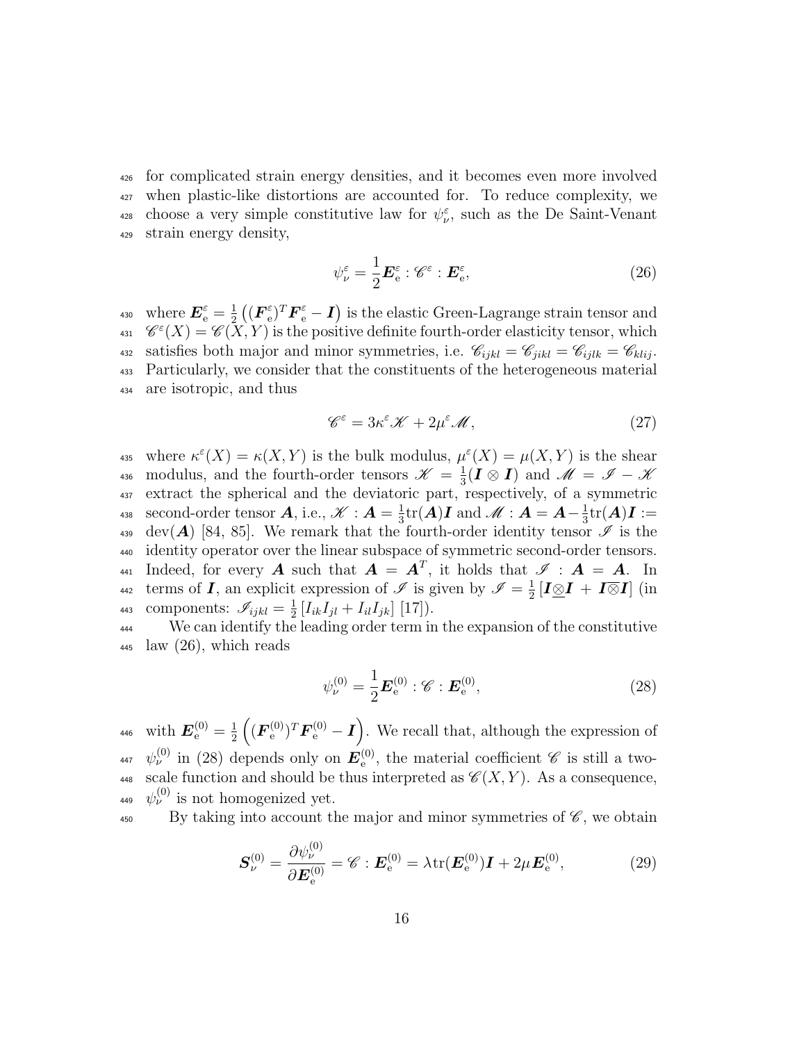for complicated strain energy densities, and it becomes even more involved when plastic-like distortions are accounted for. To reduce complexity, we choose a very simple constitutive law for $\psi_\nu^\varepsilon$, such as the De Saint-Venant strain energy density,

$$\psi_\nu^\varepsilon = \frac{1}{2} \boldsymbol{E}_\mathrm{e}^\varepsilon : \mathscr{C}^\varepsilon : \boldsymbol{E}_\mathrm{e}^\varepsilon, \tag{26}$$

where $\boldsymbol{E}_\mathrm{e}^\varepsilon = \frac{1}{2}\left((\boldsymbol{F}_\mathrm{e}^\varepsilon)^T \boldsymbol{F}_\mathrm{e}^\varepsilon - \boldsymbol{I}\right)$ is the elastic Green-Lagrange strain tensor and $\mathscr{C}^\varepsilon(X) = \mathscr{C}(X, Y)$ is the positive definite fourth-order elasticity tensor, which satisfies both major and minor symmetries, i.e. $\mathscr{C}_{ijkl} = \mathscr{C}_{jikl} = \mathscr{C}_{ijlk} = \mathscr{C}_{klij}$. Particularly, we consider that the constituents of the heterogeneous material are isotropic, and thus

$$\mathscr{C}^\varepsilon = 3\kappa^\varepsilon \mathscr{K} + 2\mu^\varepsilon \mathscr{M}, \tag{27}$$

where $\kappa^\varepsilon(X) = \kappa(X, Y)$ is the bulk modulus, $\mu^\varepsilon(X) = \mu(X, Y)$ is the shear modulus, and the fourth-order tensors $\mathscr{K} = \frac{1}{3}(\boldsymbol{I} \otimes \boldsymbol{I})$ and $\mathscr{M} = \mathscr{I} - \mathscr{K}$ extract the spherical and the deviatoric part, respectively, of a symmetric second-order tensor $\boldsymbol{A}$, i.e., $\mathscr{K} : \boldsymbol{A} = \frac{1}{3}\mathrm{tr}(\boldsymbol{A})\boldsymbol{I}$ and $\mathscr{M} : \boldsymbol{A} = \boldsymbol{A} - \frac{1}{3}\mathrm{tr}(\boldsymbol{A})\boldsymbol{I} := \mathrm{dev}(\boldsymbol{A})$ [84, 85]. We remark that the fourth-order identity tensor $\mathscr{I}$ is the identity operator over the linear subspace of symmetric second-order tensors. Indeed, for every $\boldsymbol{A}$ such that $\boldsymbol{A} = \boldsymbol{A}^T$, it holds that $\mathscr{I} : \boldsymbol{A} = \boldsymbol{A}$. In terms of $\boldsymbol{I}$, an explicit expression of $\mathscr{I}$ is given by $\mathscr{I} = \frac{1}{2}\left[\boldsymbol{I} \underline{\otimes} \boldsymbol{I} + \boldsymbol{I} \overline{\otimes} \boldsymbol{I}\right]$ (in components: $\mathscr{I}_{ijkl} = \frac{1}{2}\left[I_{ik}I_{jl} + I_{il}I_{jk}\right]$ [17]).

We can identify the leading order term in the expansion of the constitutive law (26), which reads

$$\psi_\nu^{(0)} = \frac{1}{2} \boldsymbol{E}_\mathrm{e}^{(0)} : \mathscr{C} : \boldsymbol{E}_\mathrm{e}^{(0)}, \tag{28}$$

with $\boldsymbol{E}_\mathrm{e}^{(0)} = \frac{1}{2}\left((\boldsymbol{F}_\mathrm{e}^{(0)})^T \boldsymbol{F}_\mathrm{e}^{(0)} - \boldsymbol{I}\right)$. We recall that, although the expression of $\psi_\nu^{(0)}$ in (28) depends only on $\boldsymbol{E}_\mathrm{e}^{(0)}$, the material coefficient $\mathscr{C}$ is still a two-scale function and should be thus interpreted as $\mathscr{C}(X, Y)$. As a consequence, $\psi_\nu^{(0)}$ is not homogenized yet.

By taking into account the major and minor symmetries of $\mathscr{C}$, we obtain

$$\boldsymbol{S}_\nu^{(0)} = \frac{\partial \psi_\nu^{(0)}}{\partial \boldsymbol{E}_\mathrm{e}^{(0)}} = \mathscr{C} : \boldsymbol{E}_\mathrm{e}^{(0)} = \lambda \mathrm{tr}(\boldsymbol{E}_\mathrm{e}^{(0)})\boldsymbol{I} + 2\mu \boldsymbol{E}_\mathrm{e}^{(0)}, \tag{29}$$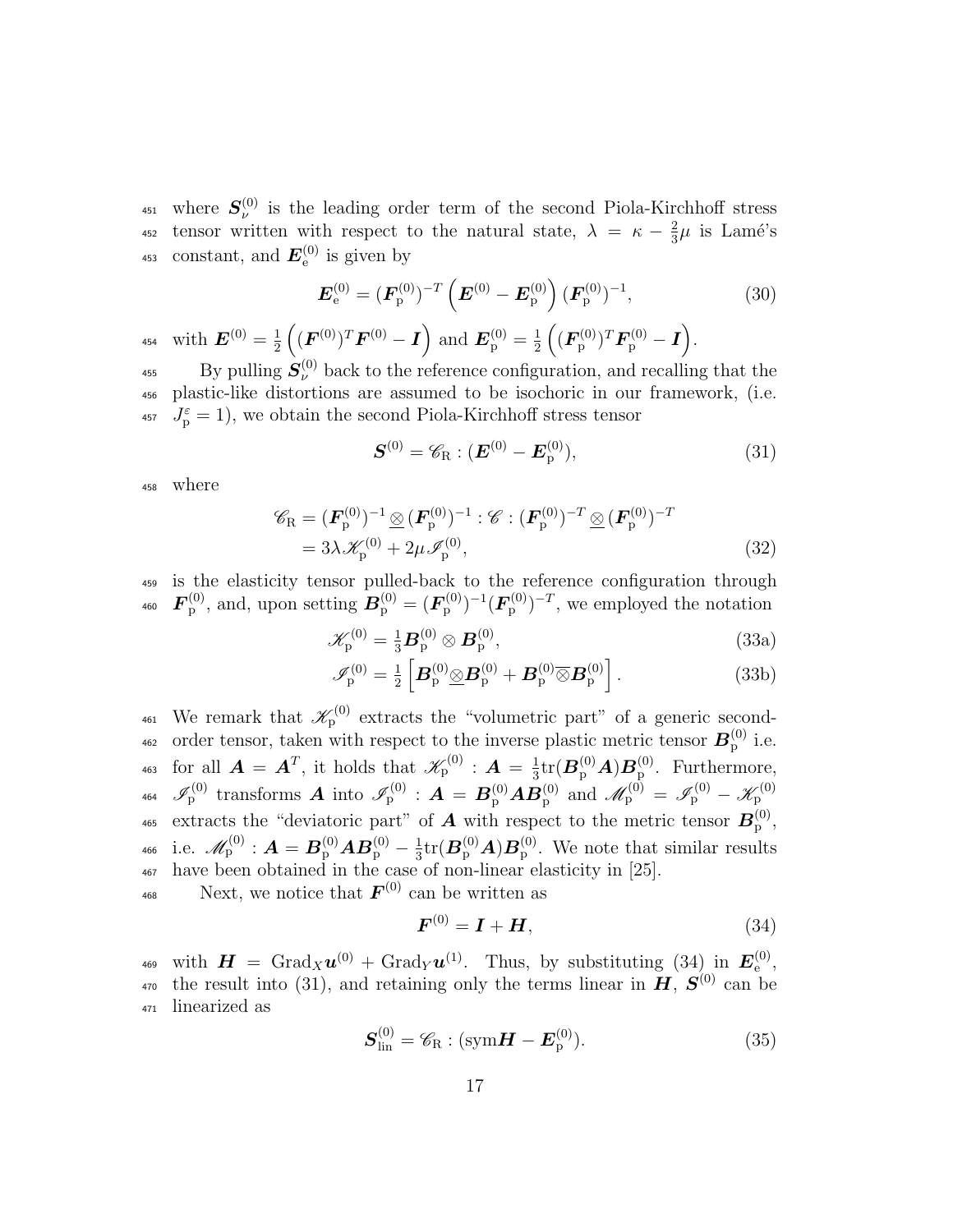where $\boldsymbol{S}_{\nu}^{(0)}$ is the leading order term of the second Piola-Kirchhoff stress tensor written with respect to the natural state, $\lambda = \kappa - \frac{2}{3}\mu$ is Lamé's constant, and $\boldsymbol{E}_{\mathrm{e}}^{(0)}$ is given by

$$\boldsymbol{E}_{\mathrm{e}}^{(0)} = (\boldsymbol{F}_{\mathrm{p}}^{(0)})^{-T} \left( \boldsymbol{E}^{(0)} - \boldsymbol{E}_{\mathrm{p}}^{(0)} \right) (\boldsymbol{F}_{\mathrm{p}}^{(0)})^{-1}, \tag{30}$$

with $\boldsymbol{E}^{(0)} = \frac{1}{2} \left( (\boldsymbol{F}^{(0)})^T \boldsymbol{F}^{(0)} - \boldsymbol{I} \right)$ and $\boldsymbol{E}_{\mathrm{p}}^{(0)} = \frac{1}{2} \left( (\boldsymbol{F}_{\mathrm{p}}^{(0)})^T \boldsymbol{F}_{\mathrm{p}}^{(0)} - \boldsymbol{I} \right)$.

By pulling $\boldsymbol{S}_{\nu}^{(0)}$ back to the reference configuration, and recalling that the plastic-like distortions are assumed to be isochoric in our framework, (i.e. $J_{\mathrm{p}}^{\varepsilon} = 1$), we obtain the second Piola-Kirchhoff stress tensor

$$\boldsymbol{S}^{(0)} = \mathscr{C}_{\mathrm{R}} : (\boldsymbol{E}^{(0)} - \boldsymbol{E}_{\mathrm{p}}^{(0)}), \tag{31}$$

where

$$\begin{aligned} \mathscr{C}_{\mathrm{R}} &= (\boldsymbol{F}_{\mathrm{p}}^{(0)})^{-1} \underline{\otimes} (\boldsymbol{F}_{\mathrm{p}}^{(0)})^{-1} : \mathscr{C} : (\boldsymbol{F}_{\mathrm{p}}^{(0)})^{-T} \underline{\otimes} (\boldsymbol{F}_{\mathrm{p}}^{(0)})^{-T} \\ &= 3\lambda \mathscr{K}_{\mathrm{p}}^{(0)} + 2\mu \mathscr{I}_{\mathrm{p}}^{(0)}, \end{aligned} \tag{32}$$

is the elasticity tensor pulled-back to the reference configuration through $\boldsymbol{F}_{\mathrm{p}}^{(0)}$, and, upon setting $\boldsymbol{B}_{\mathrm{p}}^{(0)} = (\boldsymbol{F}_{\mathrm{p}}^{(0)})^{-1} (\boldsymbol{F}_{\mathrm{p}}^{(0)})^{-T}$, we employed the notation

$$\mathscr{K}_{\mathrm{p}}^{(0)} = \tfrac{1}{3} \boldsymbol{B}_{\mathrm{p}}^{(0)} \otimes \boldsymbol{B}_{\mathrm{p}}^{(0)}, \tag{33a}$$

$$\mathscr{I}_{\mathrm{p}}^{(0)} = \tfrac{1}{2} \left[ \boldsymbol{B}_{\mathrm{p}}^{(0)} \underline{\otimes} \boldsymbol{B}_{\mathrm{p}}^{(0)} + \boldsymbol{B}_{\mathrm{p}}^{(0)} \overline{\otimes} \boldsymbol{B}_{\mathrm{p}}^{(0)} \right]. \tag{33b}$$

We remark that $\mathscr{K}_{\mathrm{p}}^{(0)}$ extracts the "volumetric part" of a generic second-order tensor, taken with respect to the inverse plastic metric tensor $\boldsymbol{B}_{\mathrm{p}}^{(0)}$ i.e. for all $\boldsymbol{A} = \boldsymbol{A}^T$, it holds that $\mathscr{K}_{\mathrm{p}}^{(0)} : \boldsymbol{A} = \frac{1}{3} \mathrm{tr}(\boldsymbol{B}_{\mathrm{p}}^{(0)} \boldsymbol{A}) \boldsymbol{B}_{\mathrm{p}}^{(0)}$. Furthermore, $\mathscr{I}_{\mathrm{p}}^{(0)}$ transforms $\boldsymbol{A}$ into $\mathscr{I}_{\mathrm{p}}^{(0)} : \boldsymbol{A} = \boldsymbol{B}_{\mathrm{p}}^{(0)} \boldsymbol{A} \boldsymbol{B}_{\mathrm{p}}^{(0)}$ and $\mathscr{M}_{\mathrm{p}}^{(0)} = \mathscr{I}_{\mathrm{p}}^{(0)} - \mathscr{K}_{\mathrm{p}}^{(0)}$ extracts the "deviatoric part" of $\boldsymbol{A}$ with respect to the metric tensor $\boldsymbol{B}_{\mathrm{p}}^{(0)}$, i.e. $\mathscr{M}_{\mathrm{p}}^{(0)} : \boldsymbol{A} = \boldsymbol{B}_{\mathrm{p}}^{(0)} \boldsymbol{A} \boldsymbol{B}_{\mathrm{p}}^{(0)} - \frac{1}{3} \mathrm{tr}(\boldsymbol{B}_{\mathrm{p}}^{(0)} \boldsymbol{A}) \boldsymbol{B}_{\mathrm{p}}^{(0)}$. We note that similar results have been obtained in the case of non-linear elasticity in [25].

Next, we notice that $\boldsymbol{F}^{(0)}$ can be written as

$$\boldsymbol{F}^{(0)} = \boldsymbol{I} + \boldsymbol{H}, \tag{34}$$

with $\boldsymbol{H} = \mathrm{Grad}_X \boldsymbol{u}^{(0)} + \mathrm{Grad}_Y \boldsymbol{u}^{(1)}$. Thus, by substituting (34) in $\boldsymbol{E}_{\mathrm{e}}^{(0)}$, the result into (31), and retaining only the terms linear in $\boldsymbol{H}$, $\boldsymbol{S}^{(0)}$ can be linearized as

$$\boldsymbol{S}_{\mathrm{lin}}^{(0)} = \mathscr{C}_{\mathrm{R}} : (\mathrm{sym} \boldsymbol{H} - \boldsymbol{E}_{\mathrm{p}}^{(0)}). \tag{35}$$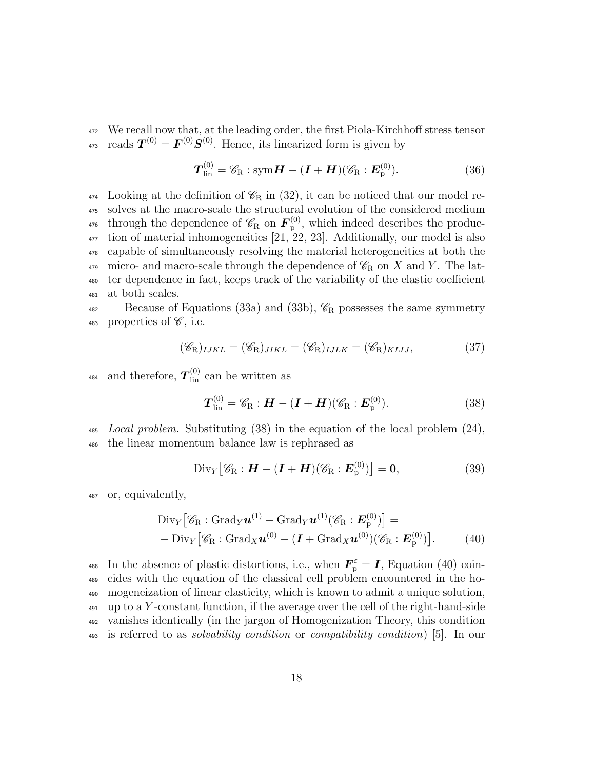We recall now that, at the leading order, the first Piola-Kirchhoff stress tensor reads $\boldsymbol{T}^{(0)} = \boldsymbol{F}^{(0)}\boldsymbol{S}^{(0)}$. Hence, its linearized form is given by

$$\boldsymbol{T}^{(0)}_{\mathrm{lin}} = \mathscr{C}_{\mathrm{R}} : \mathrm{sym}\boldsymbol{H} - (\boldsymbol{I} + \boldsymbol{H})(\mathscr{C}_{\mathrm{R}} : \boldsymbol{E}^{(0)}_{\mathrm{p}}). \tag{36}$$

Looking at the definition of $\mathscr{C}_{\mathrm{R}}$ in (32), it can be noticed that our model resolves at the macro-scale the structural evolution of the considered medium through the dependence of $\mathscr{C}_{\mathrm{R}}$ on $\boldsymbol{F}^{(0)}_{\mathrm{p}}$, which indeed describes the production of material inhomogeneities [21, 22, 23]. Additionally, our model is also capable of simultaneously resolving the material heterogeneities at both the micro- and macro-scale through the dependence of $\mathscr{C}_{\mathrm{R}}$ on $X$ and $Y$. The latter dependence in fact, keeps track of the variability of the elastic coefficient at both scales.

Because of Equations (33a) and (33b), $\mathscr{C}_{\mathrm{R}}$ possesses the same symmetry properties of $\mathscr{C}$, i.e.

$$(\mathscr{C}_{\mathrm{R}})_{IJKL} = (\mathscr{C}_{\mathrm{R}})_{JIKL} = (\mathscr{C}_{\mathrm{R}})_{IJLK} = (\mathscr{C}_{\mathrm{R}})_{KLIJ}, \tag{37}$$

and therefore, $\boldsymbol{T}^{(0)}_{\mathrm{lin}}$ can be written as

$$\boldsymbol{T}^{(0)}_{\mathrm{lin}} = \mathscr{C}_{\mathrm{R}} : \boldsymbol{H} - (\boldsymbol{I} + \boldsymbol{H})(\mathscr{C}_{\mathrm{R}} : \boldsymbol{E}^{(0)}_{\mathrm{p}}). \tag{38}$$

*Local problem.* Substituting (38) in the equation of the local problem (24), the linear momentum balance law is rephrased as

$$\mathrm{Div}_Y\big[\mathscr{C}_{\mathrm{R}} : \boldsymbol{H} - (\boldsymbol{I} + \boldsymbol{H})(\mathscr{C}_{\mathrm{R}} : \boldsymbol{E}^{(0)}_{\mathrm{p}})\big] = \boldsymbol{0}, \tag{39}$$

or, equivalently,

$$\begin{aligned}
&\mathrm{Div}_Y\big[\mathscr{C}_{\mathrm{R}} : \mathrm{Grad}_Y\boldsymbol{u}^{(1)} - \mathrm{Grad}_Y\boldsymbol{u}^{(1)}(\mathscr{C}_{\mathrm{R}} : \boldsymbol{E}^{(0)}_{\mathrm{p}})\big] = \\
&- \mathrm{Div}_Y\big[\mathscr{C}_{\mathrm{R}} : \mathrm{Grad}_X\boldsymbol{u}^{(0)} - (\boldsymbol{I} + \mathrm{Grad}_X\boldsymbol{u}^{(0)})(\mathscr{C}_{\mathrm{R}} : \boldsymbol{E}^{(0)}_{\mathrm{p}})\big].
\end{aligned} \tag{40}$$

In the absence of plastic distortions, i.e., when $\boldsymbol{F}^{\varepsilon}_{\mathrm{p}} = \boldsymbol{I}$, Equation (40) coincides with the equation of the classical cell problem encountered in the homogeneization of linear elasticity, which is known to admit a unique solution, up to a $Y$-constant function, if the average over the cell of the right-hand-side vanishes identically (in the jargon of Homogenization Theory, this condition is referred to as *solvability condition* or *compatibility condition*) [5]. In our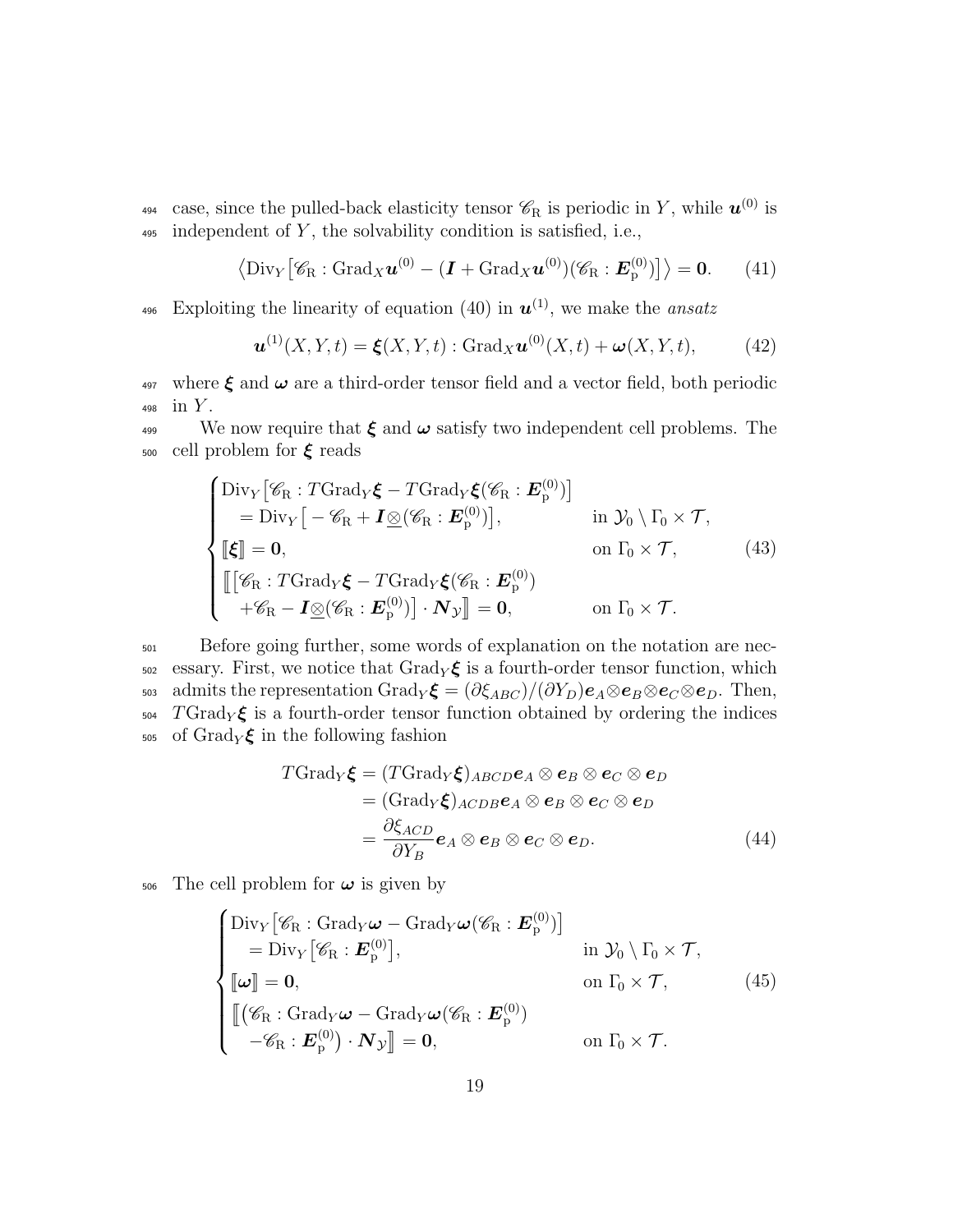case, since the pulled-back elasticity tensor $\mathscr{C}_{\mathrm{R}}$ is periodic in $Y$, while $\boldsymbol{u}^{(0)}$ is independent of $Y$, the solvability condition is satisfied, i.e.,

$$\left\langle \mathrm{Div}_Y\big[\mathscr{C}_{\mathrm{R}} : \mathrm{Grad}_X \boldsymbol{u}^{(0)} - (\boldsymbol{I} + \mathrm{Grad}_X \boldsymbol{u}^{(0)})(\mathscr{C}_{\mathrm{R}} : \boldsymbol{E}_{\mathrm{p}}^{(0)})\big]\right\rangle = \boldsymbol{0}. \tag{41}$$

Exploiting the linearity of equation (40) in $\boldsymbol{u}^{(1)}$, we make the *ansatz*

$$\boldsymbol{u}^{(1)}(X, Y, t) = \boldsymbol{\xi}(X, Y, t) : \mathrm{Grad}_X \boldsymbol{u}^{(0)}(X, t) + \boldsymbol{\omega}(X, Y, t), \tag{42}$$

where $\boldsymbol{\xi}$ and $\boldsymbol{\omega}$ are a third-order tensor field and a vector field, both periodic in $Y$.

We now require that $\boldsymbol{\xi}$ and $\boldsymbol{\omega}$ satisfy two independent cell problems. The cell problem for $\boldsymbol{\xi}$ reads

$$\begin{cases} \mathrm{Div}_Y\big[\mathscr{C}_{\mathrm{R}} : T\mathrm{Grad}_Y \boldsymbol{\xi} - T\mathrm{Grad}_Y \boldsymbol{\xi}(\mathscr{C}_{\mathrm{R}} : \boldsymbol{E}_{\mathrm{p}}^{(0)})\big] & \\ \quad = \mathrm{Div}_Y\big[-\mathscr{C}_{\mathrm{R}} + \boldsymbol{I}\underline{\otimes}(\mathscr{C}_{\mathrm{R}} : \boldsymbol{E}_{\mathrm{p}}^{(0)})\big], & \text{in } \mathcal{Y}_0 \setminus \Gamma_0 \times \mathcal{T}, \\ [\![\boldsymbol{\xi}]\!] = \boldsymbol{0}, & \text{on } \Gamma_0 \times \mathcal{T}, \\ [\![\big[\mathscr{C}_{\mathrm{R}} : T\mathrm{Grad}_Y \boldsymbol{\xi} - T\mathrm{Grad}_Y \boldsymbol{\xi}(\mathscr{C}_{\mathrm{R}} : \boldsymbol{E}_{\mathrm{p}}^{(0)}) & \\ \quad + \mathscr{C}_{\mathrm{R}} - \boldsymbol{I}\underline{\otimes}(\mathscr{C}_{\mathrm{R}} : \boldsymbol{E}_{\mathrm{p}}^{(0)})\big] \cdot \boldsymbol{N}_{\mathcal{Y}}]\!] = \boldsymbol{0}, & \text{on } \Gamma_0 \times \mathcal{T}. \end{cases} \tag{43}$$

Before going further, some words of explanation on the notation are necessary. First, we notice that $\mathrm{Grad}_Y \boldsymbol{\xi}$ is a fourth-order tensor function, which admits the representation $\mathrm{Grad}_Y \boldsymbol{\xi} = (\partial \xi_{ABC})/(\partial Y_D) \boldsymbol{e}_A \otimes \boldsymbol{e}_B \otimes \boldsymbol{e}_C \otimes \boldsymbol{e}_D$. Then, $T\mathrm{Grad}_Y \boldsymbol{\xi}$ is a fourth-order tensor function obtained by ordering the indices of $\mathrm{Grad}_Y \boldsymbol{\xi}$ in the following fashion

$$\begin{aligned} T\mathrm{Grad}_Y \boldsymbol{\xi} &= (T\mathrm{Grad}_Y \boldsymbol{\xi})_{ABCD} \boldsymbol{e}_A \otimes \boldsymbol{e}_B \otimes \boldsymbol{e}_C \otimes \boldsymbol{e}_D \\ &= (\mathrm{Grad}_Y \boldsymbol{\xi})_{ACDB} \boldsymbol{e}_A \otimes \boldsymbol{e}_B \otimes \boldsymbol{e}_C \otimes \boldsymbol{e}_D \\ &= \frac{\partial \xi_{ACD}}{\partial Y_B} \boldsymbol{e}_A \otimes \boldsymbol{e}_B \otimes \boldsymbol{e}_C \otimes \boldsymbol{e}_D. \end{aligned} \tag{44}$$

The cell problem for $\boldsymbol{\omega}$ is given by

$$\begin{cases} \mathrm{Div}_Y\big[\mathscr{C}_{\mathrm{R}} : \mathrm{Grad}_Y \boldsymbol{\omega} - \mathrm{Grad}_Y \boldsymbol{\omega}(\mathscr{C}_{\mathrm{R}} : \boldsymbol{E}_{\mathrm{p}}^{(0)})\big] & \\ \quad = \mathrm{Div}_Y\big[\mathscr{C}_{\mathrm{R}} : \boldsymbol{E}_{\mathrm{p}}^{(0)}\big], & \text{in } \mathcal{Y}_0 \setminus \Gamma_0 \times \mathcal{T}, \\ [\![\boldsymbol{\omega}]\!] = \boldsymbol{0}, & \text{on } \Gamma_0 \times \mathcal{T}, \\ [\![\big(\mathscr{C}_{\mathrm{R}} : \mathrm{Grad}_Y \boldsymbol{\omega} - \mathrm{Grad}_Y \boldsymbol{\omega}(\mathscr{C}_{\mathrm{R}} : \boldsymbol{E}_{\mathrm{p}}^{(0)}) & \\ \quad - \mathscr{C}_{\mathrm{R}} : \boldsymbol{E}_{\mathrm{p}}^{(0)}\big) \cdot \boldsymbol{N}_{\mathcal{Y}}]\!] = \boldsymbol{0}, & \text{on } \Gamma_0 \times \mathcal{T}. \end{cases} \tag{45}$$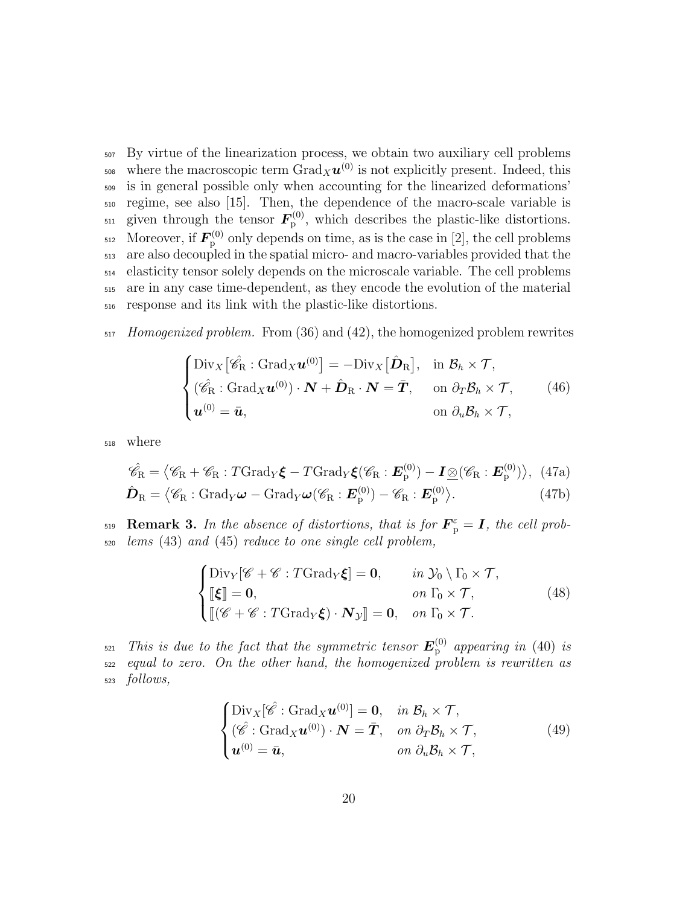By virtue of the linearization process, we obtain two auxiliary cell problems where the macroscopic term $\text{Grad}_X \boldsymbol{u}^{(0)}$ is not explicitly present. Indeed, this is in general possible only when accounting for the linearized deformations' regime, see also [15]. Then, the dependence of the macro-scale variable is given through the tensor $\boldsymbol{F}_{\text{p}}^{(0)}$, which describes the plastic-like distortions. Moreover, if $\boldsymbol{F}_{\text{p}}^{(0)}$ only depends on time, as is the case in [2], the cell problems are also decoupled in the spatial micro- and macro-variables provided that the elasticity tensor solely depends on the microscale variable. The cell problems are in any case time-dependent, as they encode the evolution of the material response and its link with the plastic-like distortions.

*Homogenized problem.* From (36) and (42), the homogenized problem rewrites

$$
\begin{cases}
\text{Div}_X \big[ \hat{\mathscr{C}}_{\text{R}} : \text{Grad}_X \boldsymbol{u}^{(0)} \big] = -\text{Div}_X \big[ \hat{\boldsymbol{D}}_{\text{R}} \big], & \text{in } \mathcal{B}_h \times \mathcal{T}, \\
(\hat{\mathscr{C}}_{\text{R}} : \text{Grad}_X \boldsymbol{u}^{(0)}) \cdot \boldsymbol{N} + \hat{\boldsymbol{D}}_{\text{R}} \cdot \boldsymbol{N} = \bar{\boldsymbol{T}}, & \text{on } \partial_T \mathcal{B}_h \times \mathcal{T}, \\
\boldsymbol{u}^{(0)} = \bar{\boldsymbol{u}}, & \text{on } \partial_u \mathcal{B}_h \times \mathcal{T},
\end{cases}
\tag{46}
$$

where

$$
\hat{\mathscr{C}}_{\text{R}} = \big\langle \mathscr{C}_{\text{R}} + \mathscr{C}_{\text{R}} : T\text{Grad}_Y \boldsymbol{\xi} - T\text{Grad}_Y \boldsymbol{\xi} (\mathscr{C}_{\text{R}} : \boldsymbol{E}_{\text{p}}^{(0)}) - \boldsymbol{I} \underline{\otimes} (\mathscr{C}_{\text{R}} : \boldsymbol{E}_{\text{p}}^{(0)}) \big\rangle, \tag{47a}
$$

$$
\hat{\boldsymbol{D}}_{\text{R}} = \big\langle \mathscr{C}_{\text{R}} : \text{Grad}_Y \boldsymbol{\omega} - \text{Grad}_Y \boldsymbol{\omega} (\mathscr{C}_{\text{R}} : \boldsymbol{E}_{\text{p}}^{(0)}) - \mathscr{C}_{\text{R}} : \boldsymbol{E}_{\text{p}}^{(0)} \big\rangle. \tag{47b}
$$

**Remark 3.** *In the absence of distortions, that is for $\boldsymbol{F}_{\text{p}}^{\varepsilon} = \boldsymbol{I}$, the cell problems* (43) *and* (45) *reduce to one single cell problem,*

$$
\begin{cases}
\text{Div}_Y [\mathscr{C} + \mathscr{C} : T\text{Grad}_Y \boldsymbol{\xi}] = \boldsymbol{0}, & \textit{in } \mathcal{Y}_0 \setminus \Gamma_0 \times \mathcal{T}, \\
[\![ \boldsymbol{\xi} ]\!] = \boldsymbol{0}, & \textit{on } \Gamma_0 \times \mathcal{T}, \\
[\![ (\mathscr{C} + \mathscr{C} : T\text{Grad}_Y \boldsymbol{\xi}) \cdot \boldsymbol{N}_{\mathcal{Y}} ]\!] = \boldsymbol{0}, & \textit{on } \Gamma_0 \times \mathcal{T}.
\end{cases}
\tag{48}
$$

*This is due to the fact that the symmetric tensor $\boldsymbol{E}_{\text{p}}^{(0)}$ appearing in* (40) *is equal to zero. On the other hand, the homogenized problem is rewritten as follows,*

$$
\begin{cases}
\text{Div}_X [\hat{\mathscr{C}} : \text{Grad}_X \boldsymbol{u}^{(0)}] = \boldsymbol{0}, & \textit{in } \mathcal{B}_h \times \mathcal{T}, \\
(\hat{\mathscr{C}} : \text{Grad}_X \boldsymbol{u}^{(0)}) \cdot \boldsymbol{N} = \bar{\boldsymbol{T}}, & \textit{on } \partial_T \mathcal{B}_h \times \mathcal{T}, \\
\boldsymbol{u}^{(0)} = \bar{\boldsymbol{u}}, & \textit{on } \partial_u \mathcal{B}_h \times \mathcal{T},
\end{cases}
\tag{49}
$$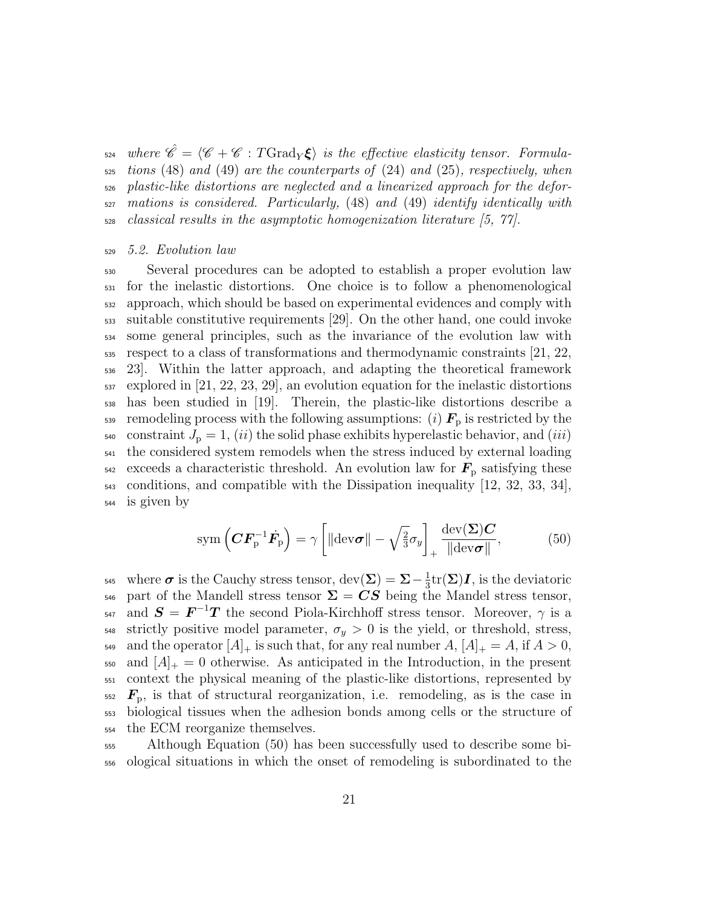*where $\hat{\mathscr{C}} = \langle \mathscr{C} + \mathscr{C} : T\mathrm{Grad}_Y \boldsymbol{\xi} \rangle$ is the effective elasticity tensor. Formulations (48) and (49) are the counterparts of (24) and (25), respectively, when plastic-like distortions are neglected and a linearized approach for the deformations is considered. Particularly, (48) and (49) identify identically with classical results in the asymptotic homogenization literature [5, 77].*

### *5.2. Evolution law*

Several procedures can be adopted to establish a proper evolution law for the inelastic distortions. One choice is to follow a phenomenological approach, which should be based on experimental evidences and comply with suitable constitutive requirements [29]. On the other hand, one could invoke some general principles, such as the invariance of the evolution law with respect to a class of transformations and thermodynamic constraints [21, 22, 23]. Within the latter approach, and adapting the theoretical framework explored in [21, 22, 23, 29], an evolution equation for the inelastic distortions has been studied in [19]. Therein, the plastic-like distortions describe a remodeling process with the following assumptions: (*i*) $\boldsymbol{F}_\mathrm{p}$ is restricted by the constraint $J_\mathrm{p} = 1$, (*ii*) the solid phase exhibits hyperelastic behavior, and (*iii*) the considered system remodels when the stress induced by external loading exceeds a characteristic threshold. An evolution law for $\boldsymbol{F}_\mathrm{p}$ satisfying these conditions, and compatible with the Dissipation inequality [12, 32, 33, 34], is given by

$$\mathrm{sym}\left(\boldsymbol{C}\boldsymbol{F}_\mathrm{p}^{-1}\dot{\boldsymbol{F}}_\mathrm{p}\right) = \gamma \left[\|\mathrm{dev}\boldsymbol{\sigma}\| - \sqrt{\tfrac{2}{3}}\sigma_y\right]_+ \frac{\mathrm{dev}(\boldsymbol{\Sigma})\boldsymbol{C}}{\|\mathrm{dev}\boldsymbol{\sigma}\|}, \tag{50}$$

where $\boldsymbol{\sigma}$ is the Cauchy stress tensor, $\mathrm{dev}(\boldsymbol{\Sigma}) = \boldsymbol{\Sigma} - \frac{1}{3}\mathrm{tr}(\boldsymbol{\Sigma})\boldsymbol{I}$, is the deviatoric part of the Mandell stress tensor $\boldsymbol{\Sigma} = \boldsymbol{C}\boldsymbol{S}$ being the Mandel stress tensor, and $\boldsymbol{S} = \boldsymbol{F}^{-1}\boldsymbol{T}$ the second Piola-Kirchhoff stress tensor. Moreover, $\gamma$ is a strictly positive model parameter, $\sigma_y > 0$ is the yield, or threshold, stress, and the operator $[A]_+$ is such that, for any real number $A$, $[A]_+ = A$, if $A > 0$, and $[A]_+ = 0$ otherwise. As anticipated in the Introduction, in the present context the physical meaning of the plastic-like distortions, represented by $\boldsymbol{F}_\mathrm{p}$, is that of structural reorganization, i.e. remodeling, as is the case in biological tissues when the adhesion bonds among cells or the structure of the ECM reorganize themselves.

Although Equation (50) has been successfully used to describe some biological situations in which the onset of remodeling is subordinated to the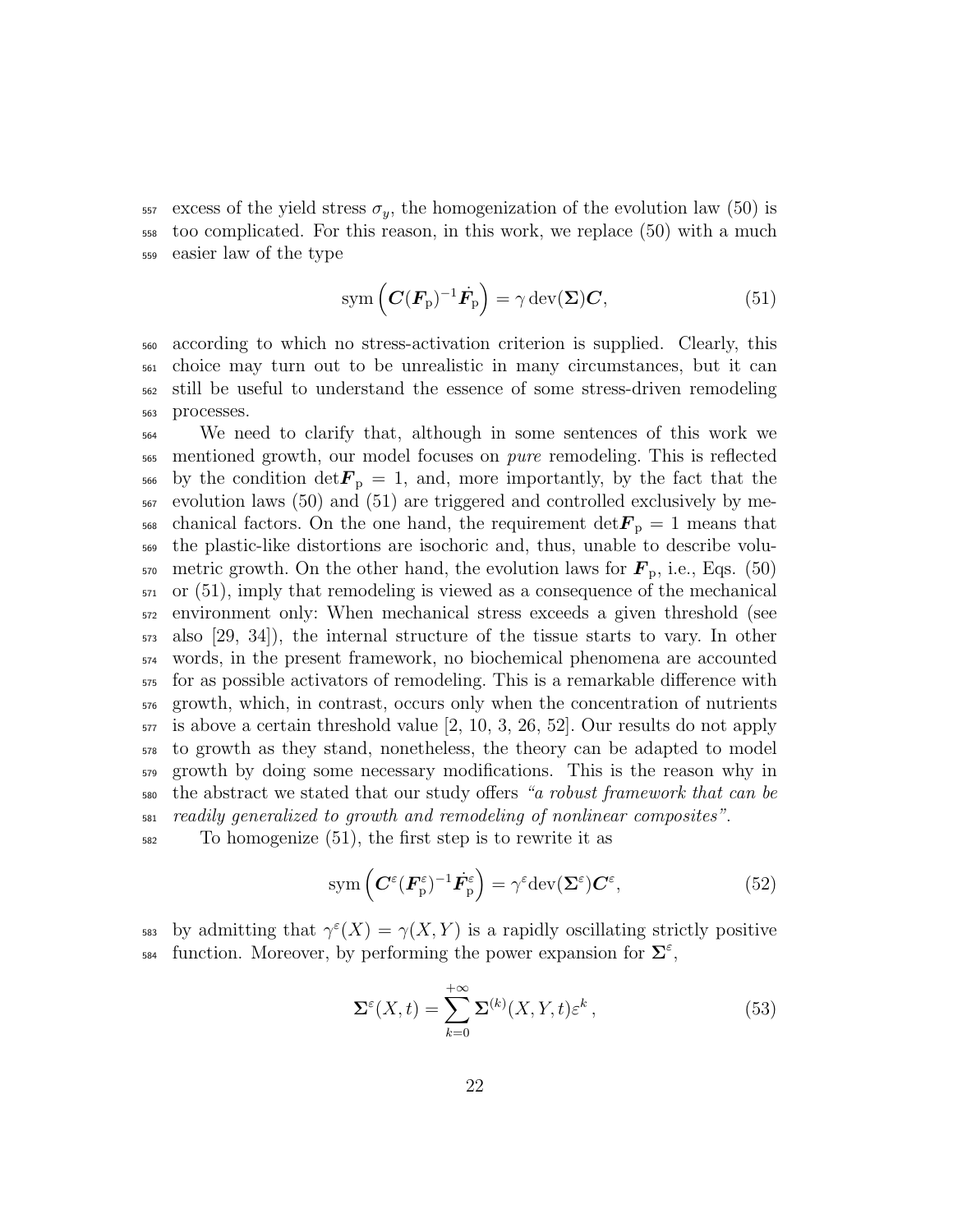excess of the yield stress $\sigma_y$, the homogenization of the evolution law (50) is too complicated. For this reason, in this work, we replace (50) with a much easier law of the type

$$\mathrm{sym}\left(\boldsymbol{C}(\boldsymbol{F}_{\mathrm{p}})^{-1}\dot{\boldsymbol{F}}_{\mathrm{p}}\right) = \gamma\,\mathrm{dev}(\boldsymbol{\Sigma})\boldsymbol{C}, \tag{51}$$

according to which no stress-activation criterion is supplied. Clearly, this choice may turn out to be unrealistic in many circumstances, but it can still be useful to understand the essence of some stress-driven remodeling processes.

We need to clarify that, although in some sentences of this work we mentioned growth, our model focuses on *pure* remodeling. This is reflected by the condition $\det\boldsymbol{F}_{\mathrm{p}} = 1$, and, more importantly, by the fact that the evolution laws (50) and (51) are triggered and controlled exclusively by mechanical factors. On the one hand, the requirement $\det\boldsymbol{F}_{\mathrm{p}} = 1$ means that the plastic-like distortions are isochoric and, thus, unable to describe volumetric growth. On the other hand, the evolution laws for $\boldsymbol{F}_{\mathrm{p}}$, i.e., Eqs. (50) or (51), imply that remodeling is viewed as a consequence of the mechanical environment only: When mechanical stress exceeds a given threshold (see also [29, 34]), the internal structure of the tissue starts to vary. In other words, in the present framework, no biochemical phenomena are accounted for as possible activators of remodeling. This is a remarkable difference with growth, which, in contrast, occurs only when the concentration of nutrients is above a certain threshold value [2, 10, 3, 26, 52]. Our results do not apply to growth as they stand, nonetheless, the theory can be adapted to model growth by doing some necessary modifications. This is the reason why in the abstract we stated that our study offers *"a robust framework that can be readily generalized to growth and remodeling of nonlinear composites"*.

To homogenize (51), the first step is to rewrite it as

$$\mathrm{sym}\left(\boldsymbol{C}^{\varepsilon}(\boldsymbol{F}_{\mathrm{p}}^{\varepsilon})^{-1}\dot{\boldsymbol{F}}_{\mathrm{p}}^{\varepsilon}\right) = \gamma^{\varepsilon}\mathrm{dev}(\boldsymbol{\Sigma}^{\varepsilon})\boldsymbol{C}^{\varepsilon}, \tag{52}$$

by admitting that $\gamma^{\varepsilon}(X) = \gamma(X, Y)$ is a rapidly oscillating strictly positive function. Moreover, by performing the power expansion for $\boldsymbol{\Sigma}^{\varepsilon}$,

$$\boldsymbol{\Sigma}^{\varepsilon}(X, t) = \sum_{k=0}^{+\infty} \boldsymbol{\Sigma}^{(k)}(X, Y, t)\varepsilon^{k}\,, \tag{53}$$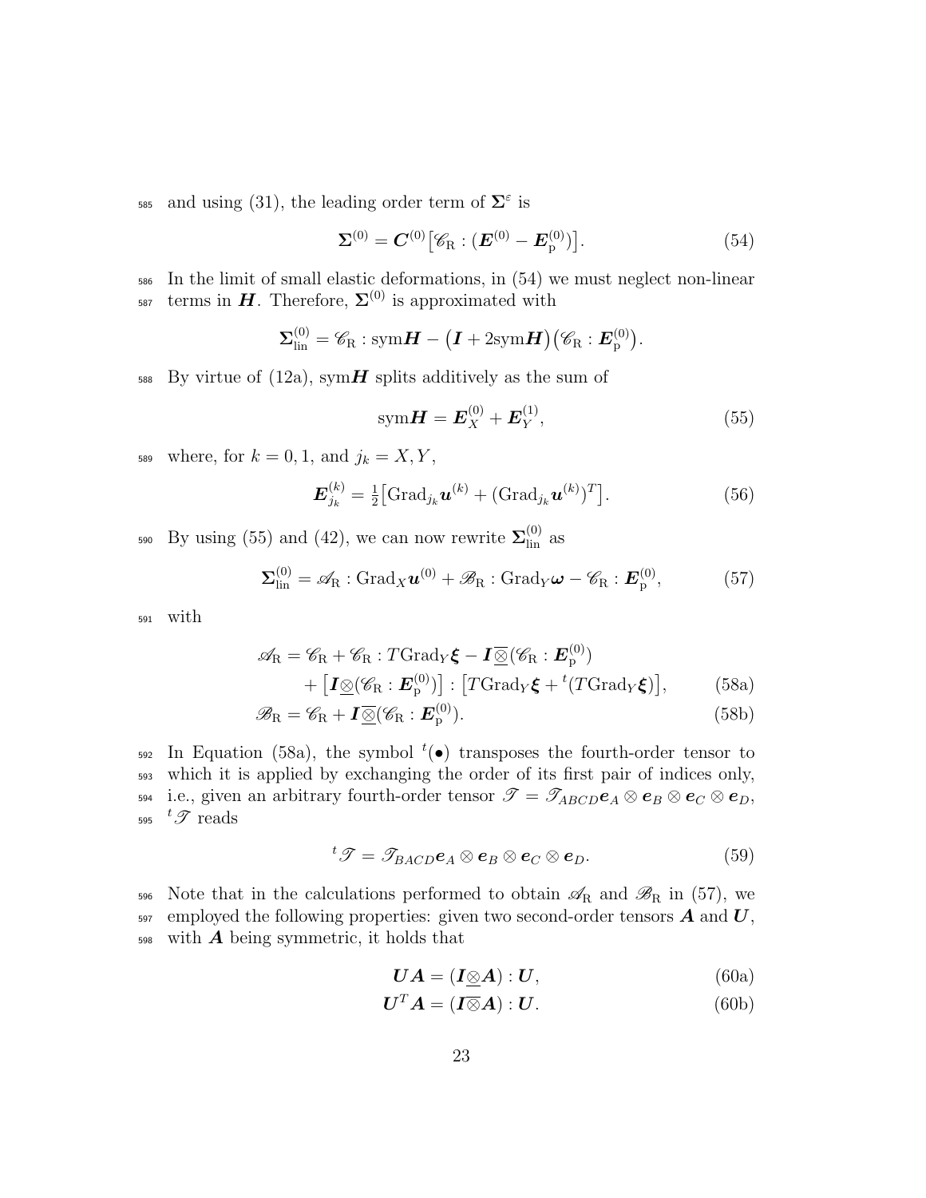and using (31), the leading order term of $\boldsymbol{\Sigma}^{\varepsilon}$ is

$$\boldsymbol{\Sigma}^{(0)} = \boldsymbol{C}^{(0)}\big[\mathscr{C}_{\rm R} : (\boldsymbol{E}^{(0)} - \boldsymbol{E}_{\rm p}^{(0)})\big]. \tag{54}$$

In the limit of small elastic deformations, in (54) we must neglect non-linear terms in $\boldsymbol{H}$. Therefore, $\boldsymbol{\Sigma}^{(0)}$ is approximated with

$$\boldsymbol{\Sigma}_{\rm lin}^{(0)} = \mathscr{C}_{\rm R} : {\rm sym}\boldsymbol{H} - \big(\boldsymbol{I} + 2{\rm sym}\boldsymbol{H}\big)\big(\mathscr{C}_{\rm R} : \boldsymbol{E}_{\rm p}^{(0)}\big).$$

By virtue of (12a), ${\rm sym}\boldsymbol{H}$ splits additively as the sum of

$${\rm sym}\boldsymbol{H} = \boldsymbol{E}_X^{(0)} + \boldsymbol{E}_Y^{(1)}, \tag{55}$$

where, for $k = 0, 1$, and $j_k = X, Y$,

$$\boldsymbol{E}_{j_k}^{(k)} = \tfrac{1}{2}\big[{\rm Grad}_{j_k}\boldsymbol{u}^{(k)} + ({\rm Grad}_{j_k}\boldsymbol{u}^{(k)})^T\big]. \tag{56}$$

By using (55) and (42), we can now rewrite $\boldsymbol{\Sigma}_{\rm lin}^{(0)}$ as

$$\boldsymbol{\Sigma}_{\rm lin}^{(0)} = \mathscr{A}_{\rm R} : {\rm Grad}_X\boldsymbol{u}^{(0)} + \mathscr{B}_{\rm R} : {\rm Grad}_Y\boldsymbol{\omega} - \mathscr{C}_{\rm R} : \boldsymbol{E}_{\rm p}^{(0)}, \tag{57}$$

with

$$\begin{aligned}
\mathscr{A}_{\rm R} = \mathscr{C}_{\rm R} &+ \mathscr{C}_{\rm R} : T{\rm Grad}_Y\boldsymbol{\xi} - \boldsymbol{I}\,\overline{\underline{\otimes}}(\mathscr{C}_{\rm R} : \boldsymbol{E}_{\rm p}^{(0)}) \\
&+ \big[\boldsymbol{I}\underline{\otimes}(\mathscr{C}_{\rm R} : \boldsymbol{E}_{\rm p}^{(0)})\big] : \big[T{\rm Grad}_Y\boldsymbol{\xi} + {}^{t}(T{\rm Grad}_Y\boldsymbol{\xi})\big], \qquad (58a)\\
\mathscr{B}_{\rm R} = \mathscr{C}_{\rm R} &+ \boldsymbol{I}\,\overline{\underline{\otimes}}(\mathscr{C}_{\rm R} : \boldsymbol{E}_{\rm p}^{(0)}). \qquad (58b)
\end{aligned}$$

In Equation (58a), the symbol ${}^{t}(\bullet)$ transposes the fourth-order tensor to which it is applied by exchanging the order of its first pair of indices only, i.e., given an arbitrary fourth-order tensor $\mathscr{T} = \mathscr{T}_{ABCD}\boldsymbol{e}_A \otimes \boldsymbol{e}_B \otimes \boldsymbol{e}_C \otimes \boldsymbol{e}_D$, ${}^{t}\mathscr{T}$ reads

$${}^{t}\mathscr{T} = \mathscr{T}_{BACD}\boldsymbol{e}_A \otimes \boldsymbol{e}_B \otimes \boldsymbol{e}_C \otimes \boldsymbol{e}_D. \tag{59}$$

Note that in the calculations performed to obtain $\mathscr{A}_{\rm R}$ and $\mathscr{B}_{\rm R}$ in (57), we employed the following properties: given two second-order tensors $\boldsymbol{A}$ and $\boldsymbol{U}$, with $\boldsymbol{A}$ being symmetric, it holds that

$$\begin{aligned}
\boldsymbol{U}\boldsymbol{A} &= (\boldsymbol{I}\underline{\otimes}\boldsymbol{A}) : \boldsymbol{U}, \qquad (60a)\\
\boldsymbol{U}^T\boldsymbol{A} &= (\boldsymbol{I}\,\overline{\underline{\otimes}}\boldsymbol{A}) : \boldsymbol{U}. \qquad (60b)
\end{aligned}$$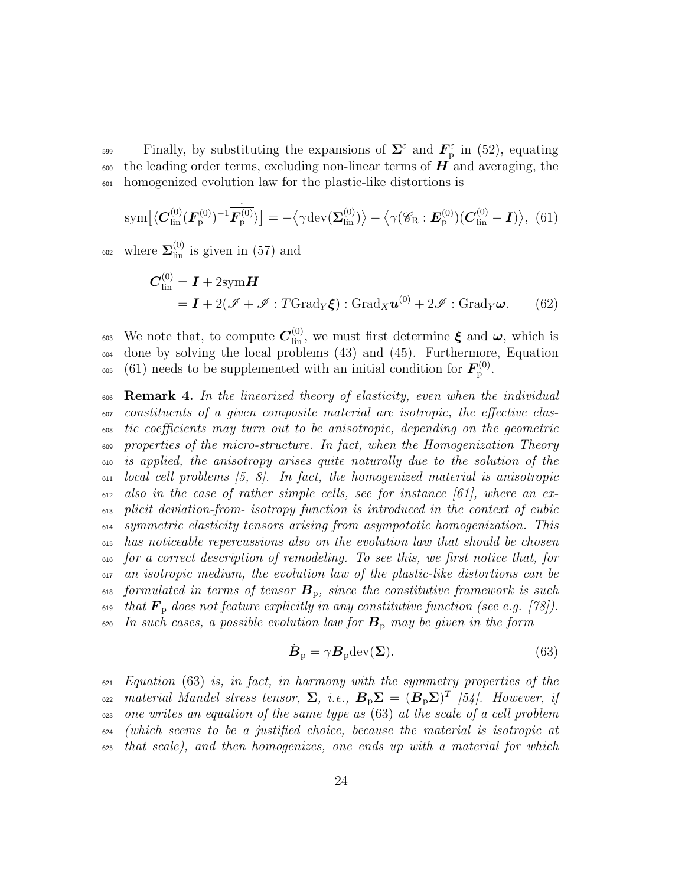Finally, by substituting the expansions of $\boldsymbol{\Sigma}^{\varepsilon}$ and $\boldsymbol{F}_{\mathrm{p}}^{\varepsilon}$ in (52), equating the leading order terms, excluding non-linear terms of $\boldsymbol{H}$ and averaging, the homogenized evolution law for the plastic-like distortions is

$$\mathrm{sym}\big[\langle \boldsymbol{C}_{\mathrm{lin}}^{(0)} (\boldsymbol{F}_{\mathrm{p}}^{(0)})^{-1} \dot{\overline{\boldsymbol{F}_{\mathrm{p}}^{(0)}}} \rangle\big] = -\big\langle \gamma \mathrm{dev}(\boldsymbol{\Sigma}_{\mathrm{lin}}^{(0)}) \big\rangle - \big\langle \gamma (\mathscr{C}_{\mathrm{R}} : \boldsymbol{E}_{\mathrm{p}}^{(0)})(\boldsymbol{C}_{\mathrm{lin}}^{(0)} - \boldsymbol{I}) \big\rangle, \quad (61)$$

where $\boldsymbol{\Sigma}_{\mathrm{lin}}^{(0)}$ is given in (57) and

$$\begin{aligned} \boldsymbol{C}_{\mathrm{lin}}^{(0)} &= \boldsymbol{I} + 2\mathrm{sym}\boldsymbol{H} \\ &= \boldsymbol{I} + 2(\mathscr{I} + \mathscr{I} : T\mathrm{Grad}_{Y}\boldsymbol{\xi}) : \mathrm{Grad}_{X}\boldsymbol{u}^{(0)} + 2\mathscr{I} : \mathrm{Grad}_{Y}\boldsymbol{\omega}. \end{aligned} \quad (62)$$

We note that, to compute $\boldsymbol{C}_{\mathrm{lin}}^{(0)}$, we must first determine $\boldsymbol{\xi}$ and $\boldsymbol{\omega}$, which is done by solving the local problems (43) and (45). Furthermore, Equation (61) needs to be supplemented with an initial condition for $\boldsymbol{F}_{\mathrm{p}}^{(0)}$.

**Remark 4.** *In the linearized theory of elasticity, even when the individual constituents of a given composite material are isotropic, the effective elastic coefficients may turn out to be anisotropic, depending on the geometric properties of the micro-structure. In fact, when the Homogenization Theory is applied, the anisotropy arises quite naturally due to the solution of the local cell problems [5, 8]. In fact, the homogenized material is anisotropic also in the case of rather simple cells, see for instance [61], where an explicit deviation-from- isotropy function is introduced in the context of cubic symmetric elasticity tensors arising from asympototic homogenization. This has noticeable repercussions also on the evolution law that should be chosen for a correct description of remodeling. To see this, we first notice that, for an isotropic medium, the evolution law of the plastic-like distortions can be formulated in terms of tensor $\boldsymbol{B}_{\mathrm{p}}$, since the constitutive framework is such that $\boldsymbol{F}_{\mathrm{p}}$ does not feature explicitly in any constitutive function (see e.g. [78]). In such cases, a possible evolution law for $\boldsymbol{B}_{\mathrm{p}}$ may be given in the form*

$$\dot{\boldsymbol{B}}_{\mathrm{p}} = \gamma \boldsymbol{B}_{\mathrm{p}} \mathrm{dev}(\boldsymbol{\Sigma}). \quad (63)$$

*Equation (63) is, in fact, in harmony with the symmetry properties of the material Mandel stress tensor, $\boldsymbol{\Sigma}$, i.e., $\boldsymbol{B}_{\mathrm{p}}\boldsymbol{\Sigma} = (\boldsymbol{B}_{\mathrm{p}}\boldsymbol{\Sigma})^{T}$ [54]. However, if one writes an equation of the same type as (63) at the scale of a cell problem (which seems to be a justified choice, because the material is isotropic at that scale), and then homogenizes, one ends up with a material for which*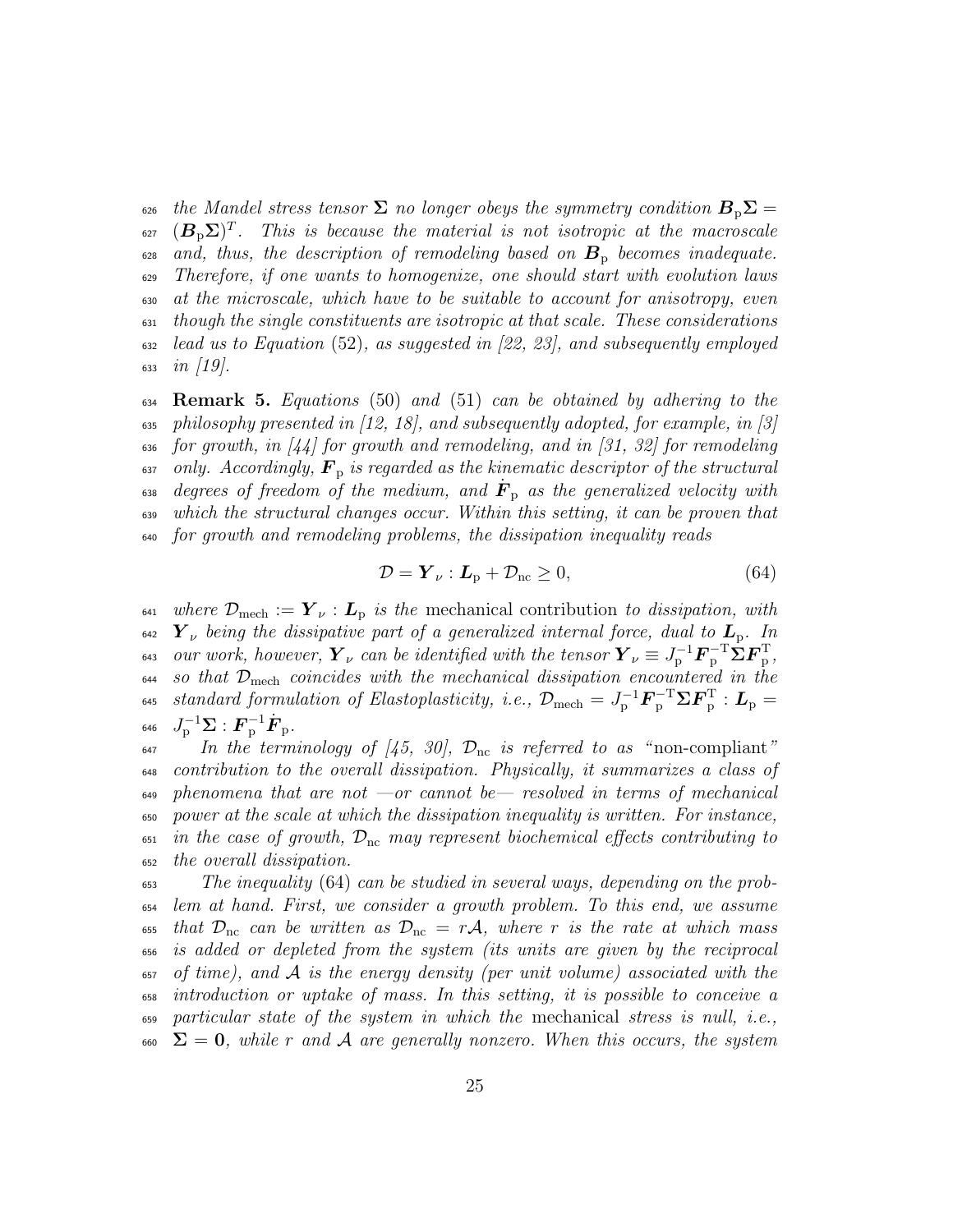*the Mandel stress tensor $\boldsymbol{\Sigma}$ no longer obeys the symmetry condition $\boldsymbol{B}_{\mathrm{p}}\boldsymbol{\Sigma} = (\boldsymbol{B}_{\mathrm{p}}\boldsymbol{\Sigma})^T$. This is because the material is not isotropic at the macroscale and, thus, the description of remodeling based on $\boldsymbol{B}_{\mathrm{p}}$ becomes inadequate. Therefore, if one wants to homogenize, one should start with evolution laws at the microscale, which have to be suitable to account for anisotropy, even though the single constituents are isotropic at that scale. These considerations lead us to Equation* (52)*, as suggested in [22, 23], and subsequently employed in [19].*

**Remark 5.** *Equations* (50) *and* (51) *can be obtained by adhering to the philosophy presented in [12, 18], and subsequently adopted, for example, in [3] for growth, in [44] for growth and remodeling, and in [31, 32] for remodeling only. Accordingly, $\boldsymbol{F}_{\mathrm{p}}$ is regarded as the kinematic descriptor of the structural degrees of freedom of the medium, and $\dot{\boldsymbol{F}}_{\mathrm{p}}$ as the generalized velocity with which the structural changes occur. Within this setting, it can be proven that for growth and remodeling problems, the dissipation inequality reads*

$$\mathcal{D} = \boldsymbol{Y}_{\nu} : \boldsymbol{L}_{\mathrm{p}} + \mathcal{D}_{\mathrm{nc}} \geq 0, \tag{64}$$

*where $\mathcal{D}_{\mathrm{mech}} := \boldsymbol{Y}_{\nu} : \boldsymbol{L}_{\mathrm{p}}$ is the* mechanical contribution *to dissipation, with $\boldsymbol{Y}_{\nu}$ being the dissipative part of a generalized internal force, dual to $\boldsymbol{L}_{\mathrm{p}}$. In our work, however, $\boldsymbol{Y}_{\nu}$ can be identified with the tensor $\boldsymbol{Y}_{\nu} \equiv J_{\mathrm{p}}^{-1}\boldsymbol{F}_{\mathrm{p}}^{-\mathrm{T}}\boldsymbol{\Sigma}\boldsymbol{F}_{\mathrm{p}}^{\mathrm{T}}$, so that $\mathcal{D}_{\mathrm{mech}}$ coincides with the mechanical dissipation encountered in the standard formulation of Elastoplasticity, i.e., $\mathcal{D}_{\mathrm{mech}} = J_{\mathrm{p}}^{-1}\boldsymbol{F}_{\mathrm{p}}^{-\mathrm{T}}\boldsymbol{\Sigma}\boldsymbol{F}_{\mathrm{p}}^{\mathrm{T}} : \boldsymbol{L}_{\mathrm{p}} = J_{\mathrm{p}}^{-1}\boldsymbol{\Sigma} : \boldsymbol{F}_{\mathrm{p}}^{-1}\dot{\boldsymbol{F}}_{\mathrm{p}}$.*

*In the terminology of [45, 30], $\mathcal{D}_{\mathrm{nc}}$ is referred to as "*non-compliant*" contribution to the overall dissipation. Physically, it summarizes a class of phenomena that are not —or cannot be— resolved in terms of mechanical power at the scale at which the dissipation inequality is written. For instance, in the case of growth, $\mathcal{D}_{\mathrm{nc}}$ may represent biochemical effects contributing to the overall dissipation.*

*The inequality* (64) *can be studied in several ways, depending on the problem at hand. First, we consider a growth problem. To this end, we assume that $\mathcal{D}_{\mathrm{nc}}$ can be written as $\mathcal{D}_{\mathrm{nc}} = r\mathcal{A}$, where $r$ is the rate at which mass is added or depleted from the system (its units are given by the reciprocal of time), and $\mathcal{A}$ is the energy density (per unit volume) associated with the introduction or uptake of mass. In this setting, it is possible to conceive a particular state of the system in which the* mechanical *stress is null, i.e., $\boldsymbol{\Sigma} = \boldsymbol{0}$, while $r$ and $\mathcal{A}$ are generally nonzero. When this occurs, the system*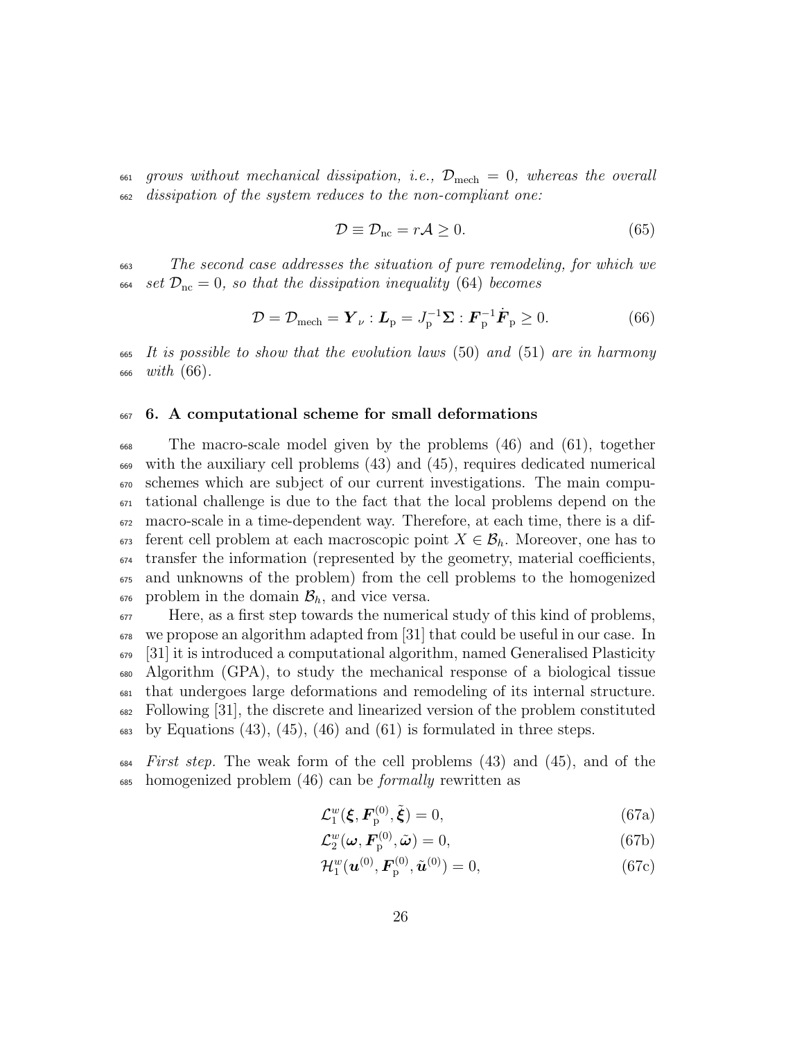*grows without mechanical dissipation, i.e., $\mathcal{D}_{\rm mech} = 0$, whereas the overall dissipation of the system reduces to the non-compliant one:*

$$\mathcal{D} \equiv \mathcal{D}_{\rm nc} = r\mathcal{A} \geq 0. \tag{65}$$

*The second case addresses the situation of pure remodeling, for which we set $\mathcal{D}_{\rm nc} = 0$, so that the dissipation inequality* (64) *becomes*

$$\mathcal{D} = \mathcal{D}_{\rm mech} = \boldsymbol{Y}_{\nu} : \boldsymbol{L}_{\rm p} = J_{\rm p}^{-1}\boldsymbol{\Sigma} : \boldsymbol{F}_{\rm p}^{-1}\dot{\boldsymbol{F}}_{\rm p} \geq 0. \tag{66}$$

*It is possible to show that the evolution laws* (50) *and* (51) *are in harmony with* (66)*.*

## 6. A computational scheme for small deformations

The macro-scale model given by the problems (46) and (61), together with the auxiliary cell problems (43) and (45), requires dedicated numerical schemes which are subject of our current investigations. The main computational challenge is due to the fact that the local problems depend on the macro-scale in a time-dependent way. Therefore, at each time, there is a different cell problem at each macroscopic point $X \in \mathcal{B}_h$. Moreover, one has to transfer the information (represented by the geometry, material coefficients, and unknowns of the problem) from the cell problems to the homogenized problem in the domain $\mathcal{B}_h$, and vice versa.

Here, as a first step towards the numerical study of this kind of problems, we propose an algorithm adapted from [31] that could be useful in our case. In [31] it is introduced a computational algorithm, named Generalised Plasticity Algorithm (GPA), to study the mechanical response of a biological tissue that undergoes large deformations and remodeling of its internal structure. Following [31], the discrete and linearized version of the problem constituted by Equations (43), (45), (46) and (61) is formulated in three steps.

*First step.* The weak form of the cell problems (43) and (45), and of the homogenized problem (46) can be *formally* rewritten as

$$\mathcal{L}_1^w(\boldsymbol{\xi}, \boldsymbol{F}_{\rm p}^{(0)}, \tilde{\boldsymbol{\xi}}) = 0, \tag{67a}$$

$$\mathcal{L}_2^w(\boldsymbol{\omega}, \boldsymbol{F}_{\rm p}^{(0)}, \tilde{\boldsymbol{\omega}}) = 0, \tag{67b}$$

$$\mathcal{H}_1^w(\boldsymbol{u}^{(0)}, \boldsymbol{F}_{\rm p}^{(0)}, \tilde{\boldsymbol{u}}^{(0)}) = 0, \tag{67c}$$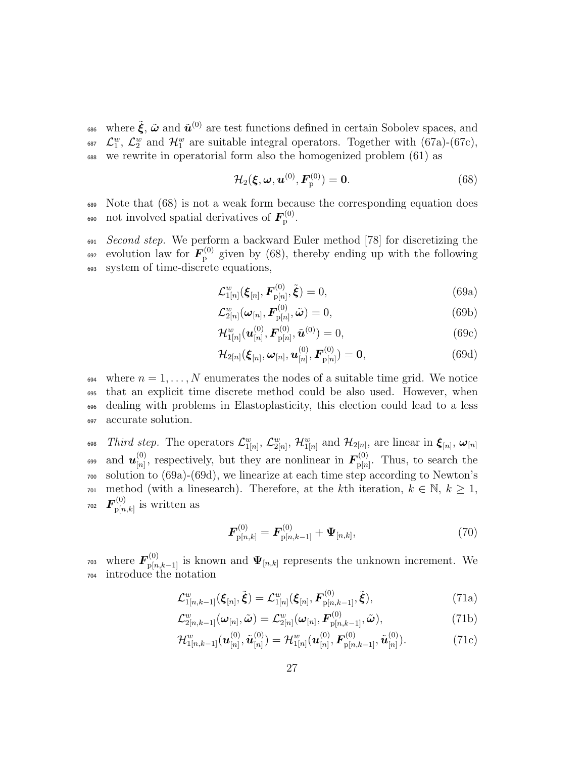where $\tilde{\boldsymbol{\xi}}$, $\tilde{\boldsymbol{\omega}}$ and $\tilde{\boldsymbol{u}}^{(0)}$ are test functions defined in certain Sobolev spaces, and $\mathcal{L}_1^w$, $\mathcal{L}_2^w$ and $\mathcal{H}_1^w$ are suitable integral operators. Together with (67a)-(67c), we rewrite in operatorial form also the homogenized problem (61) as

$$\mathcal{H}_2(\boldsymbol{\xi}, \boldsymbol{\omega}, \boldsymbol{u}^{(0)}, \boldsymbol{F}_{\mathrm{p}}^{(0)}) = \boldsymbol{0}. \tag{68}$$

Note that (68) is not a weak form because the corresponding equation does not involved spatial derivatives of $\boldsymbol{F}_{\mathrm{p}}^{(0)}$.

*Second step.* We perform a backward Euler method [78] for discretizing the evolution law for $\boldsymbol{F}_{\mathrm{p}}^{(0)}$ given by (68), thereby ending up with the following system of time-discrete equations,

$$\mathcal{L}_{1[n]}^w(\boldsymbol{\xi}_{[n]}, \boldsymbol{F}_{\mathrm{p}[n]}^{(0)}, \tilde{\boldsymbol{\xi}}) = 0, \tag{69a}$$

$$\mathcal{L}_{2[n]}^w(\boldsymbol{\omega}_{[n]}, \boldsymbol{F}_{\mathrm{p}[n]}^{(0)}, \tilde{\boldsymbol{\omega}}) = 0, \tag{69b}$$

$$\mathcal{H}_{1[n]}^w(\boldsymbol{u}_{[n]}^{(0)}, \boldsymbol{F}_{\mathrm{p}[n]}^{(0)}, \tilde{\boldsymbol{u}}^{(0)}) = 0, \tag{69c}$$

$$\mathcal{H}_{2[n]}(\boldsymbol{\xi}_{[n]}, \boldsymbol{\omega}_{[n]}, \boldsymbol{u}_{[n]}^{(0)}, \boldsymbol{F}_{\mathrm{p}[n]}^{(0)}) = \boldsymbol{0}, \tag{69d}$$

where $n = 1, \ldots, N$ enumerates the nodes of a suitable time grid. We notice that an explicit time discrete method could be also used. However, when dealing with problems in Elastoplasticity, this election could lead to a less accurate solution.

*Third step.* The operators $\mathcal{L}_{1[n]}^w$, $\mathcal{L}_{2[n]}^w$, $\mathcal{H}_{1[n]}^w$ and $\mathcal{H}_{2[n]}$, are linear in $\boldsymbol{\xi}_{[n]}$, $\boldsymbol{\omega}_{[n]}$ and $\boldsymbol{u}_{[n]}^{(0)}$, respectively, but they are nonlinear in $\boldsymbol{F}_{\mathrm{p}[n]}^{(0)}$. Thus, to search the solution to (69a)-(69d), we linearize at each time step according to Newton's method (with a linesearch). Therefore, at the $k$th iteration, $k \in \mathbb{N}$, $k \geq 1$, $\boldsymbol{F}_{\mathrm{p}[n,k]}^{(0)}$ is written as

$$\boldsymbol{F}_{\mathrm{p}[n,k]}^{(0)} = \boldsymbol{F}_{\mathrm{p}[n,k-1]}^{(0)} + \boldsymbol{\Psi}_{[n,k]}, \tag{70}$$

where $\boldsymbol{F}_{\mathrm{p}[n,k-1]}^{(0)}$ is known and $\boldsymbol{\Psi}_{[n,k]}$ represents the unknown increment. We introduce the notation

$$\mathcal{L}_{1[n,k-1]}^w(\boldsymbol{\xi}_{[n]}, \tilde{\boldsymbol{\xi}}) = \mathcal{L}_{1[n]}^w(\boldsymbol{\xi}_{[n]}, \boldsymbol{F}_{\mathrm{p}[n,k-1]}^{(0)}, \tilde{\boldsymbol{\xi}}), \tag{71a}$$

$$\mathcal{L}_{2[n,k-1]}^w(\boldsymbol{\omega}_{[n]}, \tilde{\boldsymbol{\omega}}) = \mathcal{L}_{2[n]}^w(\boldsymbol{\omega}_{[n]}, \boldsymbol{F}_{\mathrm{p}[n,k-1]}^{(0)}, \tilde{\boldsymbol{\omega}}), \tag{71b}$$

$$\mathcal{H}_{1[n,k-1]}^w(\boldsymbol{u}_{[n]}^{(0)}, \tilde{\boldsymbol{u}}_{[n]}^{(0)}) = \mathcal{H}_{1[n]}^w(\boldsymbol{u}_{[n]}^{(0)}, \boldsymbol{F}_{\mathrm{p}[n,k-1]}^{(0)}, \tilde{\boldsymbol{u}}_{[n]}^{(0)}). \tag{71c}$$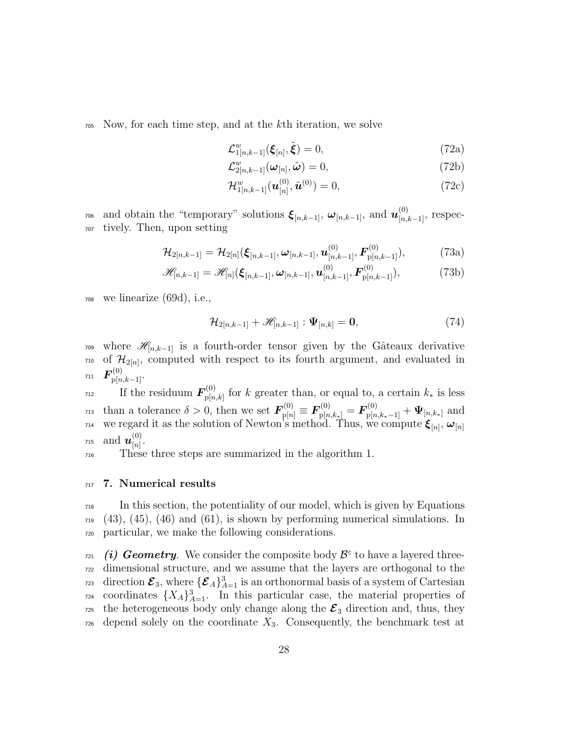Now, for each time step, and at the $k$th iteration, we solve

$$\mathcal{L}^{w}_{1[n,k-1]}(\boldsymbol{\xi}_{[n]}, \tilde{\boldsymbol{\xi}}) = 0, \tag{72a}$$

$$\mathcal{L}^{w}_{2[n,k-1]}(\boldsymbol{\omega}_{[n]}, \tilde{\boldsymbol{\omega}}) = 0, \tag{72b}$$

$$\mathcal{H}^{w}_{1[n,k-1]}(\boldsymbol{u}^{(0)}_{[n]}, \tilde{\boldsymbol{u}}^{(0)}) = 0, \tag{72c}$$

and obtain the "temporary" solutions $\boldsymbol{\xi}_{[n,k-1]}$, $\boldsymbol{\omega}_{[n,k-1]}$, and $\boldsymbol{u}^{(0)}_{[n,k-1]}$, respectively. Then, upon setting

$$\mathcal{H}_{2[n,k-1]} = \mathcal{H}_{2[n]}(\boldsymbol{\xi}_{[n,k-1]}, \boldsymbol{\omega}_{[n,k-1]}, \boldsymbol{u}^{(0)}_{[n,k-1]}, \boldsymbol{F}^{(0)}_{\mathrm{p}[n,k-1]}), \tag{73a}$$

$$\mathscr{H}_{[n,k-1]} = \mathscr{H}_{[n]}(\boldsymbol{\xi}_{[n,k-1]}, \boldsymbol{\omega}_{[n,k-1]}, \boldsymbol{u}^{(0)}_{[n,k-1]}, \boldsymbol{F}^{(0)}_{\mathrm{p}[n,k-1]}), \tag{73b}$$

we linearize (69d), i.e.,

$$\mathcal{H}_{2[n,k-1]} + \mathscr{H}_{[n,k-1]} : \boldsymbol{\Psi}_{[n,k]} = \boldsymbol{0}, \tag{74}$$

where $\mathscr{H}_{[n,k-1]}$ is a fourth-order tensor given by the Gâteaux derivative of $\mathcal{H}_{2[n]}$, computed with respect to its fourth argument, and evaluated in $\boldsymbol{F}^{(0)}_{\mathrm{p}[n,k-1]}$.

If the residuum $\boldsymbol{F}^{(0)}_{\mathrm{p}[n,k]}$ for $k$ greater than, or equal to, a certain $k_*$ is less than a tolerance $\delta > 0$, then we set $\boldsymbol{F}^{(0)}_{\mathrm{p}[n]} \equiv \boldsymbol{F}^{(0)}_{\mathrm{p}[n,k_*]} = \boldsymbol{F}^{(0)}_{\mathrm{p}[n,k_*-1]} + \boldsymbol{\Psi}_{[n,k_*]}$ and we regard it as the solution of Newton's method. Thus, we compute $\boldsymbol{\xi}_{[n]}$, $\boldsymbol{\omega}_{[n]}$ and $\boldsymbol{u}^{(0)}_{[n]}$.

These three steps are summarized in the algorithm 1.

## 7. Numerical results

In this section, the potentiality of our model, which is given by Equations (43), (45), (46) and (61), is shown by performing numerical simulations. In particular, we make the following considerations.

***(i) Geometry***. We consider the composite body $\mathcal{B}^{\varepsilon}$ to have a layered three-dimensional structure, and we assume that the layers are orthogonal to the direction $\boldsymbol{\mathcal{E}}_3$, where $\{\boldsymbol{\mathcal{E}}_A\}_{A=1}^{3}$ is an orthonormal basis of a system of Cartesian coordinates $\{X_A\}_{A=1}^{3}$. In this particular case, the material properties of the heterogeneous body only change along the $\boldsymbol{\mathcal{E}}_3$ direction and, thus, they depend solely on the coordinate $X_3$. Consequently, the benchmark test at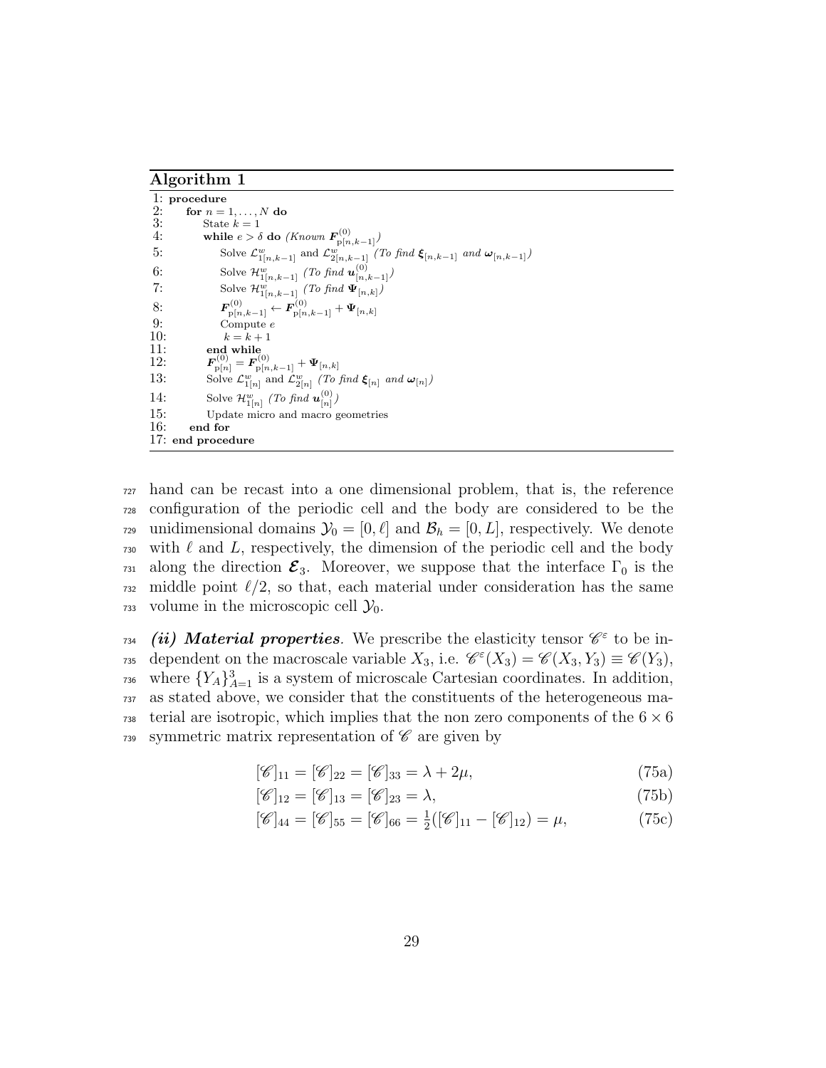**Algorithm 1**

```
1: procedure
2:     for n = 1, ..., N do
3:         State k = 1
4:         while e > δ do (Known F^(0)_p[n,k-1])
5:             Solve L^w_1[n,k-1] and L^w_2[n,k-1] (To find ξ_[n,k-1] and ω_[n,k-1])
6:             Solve H^w_1[n,k-1] (To find u^(0)_[n,k-1])
7:             Solve H^w_1[n,k-1] (To find Ψ_[n,k])
8:             F^(0)_p[n,k-1] ← F^(0)_p[n,k-1] + Ψ_[n,k]
9:             Compute e
10:            k = k + 1
11:        end while
12:        F^(0)_p[n] = F^(0)_p[n,k-1] + Ψ_[n,k]
13:        Solve L^w_1[n] and L^w_2[n] (To find ξ_[n] and ω_[n])
14:        Solve H^w_1[n] (To find u^(0)_[n])
15:        Update micro and macro geometries
16:    end for
17: end procedure
```

hand can be recast into a one dimensional problem, that is, the reference configuration of the periodic cell and the body are considered to be the unidimensional domains $\mathcal{Y}_0 = [0, \ell]$ and $\mathcal{B}_h = [0, L]$, respectively. We denote with $\ell$ and $L$, respectively, the dimension of the periodic cell and the body along the direction $\boldsymbol{\mathcal{E}}_3$. Moreover, we suppose that the interface $\Gamma_0$ is the middle point $\ell/2$, so that, each material under consideration has the same volume in the microscopic cell $\mathcal{Y}_0$.

***(ii) Material properties***. We prescribe the elasticity tensor $\mathscr{C}^\varepsilon$ to be independent on the macroscale variable $X_3$, i.e. $\mathscr{C}^\varepsilon(X_3) = \mathscr{C}(X_3, Y_3) \equiv \mathscr{C}(Y_3)$, where $\{Y_A\}_{A=1}^3$ is a system of microscale Cartesian coordinates. In addition, as stated above, we consider that the constituents of the heterogeneous material are isotropic, which implies that the non zero components of the $6 \times 6$ symmetric matrix representation of $\mathscr{C}$ are given by

$$[\mathscr{C}]_{11} = [\mathscr{C}]_{22} = [\mathscr{C}]_{33} = \lambda + 2\mu, \tag{75a}$$

$$[\mathscr{C}]_{12} = [\mathscr{C}]_{13} = [\mathscr{C}]_{23} = \lambda, \tag{75b}$$

$$[\mathscr{C}]_{44} = [\mathscr{C}]_{55} = [\mathscr{C}]_{66} = \tfrac{1}{2}([\mathscr{C}]_{11} - [\mathscr{C}]_{12}) = \mu, \tag{75c}$$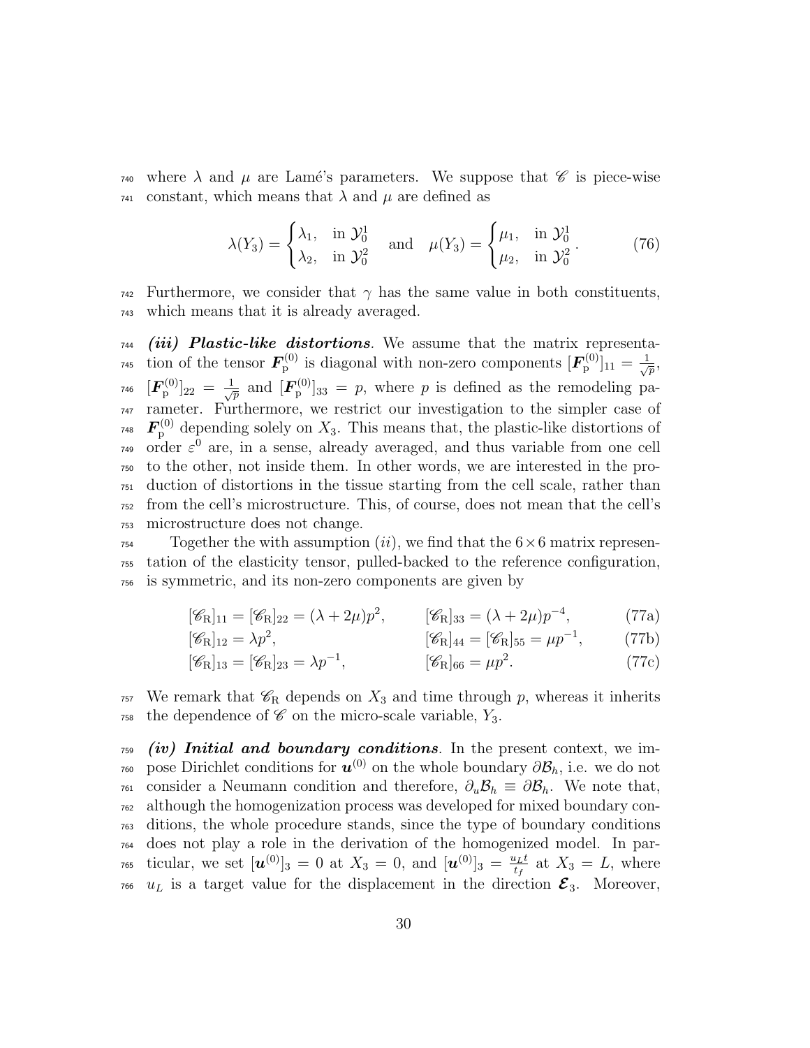where $\lambda$ and $\mu$ are Lamé's parameters. We suppose that $\mathscr{C}$ is piece-wise constant, which means that $\lambda$ and $\mu$ are defined as

$$\lambda(Y_3) = \begin{cases} \lambda_1, & \text{in } \mathcal{Y}_0^1 \\ \lambda_2, & \text{in } \mathcal{Y}_0^2 \end{cases} \quad \text{and} \quad \mu(Y_3) = \begin{cases} \mu_1, & \text{in } \mathcal{Y}_0^1 \\ \mu_2, & \text{in } \mathcal{Y}_0^2 \end{cases}. \tag{76}$$

Furthermore, we consider that $\gamma$ has the same value in both constituents, which means that it is already averaged.

***(iii) Plastic-like distortions***. We assume that the matrix representation of the tensor $\boldsymbol{F}_{\mathrm{p}}^{(0)}$ is diagonal with non-zero components $[\boldsymbol{F}_{\mathrm{p}}^{(0)}]_{11} = \frac{1}{\sqrt{p}}$, $[\boldsymbol{F}_{\mathrm{p}}^{(0)}]_{22} = \frac{1}{\sqrt{p}}$ and $[\boldsymbol{F}_{\mathrm{p}}^{(0)}]_{33} = p$, where $p$ is defined as the remodeling parameter. Furthermore, we restrict our investigation to the simpler case of $\boldsymbol{F}_{\mathrm{p}}^{(0)}$ depending solely on $X_3$. This means that, the plastic-like distortions of order $\varepsilon^0$ are, in a sense, already averaged, and thus variable from one cell to the other, not inside them. In other words, we are interested in the production of distortions in the tissue starting from the cell scale, rather than from the cell's microstructure. This, of course, does not mean that the cell's microstructure does not change.

Together the with assumption $(ii)$, we find that the $6 \times 6$ matrix representation of the elasticity tensor, pulled-backed to the reference configuration, is symmetric, and its non-zero components are given by

$$[\mathscr{C}_{\mathrm{R}}]_{11} = [\mathscr{C}_{\mathrm{R}}]_{22} = (\lambda + 2\mu)p^2, \qquad [\mathscr{C}_{\mathrm{R}}]_{33} = (\lambda + 2\mu)p^{-4}, \tag{77a}$$

$$[\mathscr{C}_{\mathrm{R}}]_{12} = \lambda p^2, \qquad [\mathscr{C}_{\mathrm{R}}]_{44} = [\mathscr{C}_{\mathrm{R}}]_{55} = \mu p^{-1}, \tag{77b}$$

$$[\mathscr{C}_{\mathrm{R}}]_{13} = [\mathscr{C}_{\mathrm{R}}]_{23} = \lambda p^{-1}, \qquad [\mathscr{C}_{\mathrm{R}}]_{66} = \mu p^2. \tag{77c}$$

We remark that $\mathscr{C}_{\mathrm{R}}$ depends on $X_3$ and time through $p$, whereas it inherits the dependence of $\mathscr{C}$ on the micro-scale variable, $Y_3$.

***(iv) Initial and boundary conditions***. In the present context, we impose Dirichlet conditions for $\boldsymbol{u}^{(0)}$ on the whole boundary $\partial\mathcal{B}_h$, i.e. we do not consider a Neumann condition and therefore, $\partial_u\mathcal{B}_h \equiv \partial\mathcal{B}_h$. We note that, although the homogenization process was developed for mixed boundary conditions, the whole procedure stands, since the type of boundary conditions does not play a role in the derivation of the homogenized model. In particular, we set $[\boldsymbol{u}^{(0)}]_3 = 0$ at $X_3 = 0$, and $[\boldsymbol{u}^{(0)}]_3 = \frac{u_L t}{t_f}$ at $X_3 = L$, where $u_L$ is a target value for the displacement in the direction $\boldsymbol{\mathcal{E}}_3$. Moreover,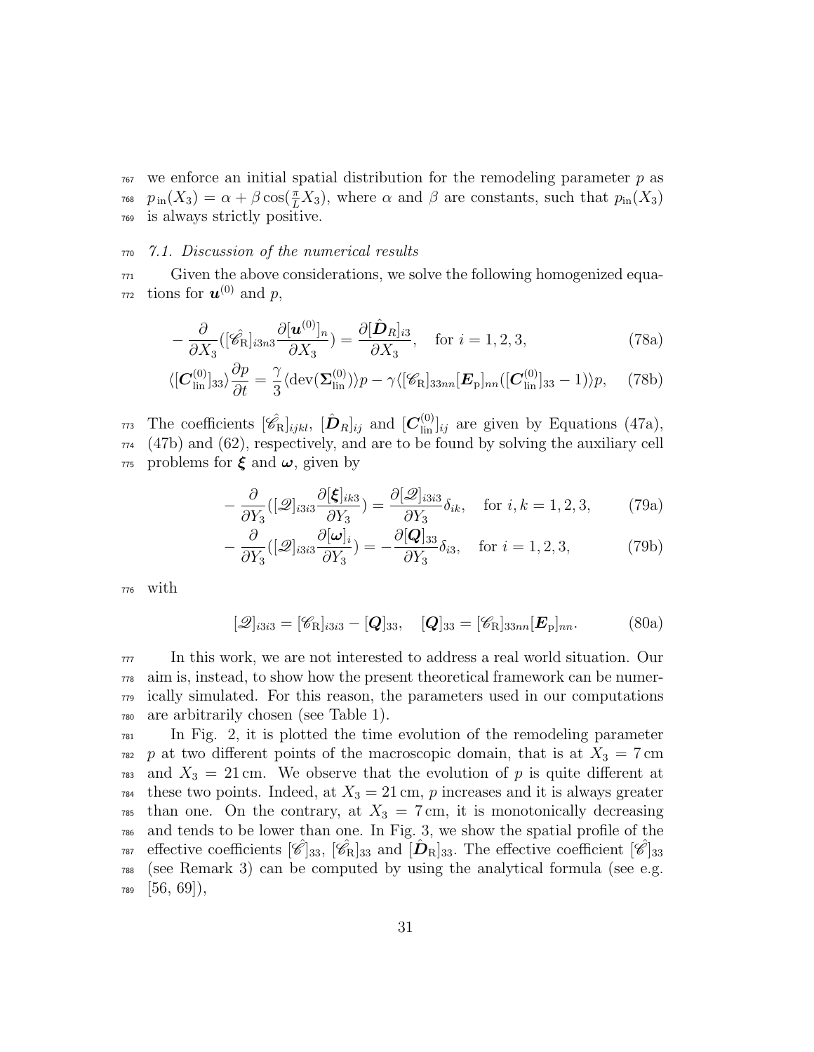we enforce an initial spatial distribution for the remodeling parameter $p$ as $p_{\rm in}(X_3) = \alpha + \beta \cos(\frac{\pi}{L} X_3)$, where $\alpha$ and $\beta$ are constants, such that $p_{\rm in}(X_3)$ is always strictly positive.

### *7.1. Discussion of the numerical results*

Given the above considerations, we solve the following homogenized equations for $\boldsymbol{u}^{(0)}$ and $p$,

$$-\frac{\partial}{\partial X_3}([\hat{\mathscr{C}}_{\rm R}]_{i3n3}\frac{\partial[\boldsymbol{u}^{(0)}]_n}{\partial X_3}) = \frac{\partial[\hat{\boldsymbol{D}}_R]_{i3}}{\partial X_3}, \quad \text{for } i = 1,2,3, \tag{78a}$$

$$\langle[\boldsymbol{C}^{(0)}_{\rm lin}]_{33}\rangle\frac{\partial p}{\partial t} = \frac{\gamma}{3}\langle{\rm dev}(\boldsymbol{\Sigma}^{(0)}_{\rm lin})\rangle p - \gamma\langle[\mathscr{C}_{\rm R}]_{33nn}[\boldsymbol{E}_{\rm p}]_{nn}([\boldsymbol{C}^{(0)}_{\rm lin}]_{33} - 1)\rangle p, \tag{78b}$$

The coefficients $[\hat{\mathscr{C}}_{\rm R}]_{ijkl}$, $[\hat{\boldsymbol{D}}_R]_{ij}$ and $[\boldsymbol{C}^{(0)}_{\rm lin}]_{ij}$ are given by Equations (47a), (47b) and (62), respectively, and are to be found by solving the auxiliary cell problems for $\boldsymbol{\xi}$ and $\boldsymbol{\omega}$, given by

$$-\frac{\partial}{\partial Y_3}([\mathscr{Q}]_{i3i3}\frac{\partial[\boldsymbol{\xi}]_{ik3}}{\partial Y_3}) = \frac{\partial[\mathscr{Q}]_{i3i3}}{\partial Y_3}\delta_{ik}, \quad \text{for } i,k = 1,2,3, \tag{79a}$$

$$-\frac{\partial}{\partial Y_3}([\mathscr{Q}]_{i3i3}\frac{\partial[\boldsymbol{\omega}]_i}{\partial Y_3}) = -\frac{\partial[\boldsymbol{Q}]_{33}}{\partial Y_3}\delta_{i3}, \quad \text{for } i = 1,2,3, \tag{79b}$$

with

$$[\mathscr{Q}]_{i3i3} = [\mathscr{C}_{\rm R}]_{i3i3} - [\boldsymbol{Q}]_{33}, \quad [\boldsymbol{Q}]_{33} = [\mathscr{C}_{\rm R}]_{33nn}[\boldsymbol{E}_{\rm p}]_{nn}. \tag{80a}$$

In this work, we are not interested to address a real world situation. Our aim is, instead, to show how the present theoretical framework can be numerically simulated. For this reason, the parameters used in our computations are arbitrarily chosen (see Table 1).

In Fig. 2, it is plotted the time evolution of the remodeling parameter $p$ at two different points of the macroscopic domain, that is at $X_3 = 7\,\text{cm}$ and $X_3 = 21\,\text{cm}$. We observe that the evolution of $p$ is quite different at these two points. Indeed, at $X_3 = 21\,\text{cm}$, $p$ increases and it is always greater than one. On the contrary, at $X_3 = 7\,\text{cm}$, it is monotonically decreasing and tends to be lower than one. In Fig. 3, we show the spatial profile of the effective coefficients $[\hat{\mathscr{C}}]_{33}$, $[\hat{\mathscr{C}}_{\rm R}]_{33}$ and $[\hat{\boldsymbol{D}}_{\rm R}]_{33}$. The effective coefficient $[\hat{\mathscr{C}}]_{33}$ (see Remark 3) can be computed by using the analytical formula (see e.g. [56, 69]),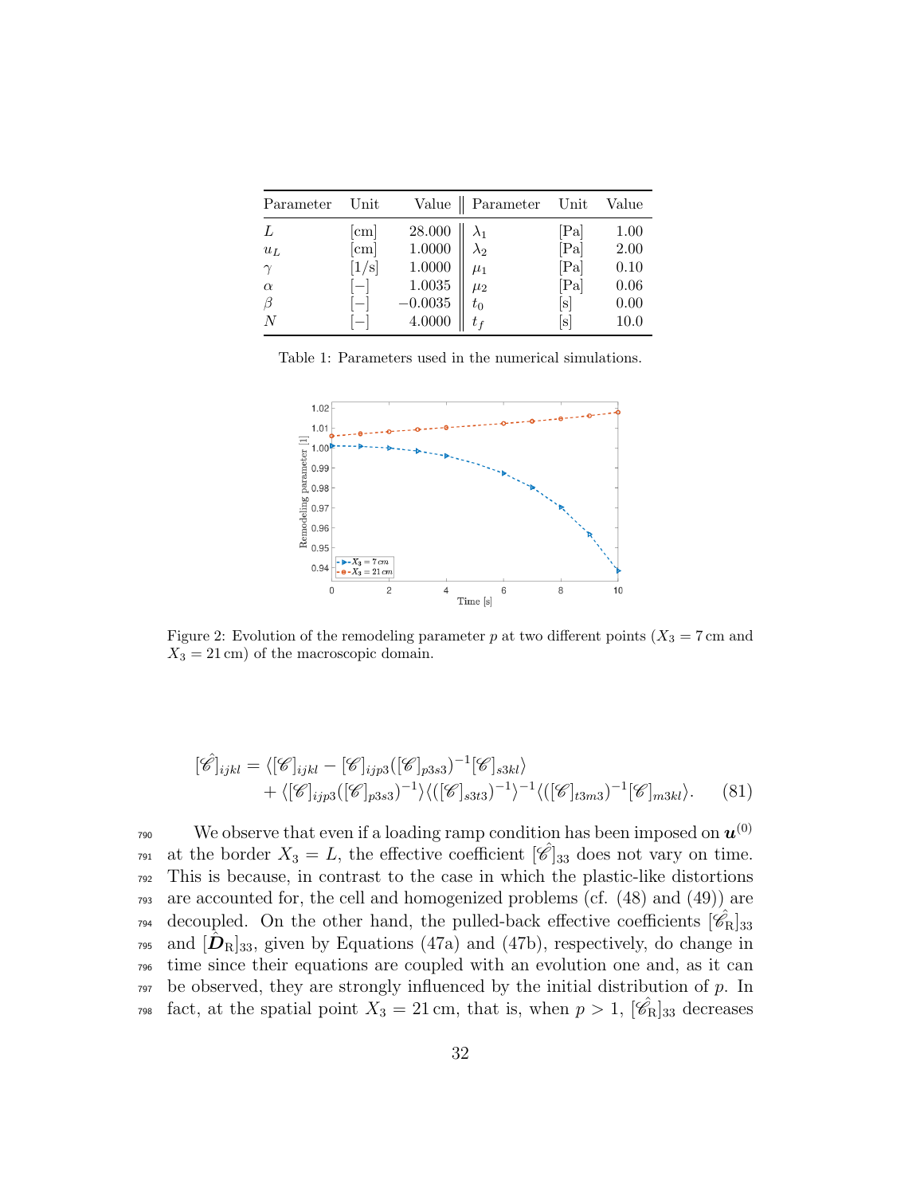| Parameter | Unit | Value | Parameter | Unit | Value |
|---|---|---|---|---|---|
| $L$ | [cm] | 28.000 | $\lambda_1$ | [Pa] | 1.00 |
| $u_L$ | [cm] | 1.0000 | $\lambda_2$ | [Pa] | 2.00 |
| $\gamma$ | [1/s] | 1.0000 | $\mu_1$ | [Pa] | 0.10 |
| $\alpha$ | [−] | 1.0035 | $\mu_2$ | [Pa] | 0.06 |
| $\beta$ | [−] | −0.0035 | $t_0$ | [s] | 0.00 |
| $N$ | [−] | 4.0000 | $t_f$ | [s] | 10.0 |

Table 1: Parameters used in the numerical simulations.

Figure 2: Evolution of the remodeling parameter $p$ at two different points ($X_3 = 7\,\text{cm}$ and $X_3 = 21\,\text{cm}$) of the macroscopic domain.

$$[\hat{\mathscr{C}}]_{ijkl} = \langle [\mathscr{C}]_{ijkl} - [\mathscr{C}]_{ijp3}([\mathscr{C}]_{p3s3})^{-1}[\mathscr{C}]_{s3kl}\rangle + \langle [\mathscr{C}]_{ijp3}([\mathscr{C}]_{p3s3})^{-1}\rangle \langle ([\mathscr{C}]_{s3t3})^{-1}\rangle^{-1} \langle ([\mathscr{C}]_{t3m3})^{-1}[\mathscr{C}]_{m3kl}\rangle. \tag{81}$$

We observe that even if a loading ramp condition has been imposed on $\boldsymbol{u}^{(0)}$ at the border $X_3 = L$, the effective coefficient $[\hat{\mathscr{C}}]_{33}$ does not vary on time. This is because, in contrast to the case in which the plastic-like distortions are accounted for, the cell and homogenized problems (cf. (48) and (49)) are decoupled. On the other hand, the pulled-back effective coefficients $[\hat{\mathscr{C}}_{\text{R}}]_{33}$ and $[\hat{\boldsymbol{D}}_{\text{R}}]_{33}$, given by Equations (47a) and (47b), respectively, do change in time since their equations are coupled with an evolution one and, as it can be observed, they are strongly influenced by the initial distribution of $p$. In fact, at the spatial point $X_3 = 21\,\text{cm}$, that is, when $p > 1$, $[\hat{\mathscr{C}}_{\text{R}}]_{33}$ decreases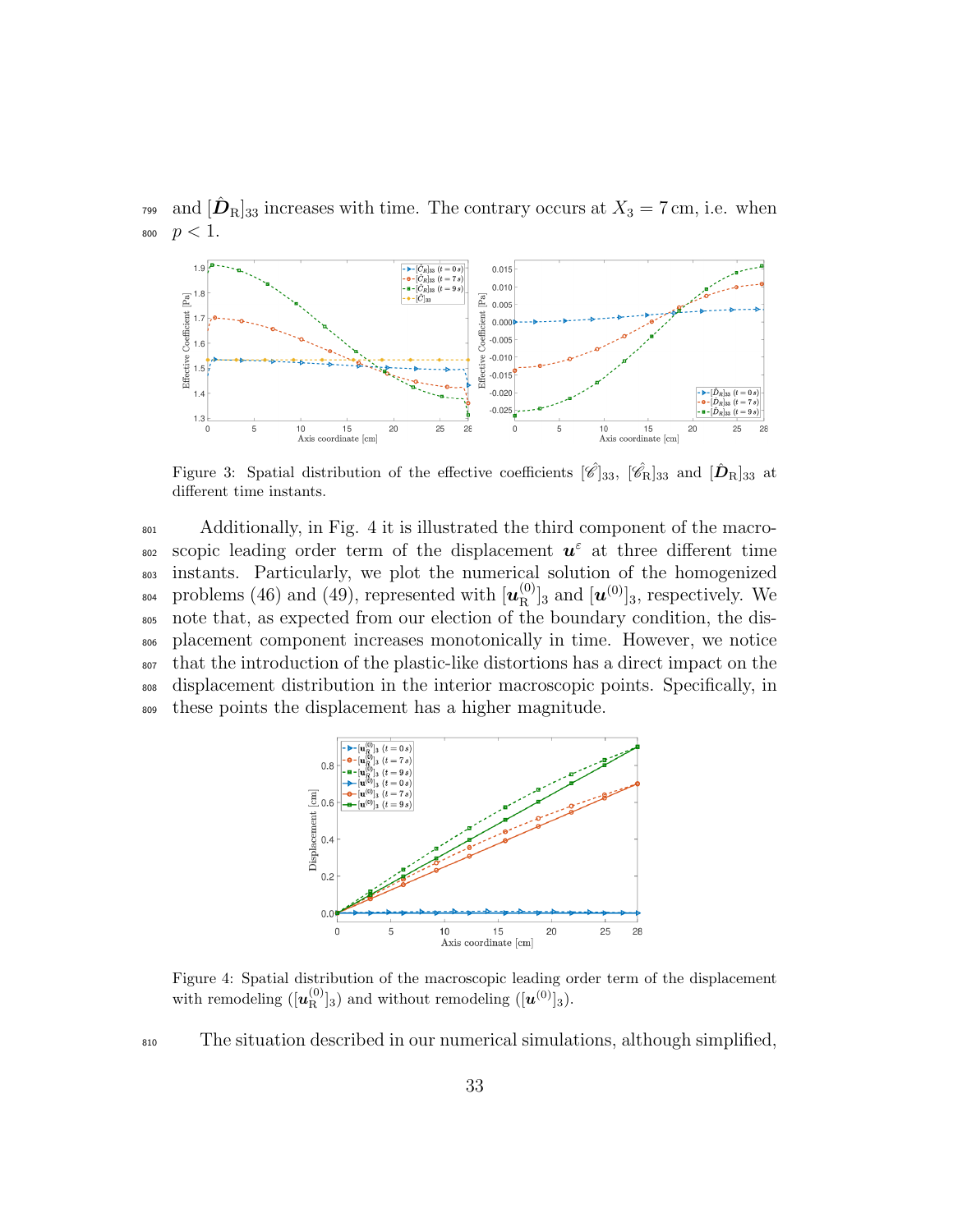and $[\hat{\boldsymbol{D}}_{\mathrm{R}}]_{33}$ increases with time. The contrary occurs at $X_3 = 7\,\mathrm{cm}$, i.e. when $p < 1$.

Figure 3: Spatial distribution of the effective coefficients $[\hat{\mathscr{C}}]_{33}$, $[\hat{\mathscr{C}}_{\mathrm{R}}]_{33}$ and $[\hat{\boldsymbol{D}}_{\mathrm{R}}]_{33}$ at different time instants.

Additionally, in Fig. 4 it is illustrated the third component of the macroscopic leading order term of the displacement $\boldsymbol{u}^{\varepsilon}$ at three different time instants. Particularly, we plot the numerical solution of the homogenized problems (46) and (49), represented with $[\boldsymbol{u}_{\mathrm{R}}^{(0)}]_3$ and $[\boldsymbol{u}^{(0)}]_3$, respectively. We note that, as expected from our election of the boundary condition, the displacement component increases monotonically in time. However, we notice that the introduction of the plastic-like distortions has a direct impact on the displacement distribution in the interior macroscopic points. Specifically, in these points the displacement has a higher magnitude.

Figure 4: Spatial distribution of the macroscopic leading order term of the displacement with remodeling ($[\boldsymbol{u}_{\mathrm{R}}^{(0)}]_3$) and without remodeling ($[\boldsymbol{u}^{(0)}]_3$).

The situation described in our numerical simulations, although simplified,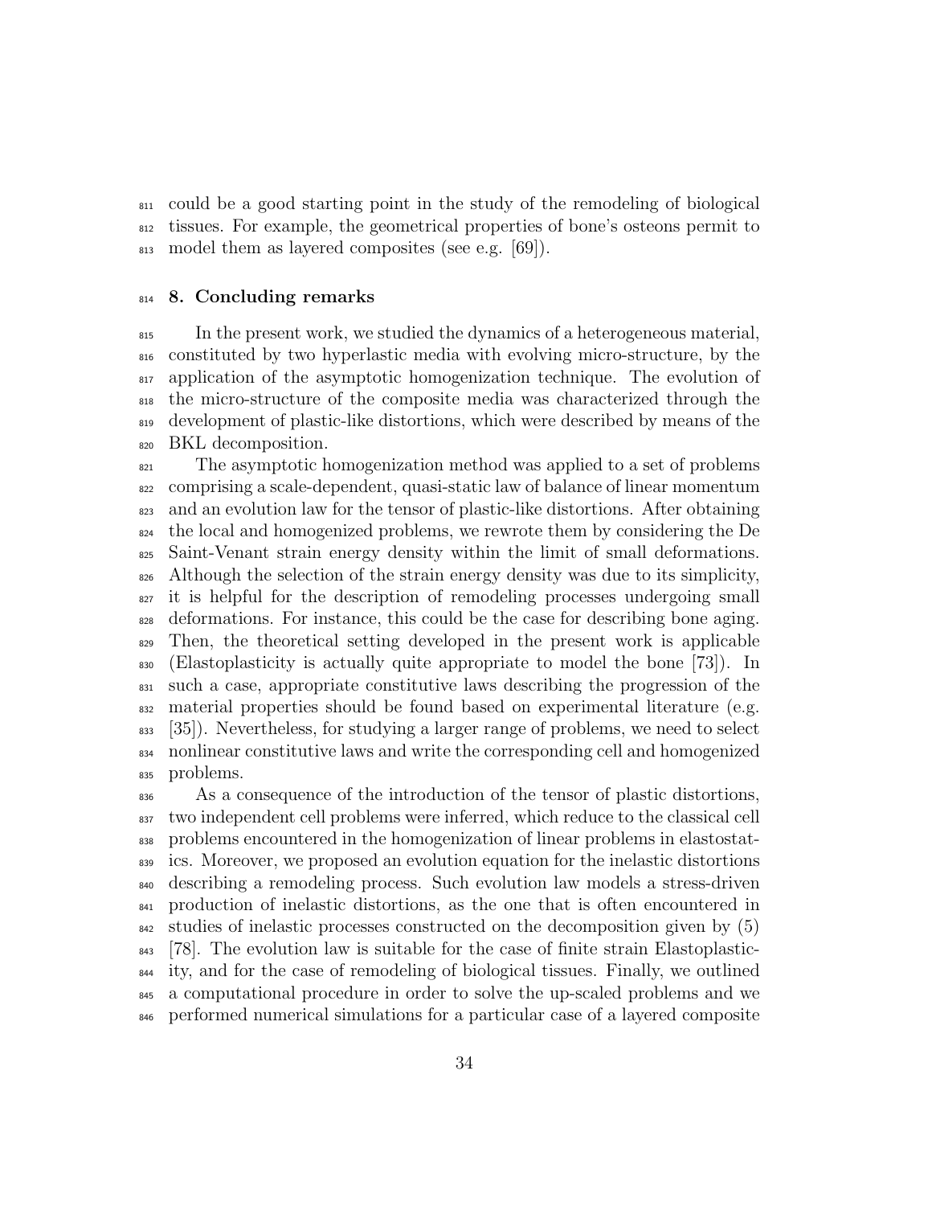could be a good starting point in the study of the remodeling of biological tissues. For example, the geometrical properties of bone's osteons permit to model them as layered composites (see e.g. [69]).

## 8. Concluding remarks

In the present work, we studied the dynamics of a heterogeneous material, constituted by two hyperlastic media with evolving micro-structure, by the application of the asymptotic homogenization technique. The evolution of the micro-structure of the composite media was characterized through the development of plastic-like distortions, which were described by means of the BKL decomposition.

The asymptotic homogenization method was applied to a set of problems comprising a scale-dependent, quasi-static law of balance of linear momentum and an evolution law for the tensor of plastic-like distortions. After obtaining the local and homogenized problems, we rewrote them by considering the De Saint-Venant strain energy density within the limit of small deformations. Although the selection of the strain energy density was due to its simplicity, it is helpful for the description of remodeling processes undergoing small deformations. For instance, this could be the case for describing bone aging. Then, the theoretical setting developed in the present work is applicable (Elastoplasticity is actually quite appropriate to model the bone [73]). In such a case, appropriate constitutive laws describing the progression of the material properties should be found based on experimental literature (e.g. [35]). Nevertheless, for studying a larger range of problems, we need to select nonlinear constitutive laws and write the corresponding cell and homogenized problems.

As a consequence of the introduction of the tensor of plastic distortions, two independent cell problems were inferred, which reduce to the classical cell problems encountered in the homogenization of linear problems in elastostatics. Moreover, we proposed an evolution equation for the inelastic distortions describing a remodeling process. Such evolution law models a stress-driven production of inelastic distortions, as the one that is often encountered in studies of inelastic processes constructed on the decomposition given by (5) [78]. The evolution law is suitable for the case of finite strain Elastoplasticity, and for the case of remodeling of biological tissues. Finally, we outlined a computational procedure in order to solve the up-scaled problems and we performed numerical simulations for a particular case of a layered composite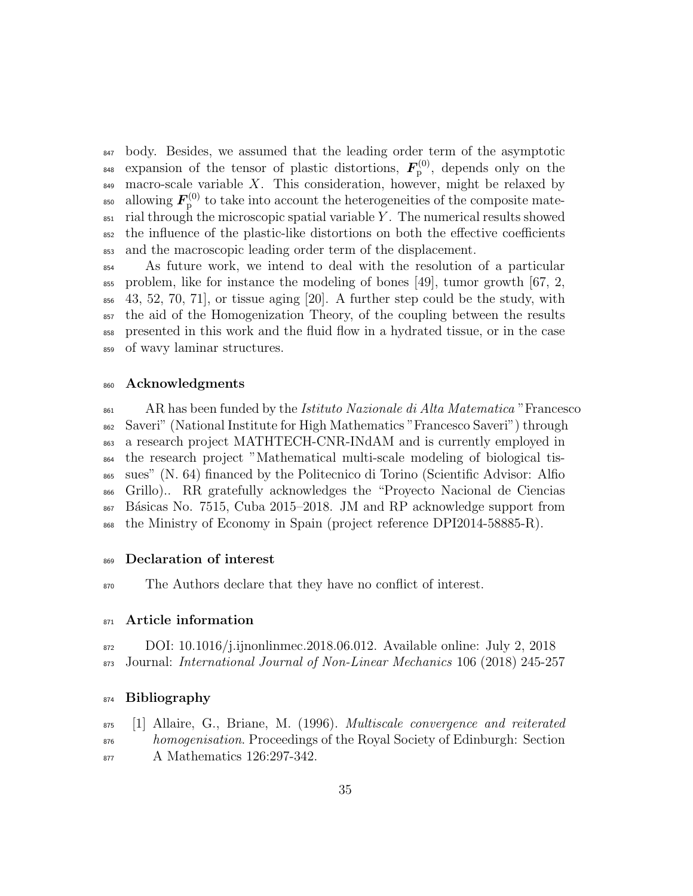body. Besides, we assumed that the leading order term of the asymptotic expansion of the tensor of plastic distortions, $\boldsymbol{F}_{\mathrm{p}}^{(0)}$, depends only on the macro-scale variable $X$. This consideration, however, might be relaxed by allowing $\boldsymbol{F}_{\mathrm{p}}^{(0)}$ to take into account the heterogeneities of the composite material through the microscopic spatial variable $Y$. The numerical results showed the influence of the plastic-like distortions on both the effective coefficients and the macroscopic leading order term of the displacement.

As future work, we intend to deal with the resolution of a particular problem, like for instance the modeling of bones [49], tumor growth [67, 2, 43, 52, 70, 71], or tissue aging [20]. A further step could be the study, with the aid of the Homogenization Theory, of the coupling between the results presented in this work and the fluid flow in a hydrated tissue, or in the case of wavy laminar structures.

## Acknowledgments

AR has been funded by the *Istituto Nazionale di Alta Matematica* "Francesco Saveri" (National Institute for High Mathematics "Francesco Saveri") through a research project MATHTECH-CNR-INdAM and is currently employed in the research project "Mathematical multi-scale modeling of biological tissues" (N. 64) financed by the Politecnico di Torino (Scientific Advisor: Alfio Grillo).. RR gratefully acknowledges the "Proyecto Nacional de Ciencias Básicas No. 7515, Cuba 2015–2018. JM and RP acknowledge support from the Ministry of Economy in Spain (project reference DPI2014-58885-R).

## Declaration of interest

The Authors declare that they have no conflict of interest.

## Article information

DOI: 10.1016/j.ijnonlinmec.2018.06.012. Available online: July 2, 2018
Journal: *International Journal of Non-Linear Mechanics* 106 (2018) 245-257

## Bibliography

[1] Allaire, G., Briane, M. (1996). *Multiscale convergence and reiterated homogenisation*. Proceedings of the Royal Society of Edinburgh: Section A Mathematics 126:297-342.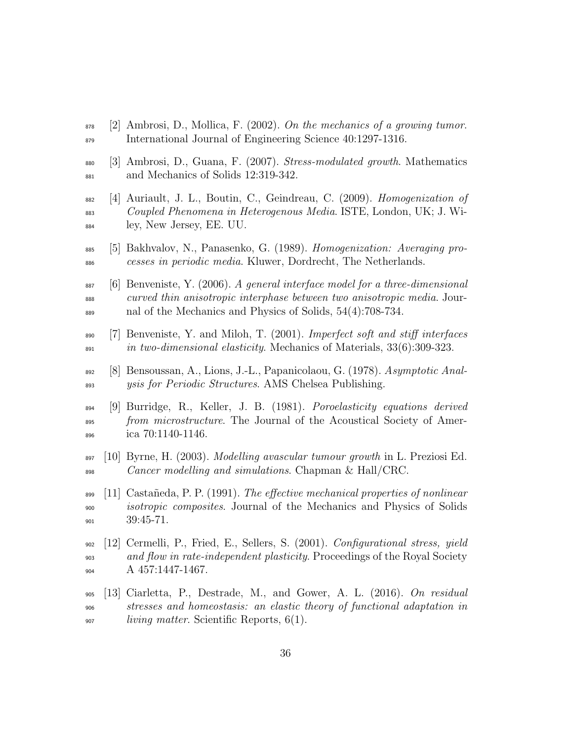[2] Ambrosi, D., Mollica, F. (2002). *On the mechanics of a growing tumor*. International Journal of Engineering Science 40:1297-1316.

[3] Ambrosi, D., Guana, F. (2007). *Stress-modulated growth*. Mathematics and Mechanics of Solids 12:319-342.

[4] Auriault, J. L., Boutin, C., Geindreau, C. (2009). *Homogenization of Coupled Phenomena in Heterogenous Media*. ISTE, London, UK; J. Wiley, New Jersey, EE. UU.

[5] Bakhvalov, N., Panasenko, G. (1989). *Homogenization: Averaging processes in periodic media*. Kluwer, Dordrecht, The Netherlands.

[6] Benveniste, Y. (2006). *A general interface model for a three-dimensional curved thin anisotropic interphase between two anisotropic media*. Journal of the Mechanics and Physics of Solids, 54(4):708-734.

[7] Benveniste, Y. and Miloh, T. (2001). *Imperfect soft and stiff interfaces in two-dimensional elasticity*. Mechanics of Materials, 33(6):309-323.

[8] Bensoussan, A., Lions, J.-L., Papanicolaou, G. (1978). *Asymptotic Analysis for Periodic Structures*. AMS Chelsea Publishing.

[9] Burridge, R., Keller, J. B. (1981). *Poroelasticity equations derived from microstructure*. The Journal of the Acoustical Society of America 70:1140-1146.

[10] Byrne, H. (2003). *Modelling avascular tumour growth* in L. Preziosi Ed. *Cancer modelling and simulations*. Chapman & Hall/CRC.

[11] Castañeda, P. P. (1991). *The effective mechanical properties of nonlinear isotropic composites*. Journal of the Mechanics and Physics of Solids 39:45-71.

[12] Cermelli, P., Fried, E., Sellers, S. (2001). *Configurational stress, yield and flow in rate-independent plasticity*. Proceedings of the Royal Society A 457:1447-1467.

[13] Ciarletta, P., Destrade, M., and Gower, A. L. (2016). *On residual stresses and homeostasis: an elastic theory of functional adaptation in living matter*. Scientific Reports, 6(1).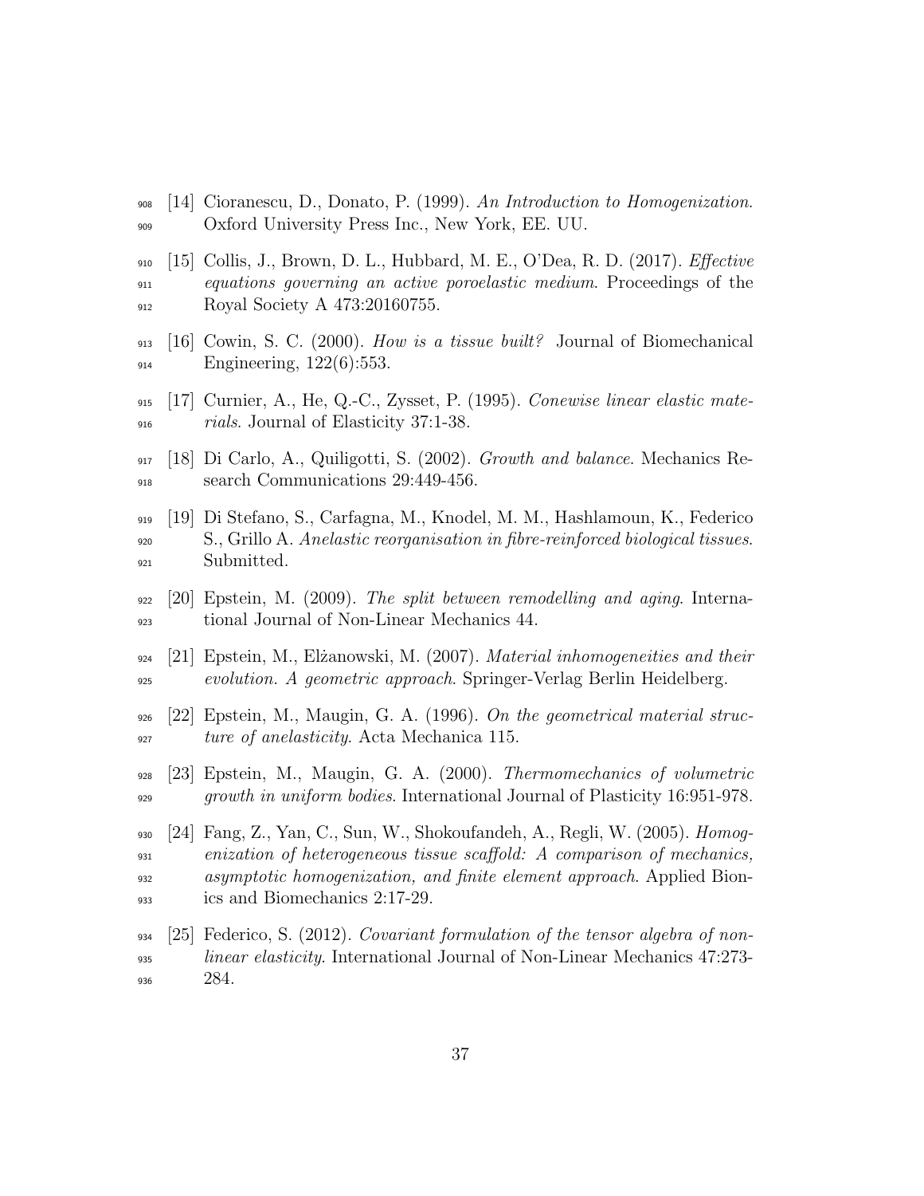[14] Cioranescu, D., Donato, P. (1999). *An Introduction to Homogenization*. Oxford University Press Inc., New York, EE. UU.

[15] Collis, J., Brown, D. L., Hubbard, M. E., O'Dea, R. D. (2017). *Effective equations governing an active poroelastic medium*. Proceedings of the Royal Society A 473:20160755.

[16] Cowin, S. C. (2000). *How is a tissue built?* Journal of Biomechanical Engineering, 122(6):553.

[17] Curnier, A., He, Q.-C., Zysset, P. (1995). *Conewise linear elastic materials*. Journal of Elasticity 37:1-38.

[18] Di Carlo, A., Quiligotti, S. (2002). *Growth and balance*. Mechanics Research Communications 29:449-456.

[19] Di Stefano, S., Carfagna, M., Knodel, M. M., Hashlamoun, K., Federico S., Grillo A. *Anelastic reorganisation in fibre-reinforced biological tissues*. Submitted.

[20] Epstein, M. (2009). *The split between remodelling and aging*. International Journal of Non-Linear Mechanics 44.

[21] Epstein, M., Elżanowski, M. (2007). *Material inhomogeneities and their evolution. A geometric approach*. Springer-Verlag Berlin Heidelberg.

[22] Epstein, M., Maugin, G. A. (1996). *On the geometrical material structure of anelasticity*. Acta Mechanica 115.

[23] Epstein, M., Maugin, G. A. (2000). *Thermomechanics of volumetric growth in uniform bodies*. International Journal of Plasticity 16:951-978.

[24] Fang, Z., Yan, C., Sun, W., Shokoufandeh, A., Regli, W. (2005). *Homogenization of heterogeneous tissue scaffold: A comparison of mechanics, asymptotic homogenization, and finite element approach*. Applied Bionics and Biomechanics 2:17-29.

[25] Federico, S. (2012). *Covariant formulation of the tensor algebra of non-linear elasticity*. International Journal of Non-Linear Mechanics 47:273-284.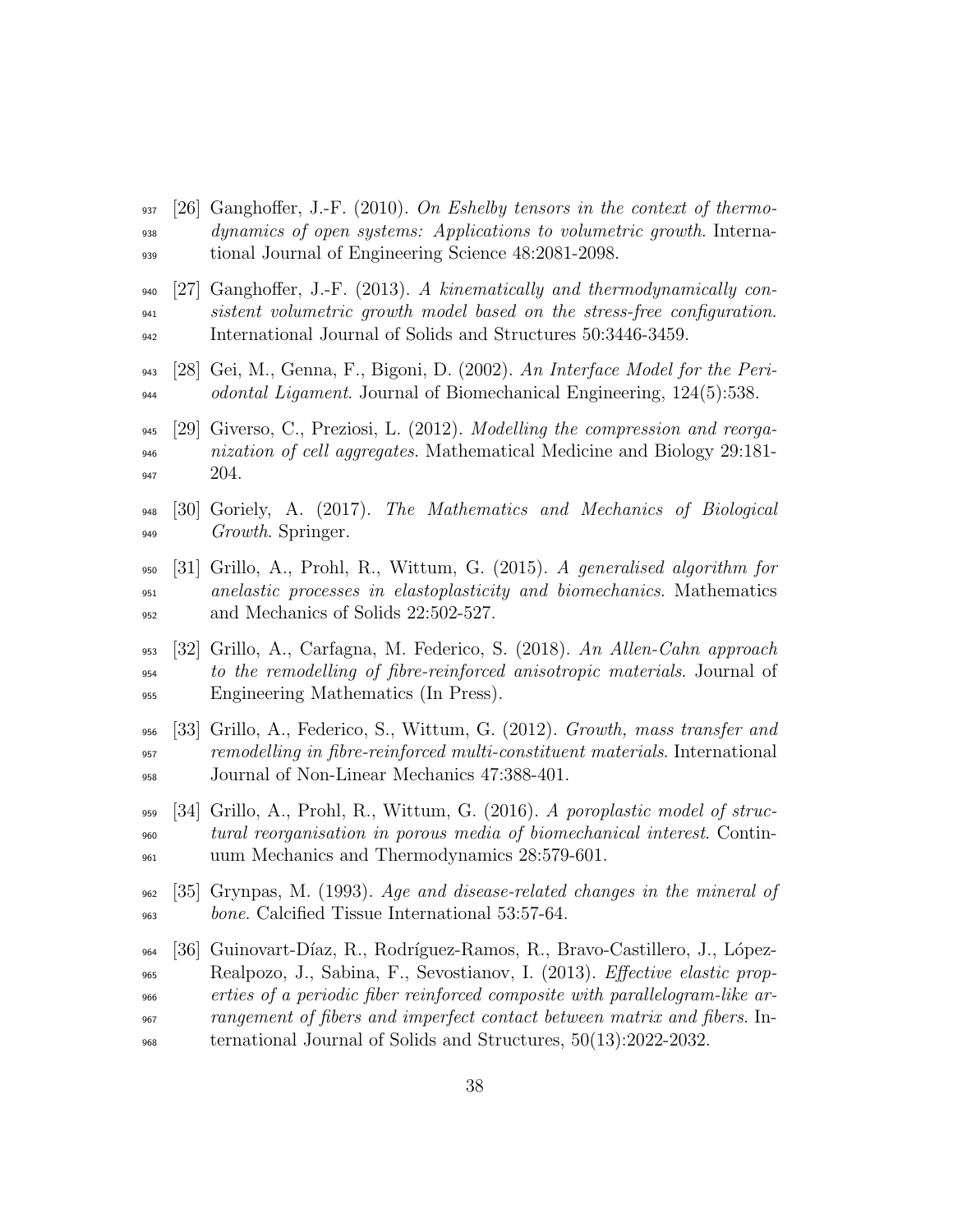[26] Ganghoffer, J.-F. (2010). *On Eshelby tensors in the context of thermodynamics of open systems: Applications to volumetric growth*. International Journal of Engineering Science 48:2081-2098.

[27] Ganghoffer, J.-F. (2013). *A kinematically and thermodynamically consistent volumetric growth model based on the stress-free configuration*. International Journal of Solids and Structures 50:3446-3459.

[28] Gei, M., Genna, F., Bigoni, D. (2002). *An Interface Model for the Periodontal Ligament*. Journal of Biomechanical Engineering, 124(5):538.

[29] Giverso, C., Preziosi, L. (2012). *Modelling the compression and reorganization of cell aggregates*. Mathematical Medicine and Biology 29:181-204.

[30] Goriely, A. (2017). *The Mathematics and Mechanics of Biological Growth*. Springer.

[31] Grillo, A., Prohl, R., Wittum, G. (2015). *A generalised algorithm for anelastic processes in elastoplasticity and biomechanics*. Mathematics and Mechanics of Solids 22:502-527.

[32] Grillo, A., Carfagna, M. Federico, S. (2018). *An Allen-Cahn approach to the remodelling of fibre-reinforced anisotropic materials*. Journal of Engineering Mathematics (In Press).

[33] Grillo, A., Federico, S., Wittum, G. (2012). *Growth, mass transfer and remodelling in fibre-reinforced multi-constituent materials*. International Journal of Non-Linear Mechanics 47:388-401.

[34] Grillo, A., Prohl, R., Wittum, G. (2016). *A poroplastic model of structural reorganisation in porous media of biomechanical interest*. Continuum Mechanics and Thermodynamics 28:579-601.

[35] Grynpas, M. (1993). *Age and disease-related changes in the mineral of bone*. Calcified Tissue International 53:57-64.

[36] Guinovart-Díaz, R., Rodríguez-Ramos, R., Bravo-Castillero, J., López-Realpozo, J., Sabina, F., Sevostianov, I. (2013). *Effective elastic properties of a periodic fiber reinforced composite with parallelogram-like arrangement of fibers and imperfect contact between matrix and fibers*. International Journal of Solids and Structures, 50(13):2022-2032.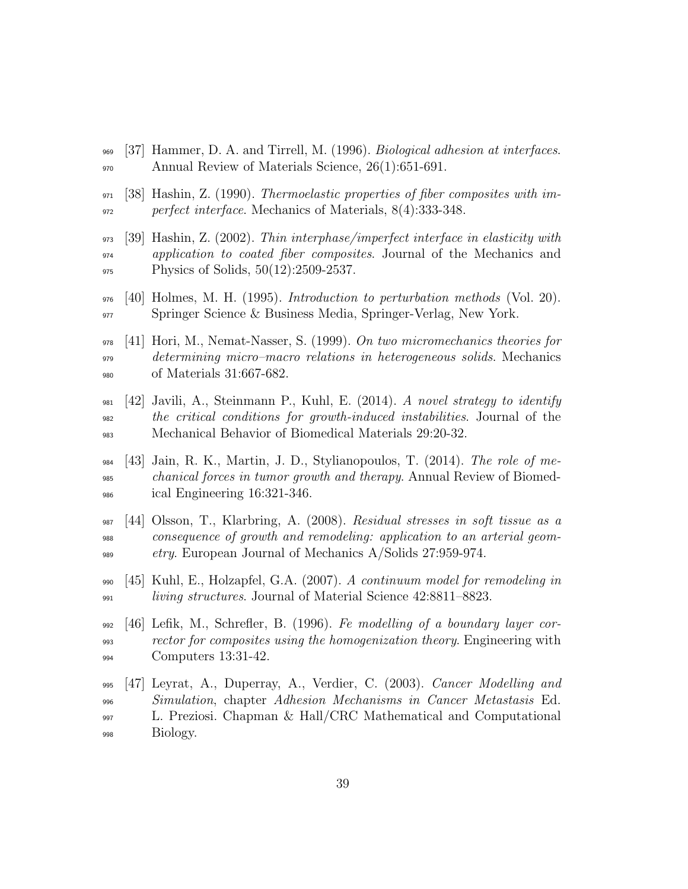[37] Hammer, D. A. and Tirrell, M. (1996). *Biological adhesion at interfaces*. Annual Review of Materials Science, 26(1):651-691.

[38] Hashin, Z. (1990). *Thermoelastic properties of fiber composites with imperfect interface*. Mechanics of Materials, 8(4):333-348.

[39] Hashin, Z. (2002). *Thin interphase/imperfect interface in elasticity with application to coated fiber composites*. Journal of the Mechanics and Physics of Solids, 50(12):2509-2537.

[40] Holmes, M. H. (1995). *Introduction to perturbation methods* (Vol. 20). Springer Science & Business Media, Springer-Verlag, New York.

[41] Hori, M., Nemat-Nasser, S. (1999). *On two micromechanics theories for determining micro–macro relations in heterogeneous solids*. Mechanics of Materials 31:667-682.

[42] Javili, A., Steinmann P., Kuhl, E. (2014). *A novel strategy to identify the critical conditions for growth-induced instabilities*. Journal of the Mechanical Behavior of Biomedical Materials 29:20-32.

[43] Jain, R. K., Martin, J. D., Stylianopoulos, T. (2014). *The role of mechanical forces in tumor growth and therapy*. Annual Review of Biomedical Engineering 16:321-346.

[44] Olsson, T., Klarbring, A. (2008). *Residual stresses in soft tissue as a consequence of growth and remodeling: application to an arterial geometry*. European Journal of Mechanics A/Solids 27:959-974.

[45] Kuhl, E., Holzapfel, G.A. (2007). *A continuum model for remodeling in living structures*. Journal of Material Science 42:8811–8823.

[46] Lefik, M., Schrefler, B. (1996). *Fe modelling of a boundary layer corrector for composites using the homogenization theory*. Engineering with Computers 13:31-42.

[47] Leyrat, A., Duperray, A., Verdier, C. (2003). *Cancer Modelling and Simulation*, chapter *Adhesion Mechanisms in Cancer Metastasis* Ed. L. Preziosi. Chapman & Hall/CRC Mathematical and Computational Biology.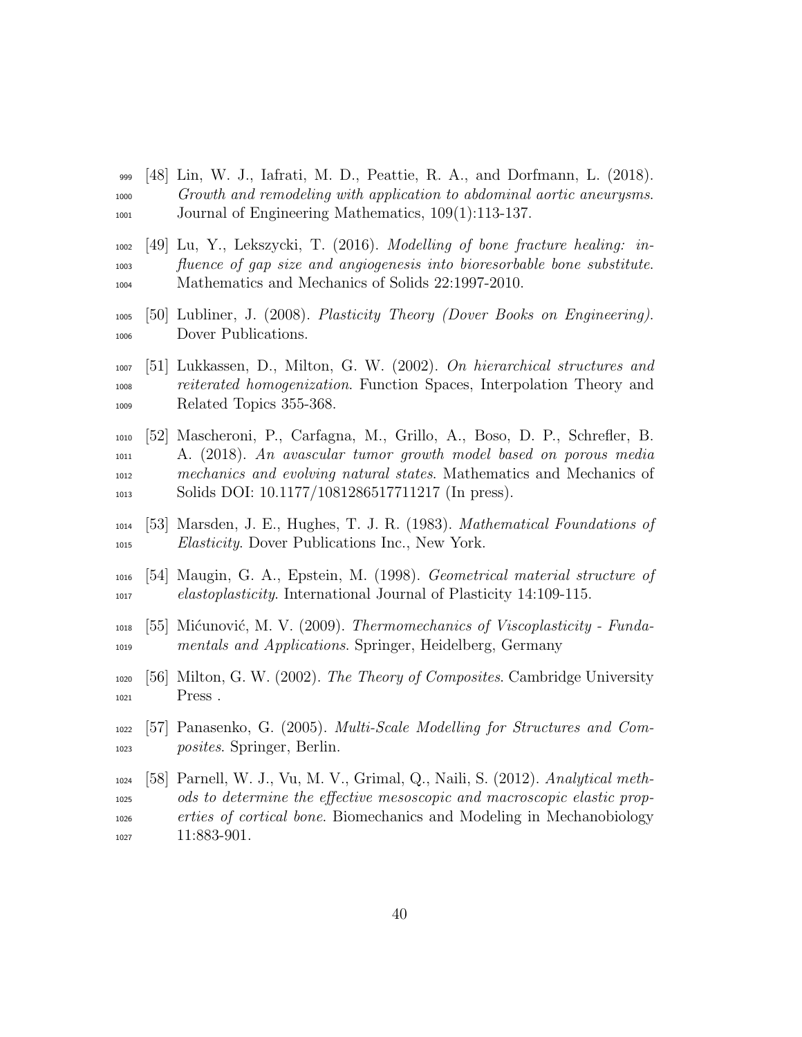[48] Lin, W. J., Iafrati, M. D., Peattie, R. A., and Dorfmann, L. (2018). *Growth and remodeling with application to abdominal aortic aneurysms*. Journal of Engineering Mathematics, 109(1):113-137.

[49] Lu, Y., Lekszycki, T. (2016). *Modelling of bone fracture healing: influence of gap size and angiogenesis into bioresorbable bone substitute*. Mathematics and Mechanics of Solids 22:1997-2010.

[50] Lubliner, J. (2008). *Plasticity Theory (Dover Books on Engineering)*. Dover Publications.

[51] Lukkassen, D., Milton, G. W. (2002). *On hierarchical structures and reiterated homogenization*. Function Spaces, Interpolation Theory and Related Topics 355-368.

[52] Mascheroni, P., Carfagna, M., Grillo, A., Boso, D. P., Schrefler, B. A. (2018). *An avascular tumor growth model based on porous media mechanics and evolving natural states*. Mathematics and Mechanics of Solids DOI: 10.1177/1081286517711217 (In press).

[53] Marsden, J. E., Hughes, T. J. R. (1983). *Mathematical Foundations of Elasticity*. Dover Publications Inc., New York.

[54] Maugin, G. A., Epstein, M. (1998). *Geometrical material structure of elastoplasticity*. International Journal of Plasticity 14:109-115.

[55] Mićunović, M. V. (2009). *Thermomechanics of Viscoplasticity - Fundamentals and Applications*. Springer, Heidelberg, Germany

[56] Milton, G. W. (2002). *The Theory of Composites*. Cambridge University Press .

[57] Panasenko, G. (2005). *Multi-Scale Modelling for Structures and Composites*. Springer, Berlin.

[58] Parnell, W. J., Vu, M. V., Grimal, Q., Naili, S. (2012). *Analytical methods to determine the effective mesoscopic and macroscopic elastic properties of cortical bone*. Biomechanics and Modeling in Mechanobiology 11:883-901.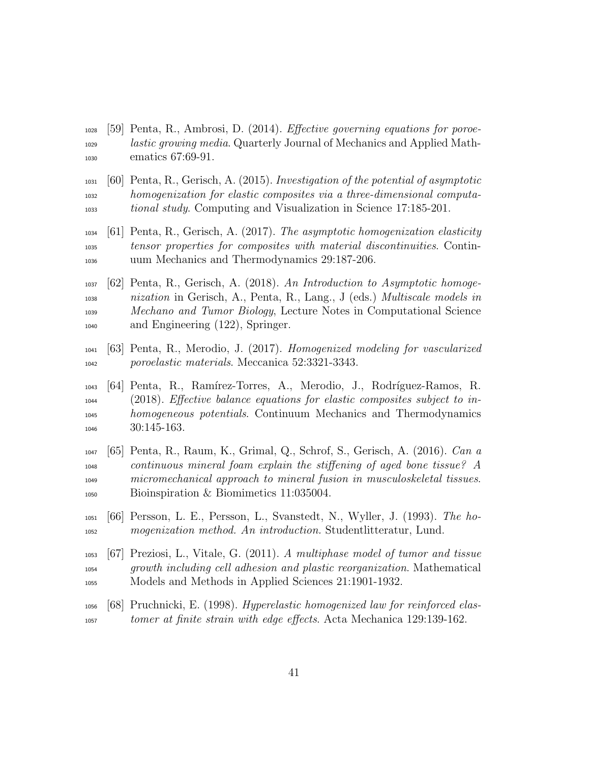[59] Penta, R., Ambrosi, D. (2014). *Effective governing equations for poroelastic growing media*. Quarterly Journal of Mechanics and Applied Mathematics 67:69-91.

[60] Penta, R., Gerisch, A. (2015). *Investigation of the potential of asymptotic homogenization for elastic composites via a three-dimensional computational study*. Computing and Visualization in Science 17:185-201.

[61] Penta, R., Gerisch, A. (2017). *The asymptotic homogenization elasticity tensor properties for composites with material discontinuities*. Continuum Mechanics and Thermodynamics 29:187-206.

[62] Penta, R., Gerisch, A. (2018). *An Introduction to Asymptotic homogenization* in Gerisch, A., Penta, R., Lang., J (eds.) *Multiscale models in Mechano and Tumor Biology*, Lecture Notes in Computational Science and Engineering (122), Springer.

[63] Penta, R., Merodio, J. (2017). *Homogenized modeling for vascularized poroelastic materials*. Meccanica 52:3321-3343.

[64] Penta, R., Ramírez-Torres, A., Merodio, J., Rodríguez-Ramos, R. (2018). *Effective balance equations for elastic composites subject to inhomogeneous potentials*. Continuum Mechanics and Thermodynamics 30:145-163.

[65] Penta, R., Raum, K., Grimal, Q., Schrof, S., Gerisch, A. (2016). *Can a continuous mineral foam explain the stiffening of aged bone tissue? A micromechanical approach to mineral fusion in musculoskeletal tissues*. Bioinspiration & Biomimetics 11:035004.

[66] Persson, L. E., Persson, L., Svanstedt, N., Wyller, J. (1993). *The homogenization method. An introduction.* Studentlitteratur, Lund.

[67] Preziosi, L., Vitale, G. (2011). *A multiphase model of tumor and tissue growth including cell adhesion and plastic reorganization*. Mathematical Models and Methods in Applied Sciences 21:1901-1932.

[68] Pruchnicki, E. (1998). *Hyperelastic homogenized law for reinforced elastomer at finite strain with edge effects*. Acta Mechanica 129:139-162.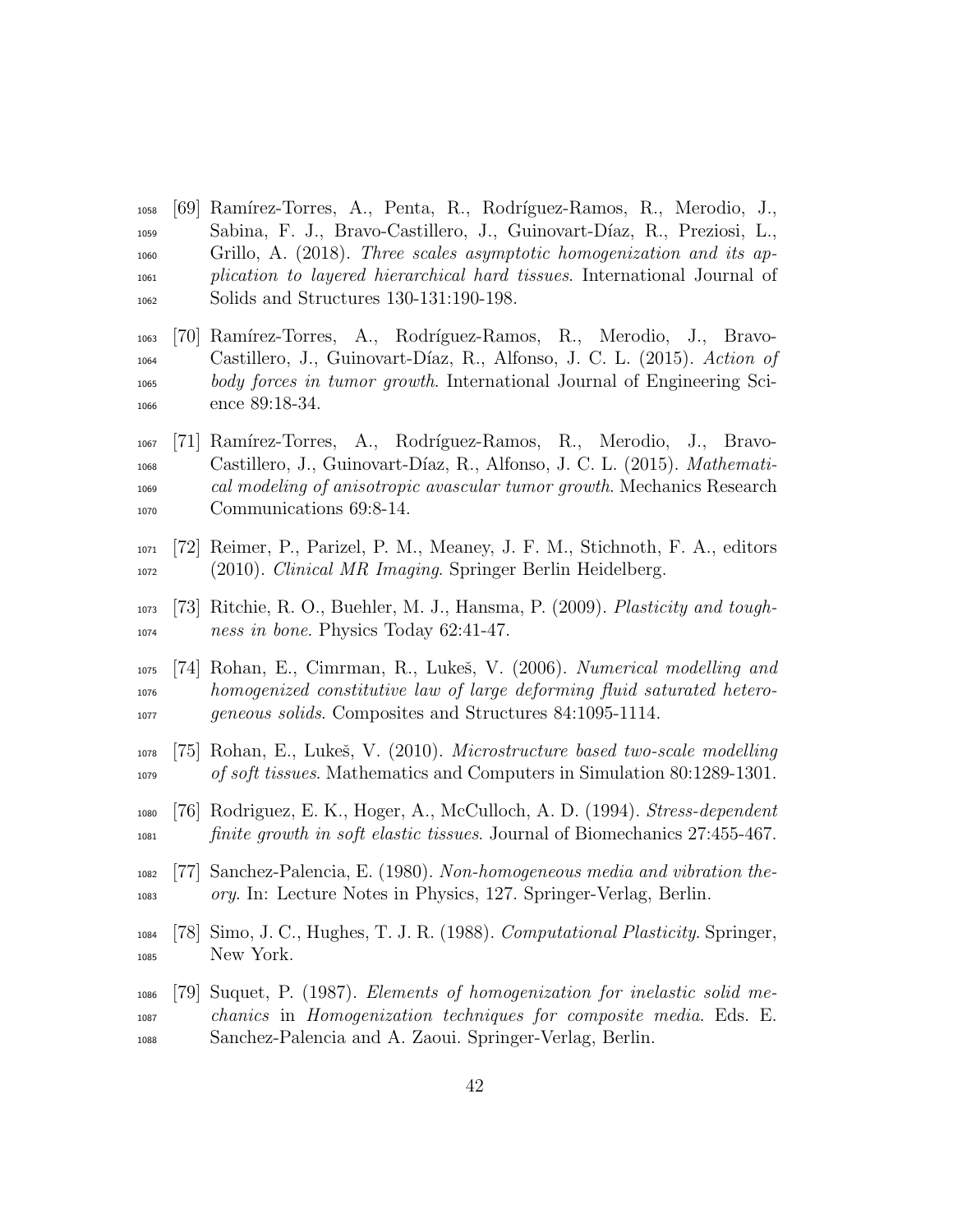[69] Ramírez-Torres, A., Penta, R., Rodríguez-Ramos, R., Merodio, J., Sabina, F. J., Bravo-Castillero, J., Guinovart-Díaz, R., Preziosi, L., Grillo, A. (2018). *Three scales asymptotic homogenization and its application to layered hierarchical hard tissues*. International Journal of Solids and Structures 130-131:190-198.

[70] Ramírez-Torres, A., Rodríguez-Ramos, R., Merodio, J., Bravo-Castillero, J., Guinovart-Díaz, R., Alfonso, J. C. L. (2015). *Action of body forces in tumor growth*. International Journal of Engineering Science 89:18-34.

[71] Ramírez-Torres, A., Rodríguez-Ramos, R., Merodio, J., Bravo-Castillero, J., Guinovart-Díaz, R., Alfonso, J. C. L. (2015). *Mathematical modeling of anisotropic avascular tumor growth*. Mechanics Research Communications 69:8-14.

[72] Reimer, P., Parizel, P. M., Meaney, J. F. M., Stichnoth, F. A., editors (2010). *Clinical MR Imaging*. Springer Berlin Heidelberg.

[73] Ritchie, R. O., Buehler, M. J., Hansma, P. (2009). *Plasticity and toughness in bone*. Physics Today 62:41-47.

[74] Rohan, E., Cimrman, R., Lukeš, V. (2006). *Numerical modelling and homogenized constitutive law of large deforming fluid saturated heterogeneous solids*. Composites and Structures 84:1095-1114.

[75] Rohan, E., Lukeš, V. (2010). *Microstructure based two-scale modelling of soft tissues*. Mathematics and Computers in Simulation 80:1289-1301.

[76] Rodriguez, E. K., Hoger, A., McCulloch, A. D. (1994). *Stress-dependent finite growth in soft elastic tissues*. Journal of Biomechanics 27:455-467.

[77] Sanchez-Palencia, E. (1980). *Non-homogeneous media and vibration theory*. In: Lecture Notes in Physics, 127. Springer-Verlag, Berlin.

[78] Simo, J. C., Hughes, T. J. R. (1988). *Computational Plasticity*. Springer, New York.

[79] Suquet, P. (1987). *Elements of homogenization for inelastic solid mechanics* in *Homogenization techniques for composite media*. Eds. E. Sanchez-Palencia and A. Zaoui. Springer-Verlag, Berlin.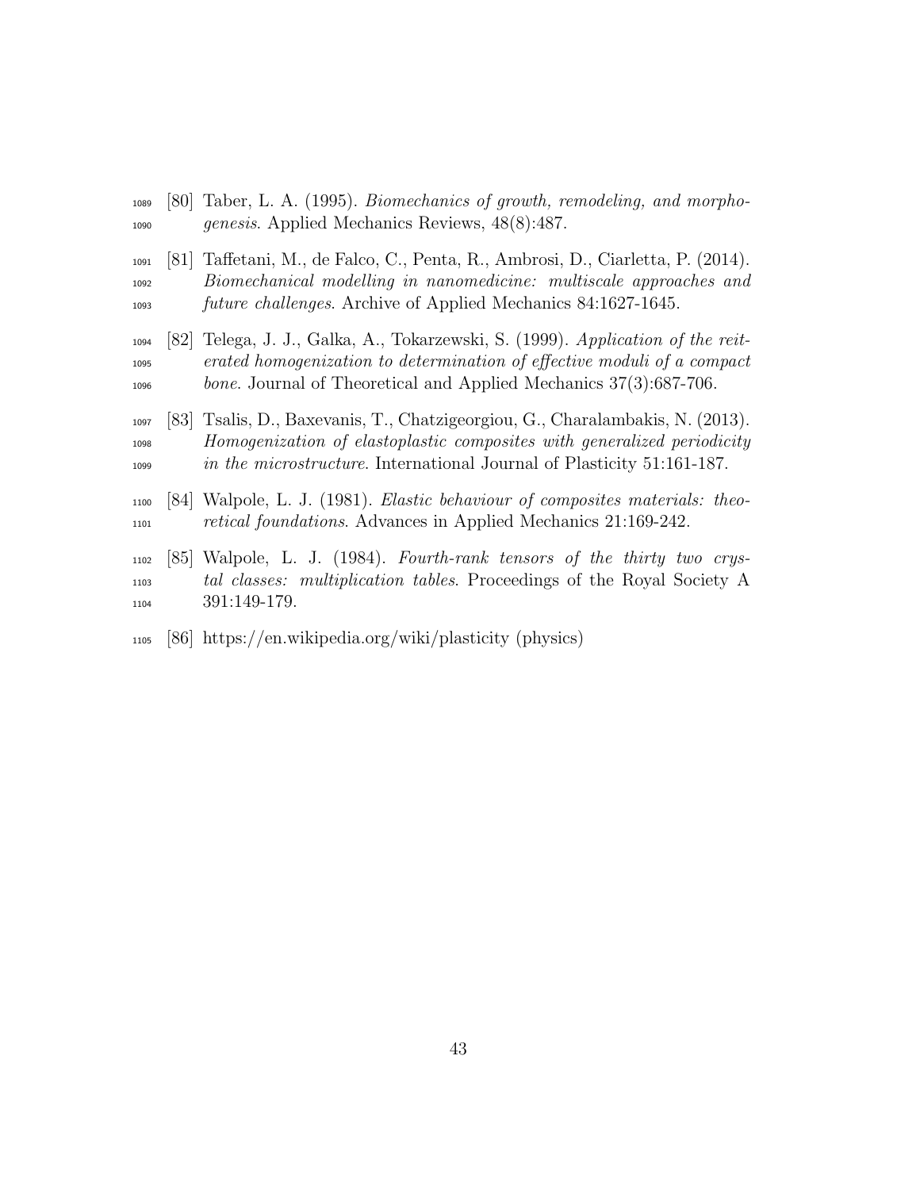[80] Taber, L. A. (1995). *Biomechanics of growth, remodeling, and morphogenesis*. Applied Mechanics Reviews, 48(8):487.

[81] Taffetani, M., de Falco, C., Penta, R., Ambrosi, D., Ciarletta, P. (2014). *Biomechanical modelling in nanomedicine: multiscale approaches and future challenges*. Archive of Applied Mechanics 84:1627-1645.

[82] Telega, J. J., Galka, A., Tokarzewski, S. (1999). *Application of the reiterated homogenization to determination of effective moduli of a compact bone*. Journal of Theoretical and Applied Mechanics 37(3):687-706.

[83] Tsalis, D., Baxevanis, T., Chatzigeorgiou, G., Charalambakis, N. (2013). *Homogenization of elastoplastic composites with generalized periodicity in the microstructure*. International Journal of Plasticity 51:161-187.

[84] Walpole, L. J. (1981). *Elastic behaviour of composites materials: theoretical foundations*. Advances in Applied Mechanics 21:169-242.

[85] Walpole, L. J. (1984). *Fourth-rank tensors of the thirty two crystal classes: multiplication tables*. Proceedings of the Royal Society A 391:149-179.

[86] https://en.wikipedia.org/wiki/plasticity (physics)